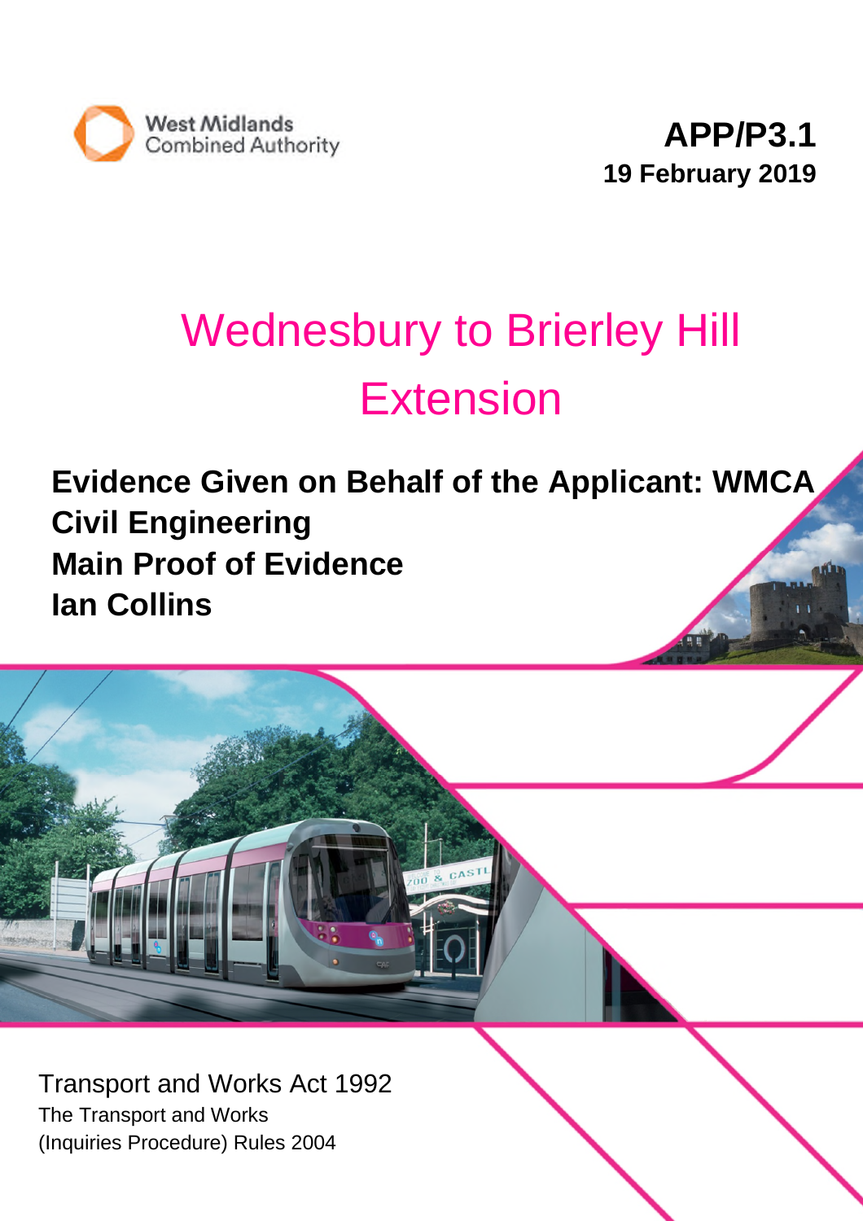West Midlands Combined Authority

**APP/P3.1**
**19 February 2019**

# Wednesbury to Brierley Hill Extension

**Evidence Given on Behalf of the Applicant: WMCA**
**Civil Engineering**
**Main Proof of Evidence**
**Ian Collins**

Transport and Works Act 1992
The Transport and Works
(Inquiries Procedure) Rules 2004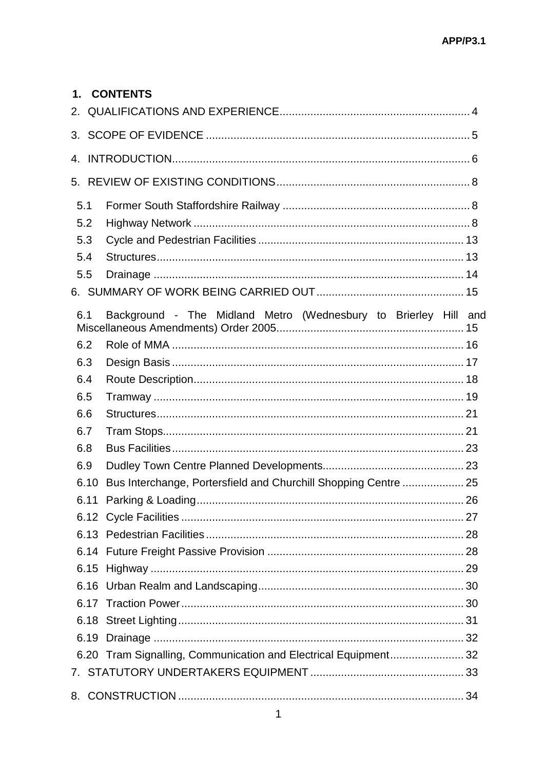## 1. CONTENTS

2. QUALIFICATIONS AND EXPERIENCE ............................................................. 4

3. SCOPE OF EVIDENCE ..................................................................................... 5

4. INTRODUCTION................................................................................................ 6

5. REVIEW OF EXISTING CONDITIONS............................................................... 8

   5.1 Former South Staffordshire Railway ............................................................. 8
   5.2 Highway Network ......................................................................................... 8
   5.3 Cycle and Pedestrian Facilities ................................................................... 13
   5.4 Structures.................................................................................................... 13
   5.5 Drainage ..................................................................................................... 14

6. SUMMARY OF WORK BEING CARRIED OUT ................................................ 15

   6.1 Background - The Midland Metro (Wednesbury to Brierley Hill and Miscellaneous Amendments) Order 2005............................................................. 15
   6.2 Role of MMA ............................................................................................... 16
   6.3 Design Basis ............................................................................................... 17
   6.4 Route Description........................................................................................ 18
   6.5 Tramway ..................................................................................................... 19
   6.6 Structures.................................................................................................... 21
   6.7 Tram Stops.................................................................................................. 21
   6.8 Bus Facilities ............................................................................................... 23
   6.9 Dudley Town Centre Planned Developments.............................................. 23
   6.10 Bus Interchange, Portersfield and Churchill Shopping Centre .................... 25
   6.11 Parking & Loading....................................................................................... 26
   6.12 Cycle Facilities ............................................................................................ 27
   6.13 Pedestrian Facilities .................................................................................... 28
   6.14 Future Freight Passive Provision ................................................................ 28
   6.15 Highway ...................................................................................................... 29
   6.16 Urban Realm and Landscaping................................................................... 30
   6.17 Traction Power ............................................................................................ 30
   6.18 Street Lighting ............................................................................................. 31
   6.19 Drainage ..................................................................................................... 32
   6.20 Tram Signalling, Communication and Electrical Equipment........................ 32

7. STATUTORY UNDERTAKERS EQUIPMENT .................................................. 33

8. CONSTRUCTION ............................................................................................. 34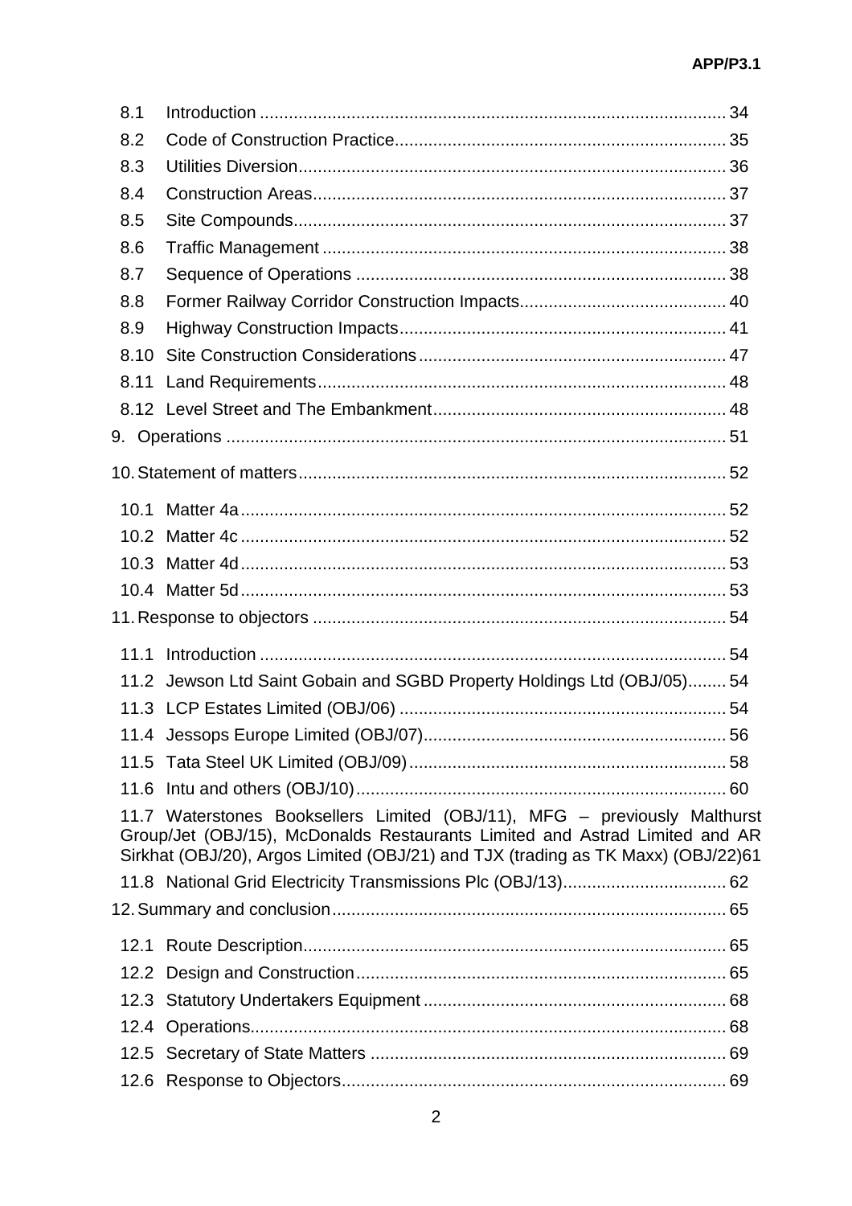8.1 Introduction ................................................................................................ 34

8.2 Code of Construction Practice.................................................................... 35

8.3 Utilities Diversion........................................................................................ 36

8.4 Construction Areas..................................................................................... 37

8.5 Site Compounds......................................................................................... 37

8.6 Traffic Management ................................................................................... 38

8.7 Sequence of Operations ............................................................................ 38

8.8 Former Railway Corridor Construction Impacts.......................................... 40

8.9 Highway Construction Impacts................................................................... 41

8.10 Site Construction Considerations ............................................................... 47

8.11 Land Requirements.................................................................................... 48

8.12 Level Street and The Embankment............................................................ 48

9. Operations ...................................................................................................... 51

10. Statement of matters ....................................................................................... 52

10.1 Matter 4a.................................................................................................... 52

10.2 Matter 4c.................................................................................................... 52

10.3 Matter 4d.................................................................................................... 53

10.4 Matter 5d.................................................................................................... 53

11. Response to objectors ..................................................................................... 54

11.1 Introduction ................................................................................................ 54

11.2 Jewson Ltd Saint Gobain and SGBD Property Holdings Ltd (OBJ/05)........ 54

11.3 LCP Estates Limited (OBJ/06) ................................................................... 54

11.4 Jessops Europe Limited (OBJ/07).............................................................. 56

11.5 Tata Steel UK Limited (OBJ/09)................................................................. 58

11.6 Intu and others (OBJ/10)............................................................................ 60

11.7 Waterstones Booksellers Limited (OBJ/11), MFG – previously Malthurst Group/Jet (OBJ/15), McDonalds Restaurants Limited and Astrad Limited and AR Sirkhat (OBJ/20), Argos Limited (OBJ/21) and TJX (trading as TK Maxx) (OBJ/22)61

11.8 National Grid Electricity Transmissions Plc (OBJ/13)................................. 62

12. Summary and conclusion ................................................................................ 65

12.1 Route Description....................................................................................... 65

12.2 Design and Construction............................................................................ 65

12.3 Statutory Undertakers Equipment .............................................................. 68

12.4 Operations.................................................................................................. 68

12.5 Secretary of State Matters ......................................................................... 69

12.6 Response to Objectors............................................................................... 69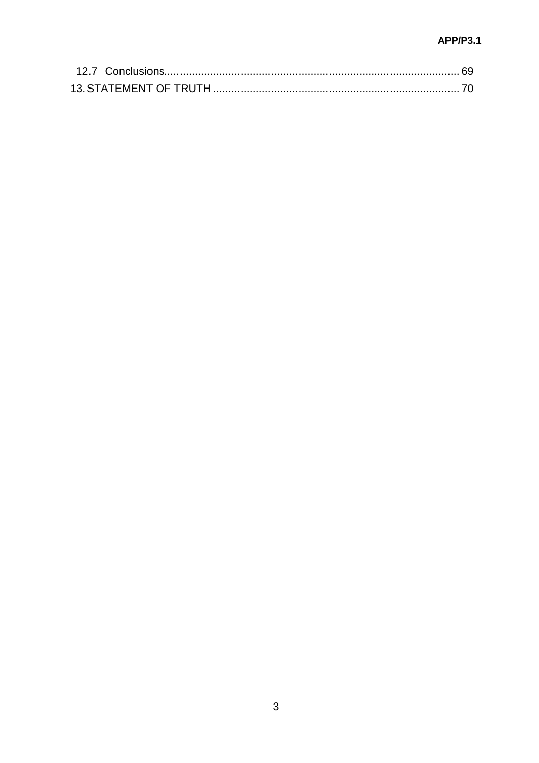12.7 Conclusions ........................................................................................ 69

13. STATEMENT OF TRUTH ....................................................................... 70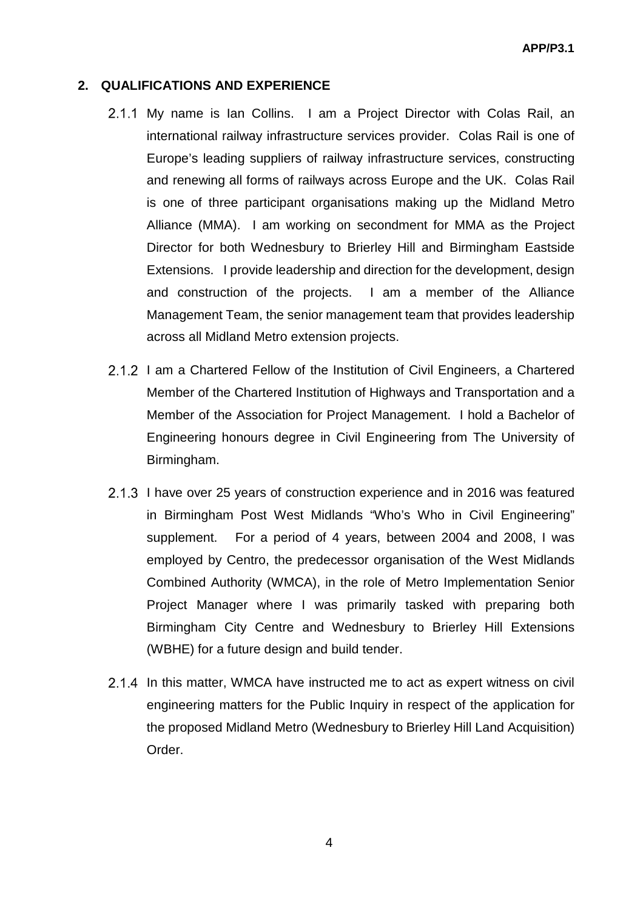## 2. QUALIFICATIONS AND EXPERIENCE

2.1.1 My name is Ian Collins. I am a Project Director with Colas Rail, an international railway infrastructure services provider. Colas Rail is one of Europe's leading suppliers of railway infrastructure services, constructing and renewing all forms of railways across Europe and the UK. Colas Rail is one of three participant organisations making up the Midland Metro Alliance (MMA). I am working on secondment for MMA as the Project Director for both Wednesbury to Brierley Hill and Birmingham Eastside Extensions. I provide leadership and direction for the development, design and construction of the projects. I am a member of the Alliance Management Team, the senior management team that provides leadership across all Midland Metro extension projects.

2.1.2 I am a Chartered Fellow of the Institution of Civil Engineers, a Chartered Member of the Chartered Institution of Highways and Transportation and a Member of the Association for Project Management. I hold a Bachelor of Engineering honours degree in Civil Engineering from The University of Birmingham.

2.1.3 I have over 25 years of construction experience and in 2016 was featured in Birmingham Post West Midlands "Who's Who in Civil Engineering" supplement. For a period of 4 years, between 2004 and 2008, I was employed by Centro, the predecessor organisation of the West Midlands Combined Authority (WMCA), in the role of Metro Implementation Senior Project Manager where I was primarily tasked with preparing both Birmingham City Centre and Wednesbury to Brierley Hill Extensions (WBHE) for a future design and build tender.

2.1.4 In this matter, WMCA have instructed me to act as expert witness on civil engineering matters for the Public Inquiry in respect of the application for the proposed Midland Metro (Wednesbury to Brierley Hill Land Acquisition) Order.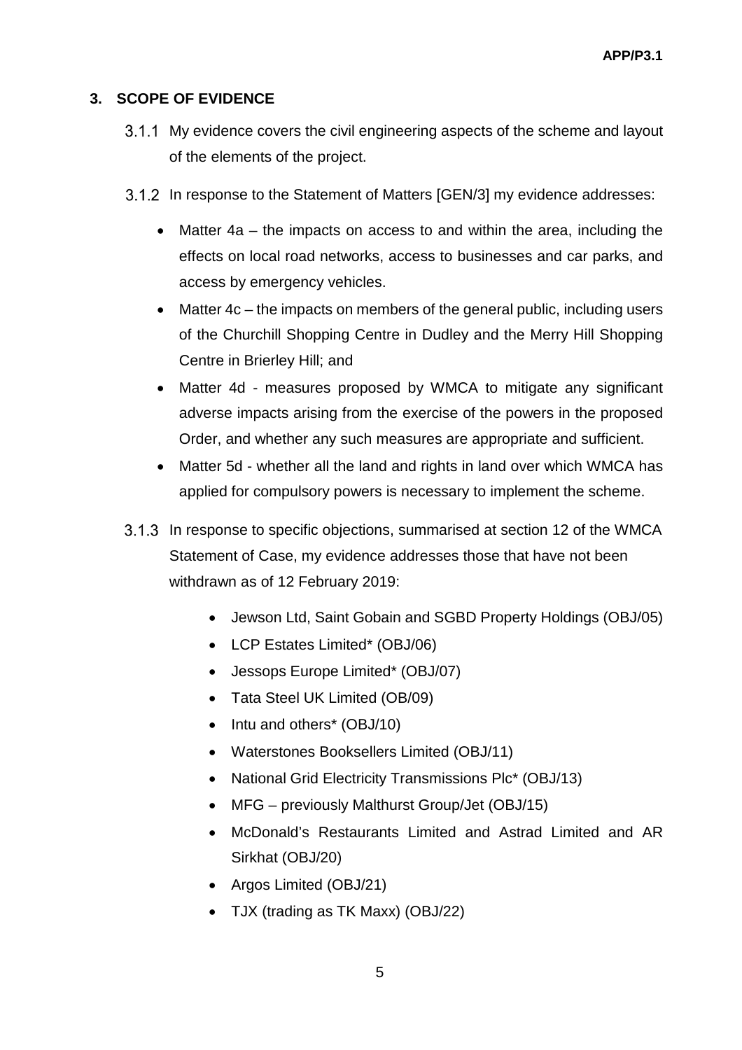## 3. SCOPE OF EVIDENCE

3.1.1 My evidence covers the civil engineering aspects of the scheme and layout of the elements of the project.

3.1.2 In response to the Statement of Matters [GEN/3] my evidence addresses:

- Matter 4a – the impacts on access to and within the area, including the effects on local road networks, access to businesses and car parks, and access by emergency vehicles.
- Matter 4c – the impacts on members of the general public, including users of the Churchill Shopping Centre in Dudley and the Merry Hill Shopping Centre in Brierley Hill; and
- Matter 4d - measures proposed by WMCA to mitigate any significant adverse impacts arising from the exercise of the powers in the proposed Order, and whether any such measures are appropriate and sufficient.
- Matter 5d - whether all the land and rights in land over which WMCA has applied for compulsory powers is necessary to implement the scheme.

3.1.3 In response to specific objections, summarised at section 12 of the WMCA Statement of Case, my evidence addresses those that have not been withdrawn as of 12 February 2019:

- Jewson Ltd, Saint Gobain and SGBD Property Holdings (OBJ/05)
- LCP Estates Limited* (OBJ/06)
- Jessops Europe Limited* (OBJ/07)
- Tata Steel UK Limited (OB/09)
- Intu and others* (OBJ/10)
- Waterstones Booksellers Limited (OBJ/11)
- National Grid Electricity Transmissions Plc* (OBJ/13)
- MFG – previously Malthurst Group/Jet (OBJ/15)
- McDonald's Restaurants Limited and Astrad Limited and AR Sirkhat (OBJ/20)
- Argos Limited (OBJ/21)
- TJX (trading as TK Maxx) (OBJ/22)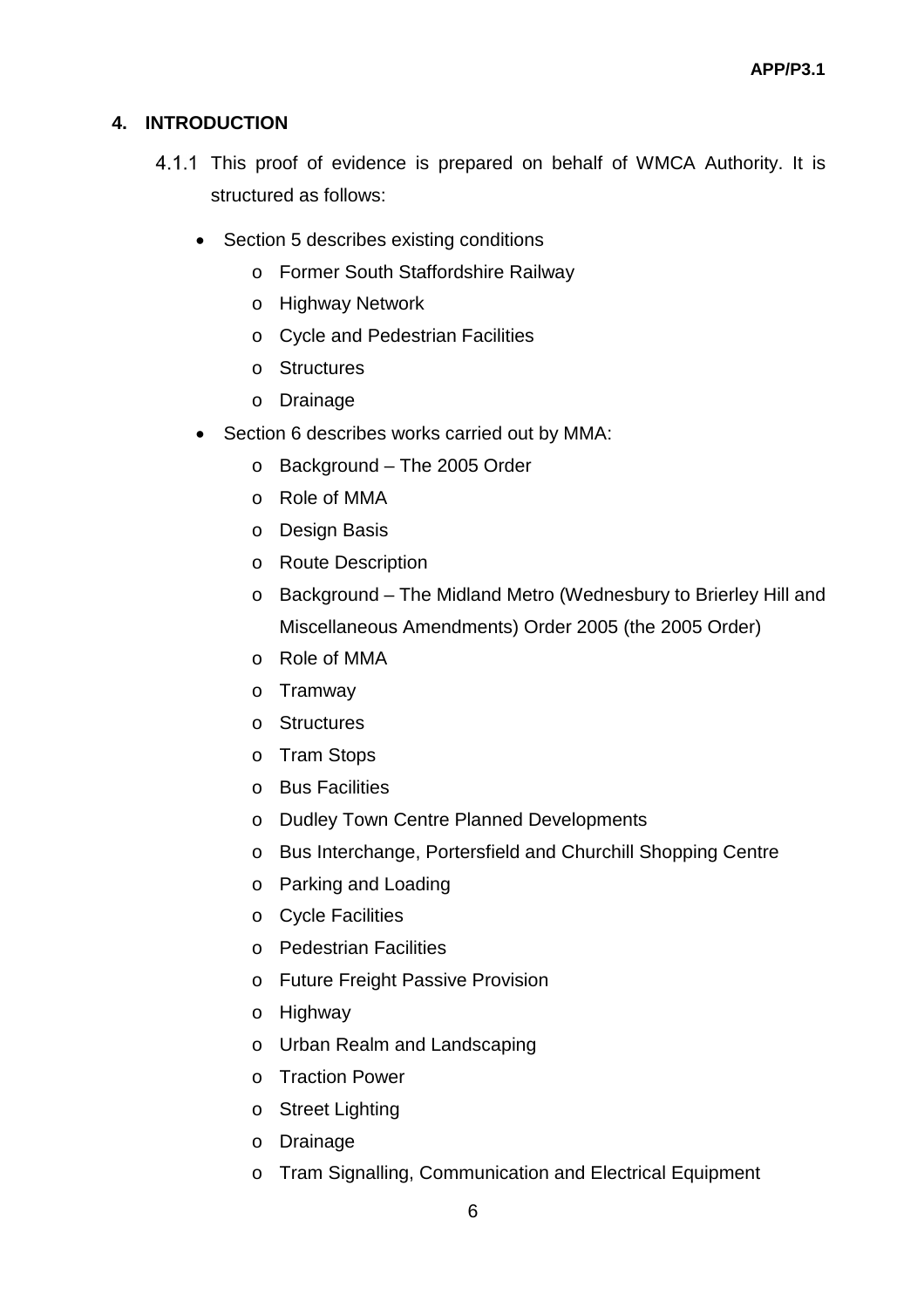## 4. INTRODUCTION

4.1.1 This proof of evidence is prepared on behalf of WMCA Authority. It is structured as follows:

- Section 5 describes existing conditions
  - Former South Staffordshire Railway
  - Highway Network
  - Cycle and Pedestrian Facilities
  - Structures
  - Drainage
- Section 6 describes works carried out by MMA:
  - Background – The 2005 Order
  - Role of MMA
  - Design Basis
  - Route Description
  - Background – The Midland Metro (Wednesbury to Brierley Hill and Miscellaneous Amendments) Order 2005 (the 2005 Order)
  - Role of MMA
  - Tramway
  - Structures
  - Tram Stops
  - Bus Facilities
  - Dudley Town Centre Planned Developments
  - Bus Interchange, Portersfield and Churchill Shopping Centre
  - Parking and Loading
  - Cycle Facilities
  - Pedestrian Facilities
  - Future Freight Passive Provision
  - Highway
  - Urban Realm and Landscaping
  - Traction Power
  - Street Lighting
  - Drainage
  - Tram Signalling, Communication and Electrical Equipment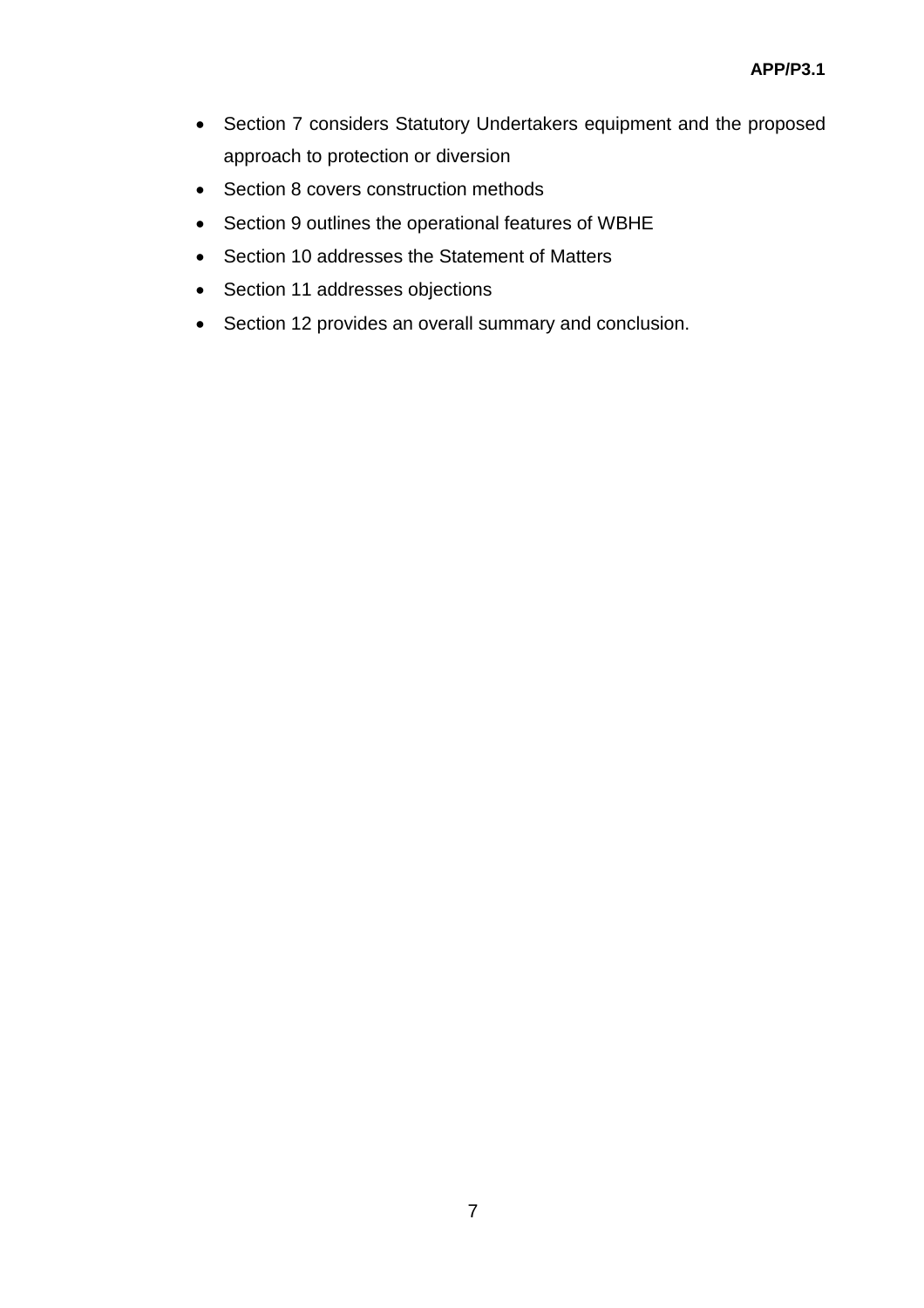- Section 7 considers Statutory Undertakers equipment and the proposed approach to protection or diversion
- Section 8 covers construction methods
- Section 9 outlines the operational features of WBHE
- Section 10 addresses the Statement of Matters
- Section 11 addresses objections
- Section 12 provides an overall summary and conclusion.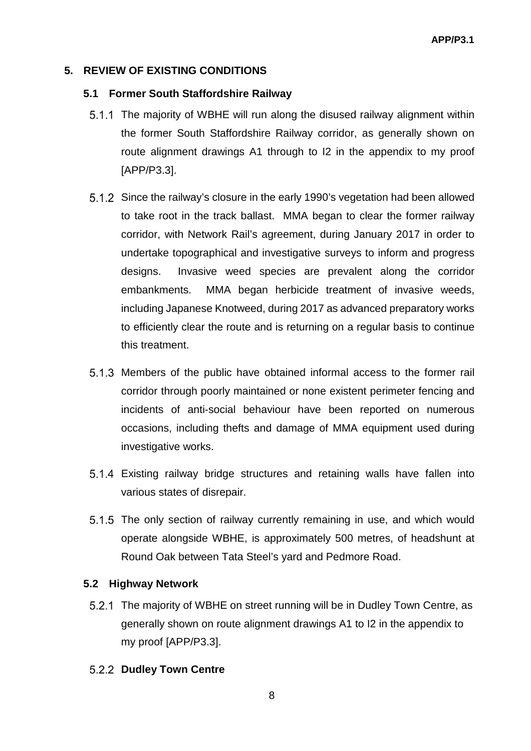## 5. REVIEW OF EXISTING CONDITIONS

### 5.1 Former South Staffordshire Railway

5.1.1 The majority of WBHE will run along the disused railway alignment within the former South Staffordshire Railway corridor, as generally shown on route alignment drawings A1 through to I2 in the appendix to my proof [APP/P3.3].

5.1.2 Since the railway's closure in the early 1990's vegetation had been allowed to take root in the track ballast. MMA began to clear the former railway corridor, with Network Rail's agreement, during January 2017 in order to undertake topographical and investigative surveys to inform and progress designs. Invasive weed species are prevalent along the corridor embankments. MMA began herbicide treatment of invasive weeds, including Japanese Knotweed, during 2017 as advanced preparatory works to efficiently clear the route and is returning on a regular basis to continue this treatment.

5.1.3 Members of the public have obtained informal access to the former rail corridor through poorly maintained or none existent perimeter fencing and incidents of anti-social behaviour have been reported on numerous occasions, including thefts and damage of MMA equipment used during investigative works.

5.1.4 Existing railway bridge structures and retaining walls have fallen into various states of disrepair.

5.1.5 The only section of railway currently remaining in use, and which would operate alongside WBHE, is approximately 500 metres, of headshunt at Round Oak between Tata Steel's yard and Pedmore Road.

### 5.2 Highway Network

5.2.1 The majority of WBHE on street running will be in Dudley Town Centre, as generally shown on route alignment drawings A1 to I2 in the appendix to my proof [APP/P3.3].

5.2.2 **Dudley Town Centre**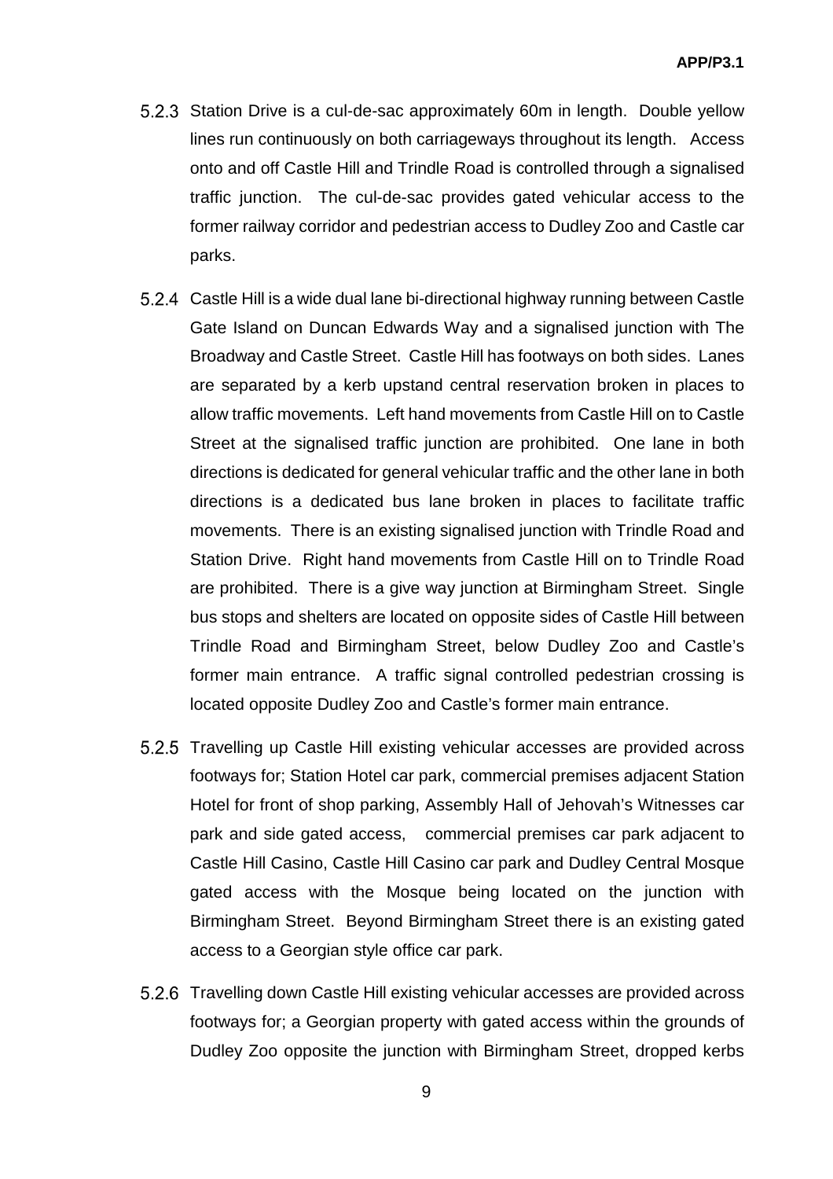5.2.3 Station Drive is a cul-de-sac approximately 60m in length. Double yellow lines run continuously on both carriageways throughout its length. Access onto and off Castle Hill and Trindle Road is controlled through a signalised traffic junction. The cul-de-sac provides gated vehicular access to the former railway corridor and pedestrian access to Dudley Zoo and Castle car parks.

5.2.4 Castle Hill is a wide dual lane bi-directional highway running between Castle Gate Island on Duncan Edwards Way and a signalised junction with The Broadway and Castle Street. Castle Hill has footways on both sides. Lanes are separated by a kerb upstand central reservation broken in places to allow traffic movements. Left hand movements from Castle Hill on to Castle Street at the signalised traffic junction are prohibited. One lane in both directions is dedicated for general vehicular traffic and the other lane in both directions is a dedicated bus lane broken in places to facilitate traffic movements. There is an existing signalised junction with Trindle Road and Station Drive. Right hand movements from Castle Hill on to Trindle Road are prohibited. There is a give way junction at Birmingham Street. Single bus stops and shelters are located on opposite sides of Castle Hill between Trindle Road and Birmingham Street, below Dudley Zoo and Castle's former main entrance. A traffic signal controlled pedestrian crossing is located opposite Dudley Zoo and Castle's former main entrance.

5.2.5 Travelling up Castle Hill existing vehicular accesses are provided across footways for; Station Hotel car park, commercial premises adjacent Station Hotel for front of shop parking, Assembly Hall of Jehovah's Witnesses car park and side gated access, commercial premises car park adjacent to Castle Hill Casino, Castle Hill Casino car park and Dudley Central Mosque gated access with the Mosque being located on the junction with Birmingham Street. Beyond Birmingham Street there is an existing gated access to a Georgian style office car park.

5.2.6 Travelling down Castle Hill existing vehicular accesses are provided across footways for; a Georgian property with gated access within the grounds of Dudley Zoo opposite the junction with Birmingham Street, dropped kerbs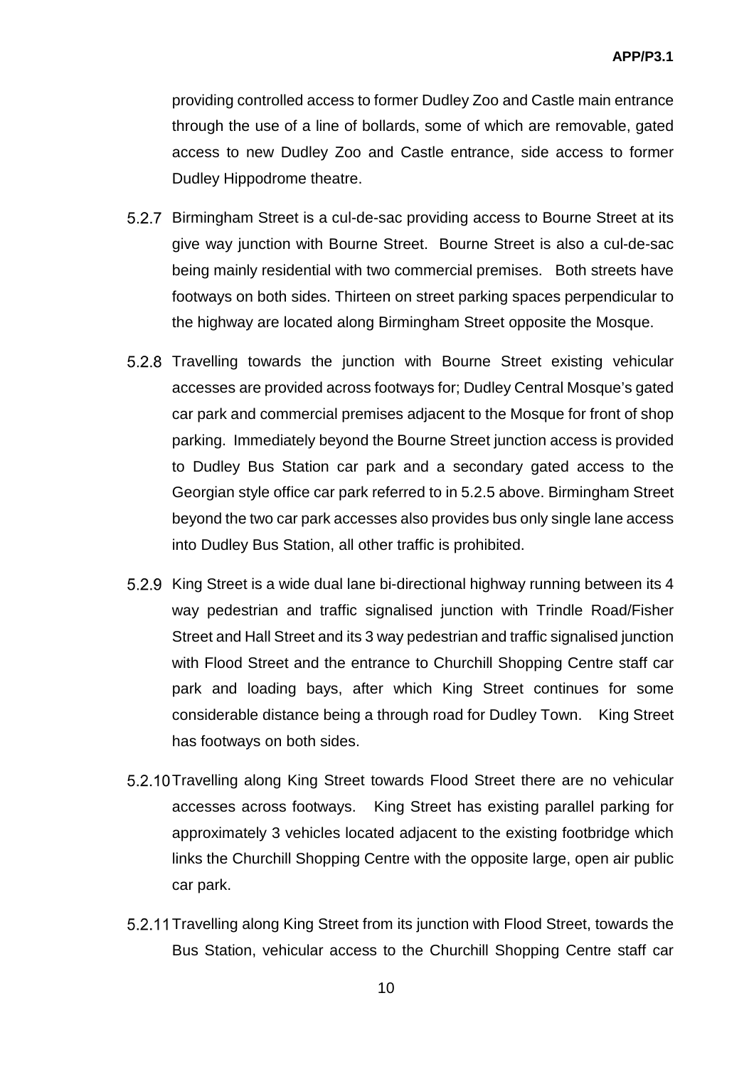providing controlled access to former Dudley Zoo and Castle main entrance through the use of a line of bollards, some of which are removable, gated access to new Dudley Zoo and Castle entrance, side access to former Dudley Hippodrome theatre.

5.2.7 Birmingham Street is a cul-de-sac providing access to Bourne Street at its give way junction with Bourne Street. Bourne Street is also a cul-de-sac being mainly residential with two commercial premises. Both streets have footways on both sides. Thirteen on street parking spaces perpendicular to the highway are located along Birmingham Street opposite the Mosque.

5.2.8 Travelling towards the junction with Bourne Street existing vehicular accesses are provided across footways for; Dudley Central Mosque's gated car park and commercial premises adjacent to the Mosque for front of shop parking. Immediately beyond the Bourne Street junction access is provided to Dudley Bus Station car park and a secondary gated access to the Georgian style office car park referred to in 5.2.5 above. Birmingham Street beyond the two car park accesses also provides bus only single lane access into Dudley Bus Station, all other traffic is prohibited.

5.2.9 King Street is a wide dual lane bi-directional highway running between its 4 way pedestrian and traffic signalised junction with Trindle Road/Fisher Street and Hall Street and its 3 way pedestrian and traffic signalised junction with Flood Street and the entrance to Churchill Shopping Centre staff car park and loading bays, after which King Street continues for some considerable distance being a through road for Dudley Town. King Street has footways on both sides.

5.2.10 Travelling along King Street towards Flood Street there are no vehicular accesses across footways. King Street has existing parallel parking for approximately 3 vehicles located adjacent to the existing footbridge which links the Churchill Shopping Centre with the opposite large, open air public car park.

5.2.11 Travelling along King Street from its junction with Flood Street, towards the Bus Station, vehicular access to the Churchill Shopping Centre staff car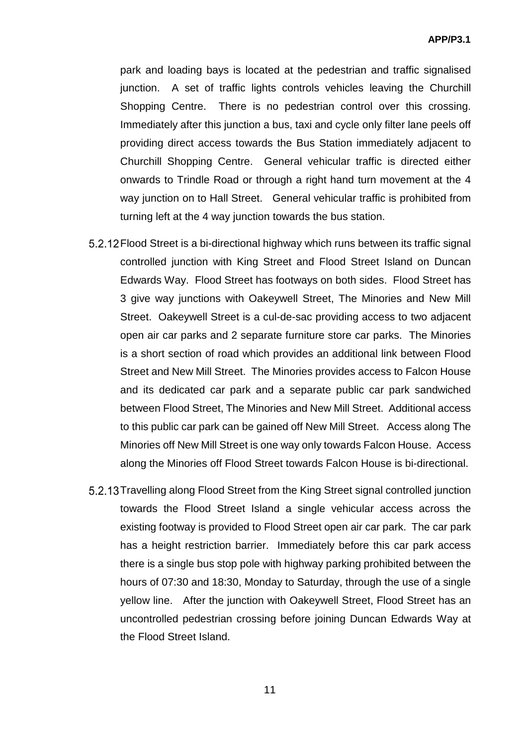park and loading bays is located at the pedestrian and traffic signalised junction. A set of traffic lights controls vehicles leaving the Churchill Shopping Centre. There is no pedestrian control over this crossing. Immediately after this junction a bus, taxi and cycle only filter lane peels off providing direct access towards the Bus Station immediately adjacent to Churchill Shopping Centre. General vehicular traffic is directed either onwards to Trindle Road or through a right hand turn movement at the 4 way junction on to Hall Street. General vehicular traffic is prohibited from turning left at the 4 way junction towards the bus station.

5.2.12 Flood Street is a bi-directional highway which runs between its traffic signal controlled junction with King Street and Flood Street Island on Duncan Edwards Way. Flood Street has footways on both sides. Flood Street has 3 give way junctions with Oakeywell Street, The Minories and New Mill Street. Oakeywell Street is a cul-de-sac providing access to two adjacent open air car parks and 2 separate furniture store car parks. The Minories is a short section of road which provides an additional link between Flood Street and New Mill Street. The Minories provides access to Falcon House and its dedicated car park and a separate public car park sandwiched between Flood Street, The Minories and New Mill Street. Additional access to this public car park can be gained off New Mill Street. Access along The Minories off New Mill Street is one way only towards Falcon House. Access along the Minories off Flood Street towards Falcon House is bi-directional.

5.2.13 Travelling along Flood Street from the King Street signal controlled junction towards the Flood Street Island a single vehicular access across the existing footway is provided to Flood Street open air car park. The car park has a height restriction barrier. Immediately before this car park access there is a single bus stop pole with highway parking prohibited between the hours of 07:30 and 18:30, Monday to Saturday, through the use of a single yellow line. After the junction with Oakeywell Street, Flood Street has an uncontrolled pedestrian crossing before joining Duncan Edwards Way at the Flood Street Island.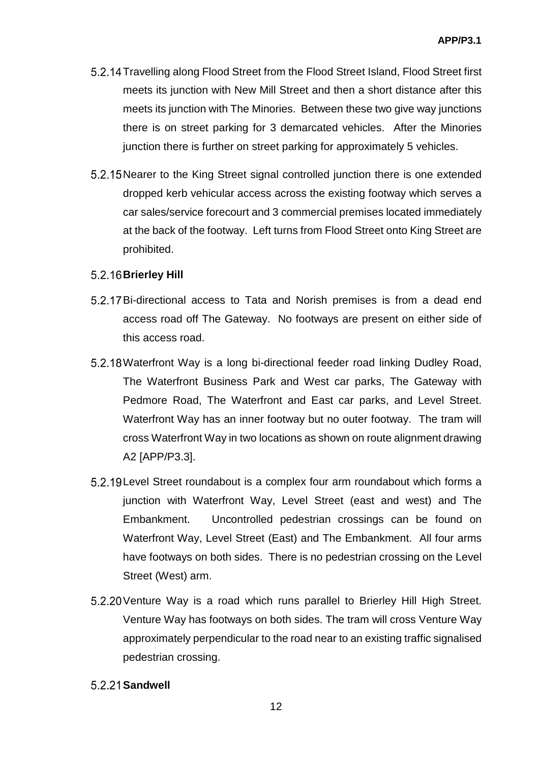5.2.14 Travelling along Flood Street from the Flood Street Island, Flood Street first meets its junction with New Mill Street and then a short distance after this meets its junction with The Minories. Between these two give way junctions there is on street parking for 3 demarcated vehicles. After the Minories junction there is further on street parking for approximately 5 vehicles.

5.2.15 Nearer to the King Street signal controlled junction there is one extended dropped kerb vehicular access across the existing footway which serves a car sales/service forecourt and 3 commercial premises located immediately at the back of the footway. Left turns from Flood Street onto King Street are prohibited.

5.2.16 **Brierley Hill**

5.2.17 Bi-directional access to Tata and Norish premises is from a dead end access road off The Gateway. No footways are present on either side of this access road.

5.2.18 Waterfront Way is a long bi-directional feeder road linking Dudley Road, The Waterfront Business Park and West car parks, The Gateway with Pedmore Road, The Waterfront and East car parks, and Level Street. Waterfront Way has an inner footway but no outer footway. The tram will cross Waterfront Way in two locations as shown on route alignment drawing A2 [APP/P3.3].

5.2.19 Level Street roundabout is a complex four arm roundabout which forms a junction with Waterfront Way, Level Street (east and west) and The Embankment. Uncontrolled pedestrian crossings can be found on Waterfront Way, Level Street (East) and The Embankment. All four arms have footways on both sides. There is no pedestrian crossing on the Level Street (West) arm.

5.2.20 Venture Way is a road which runs parallel to Brierley Hill High Street. Venture Way has footways on both sides. The tram will cross Venture Way approximately perpendicular to the road near to an existing traffic signalised pedestrian crossing.

5.2.21 **Sandwell**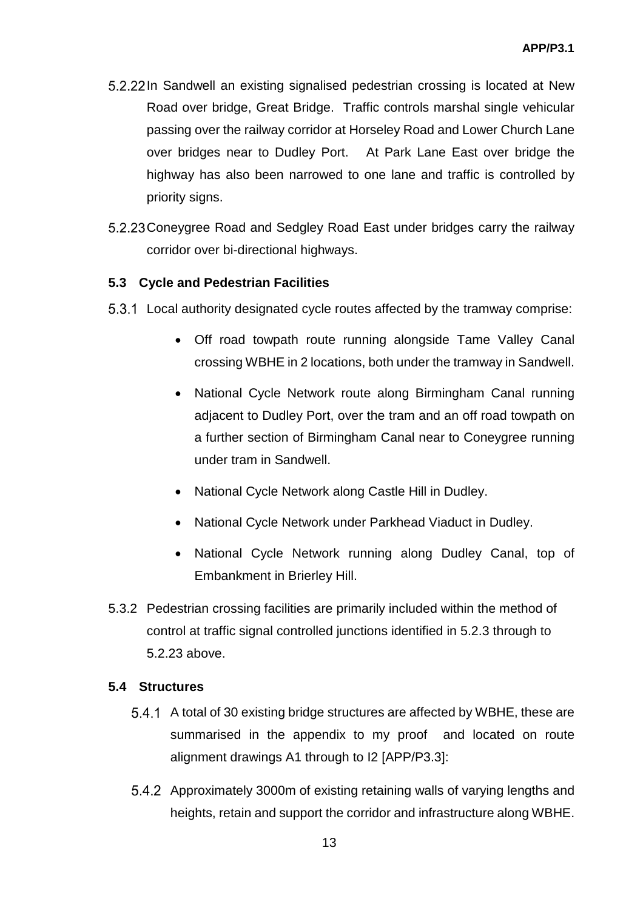5.2.22 In Sandwell an existing signalised pedestrian crossing is located at New Road over bridge, Great Bridge. Traffic controls marshal single vehicular passing over the railway corridor at Horseley Road and Lower Church Lane over bridges near to Dudley Port. At Park Lane East over bridge the highway has also been narrowed to one lane and traffic is controlled by priority signs.

5.2.23 Coneygree Road and Sedgley Road East under bridges carry the railway corridor over bi-directional highways.

### 5.3 Cycle and Pedestrian Facilities

5.3.1 Local authority designated cycle routes affected by the tramway comprise:

- Off road towpath route running alongside Tame Valley Canal crossing WBHE in 2 locations, both under the tramway in Sandwell.
- National Cycle Network route along Birmingham Canal running adjacent to Dudley Port, over the tram and an off road towpath on a further section of Birmingham Canal near to Coneygree running under tram in Sandwell.
- National Cycle Network along Castle Hill in Dudley.
- National Cycle Network under Parkhead Viaduct in Dudley.
- National Cycle Network running along Dudley Canal, top of Embankment in Brierley Hill.

5.3.2 Pedestrian crossing facilities are primarily included within the method of control at traffic signal controlled junctions identified in 5.2.3 through to 5.2.23 above.

### 5.4 Structures

5.4.1 A total of 30 existing bridge structures are affected by WBHE, these are summarised in the appendix to my proof and located on route alignment drawings A1 through to I2 [APP/P3.3]:

5.4.2 Approximately 3000m of existing retaining walls of varying lengths and heights, retain and support the corridor and infrastructure along WBHE.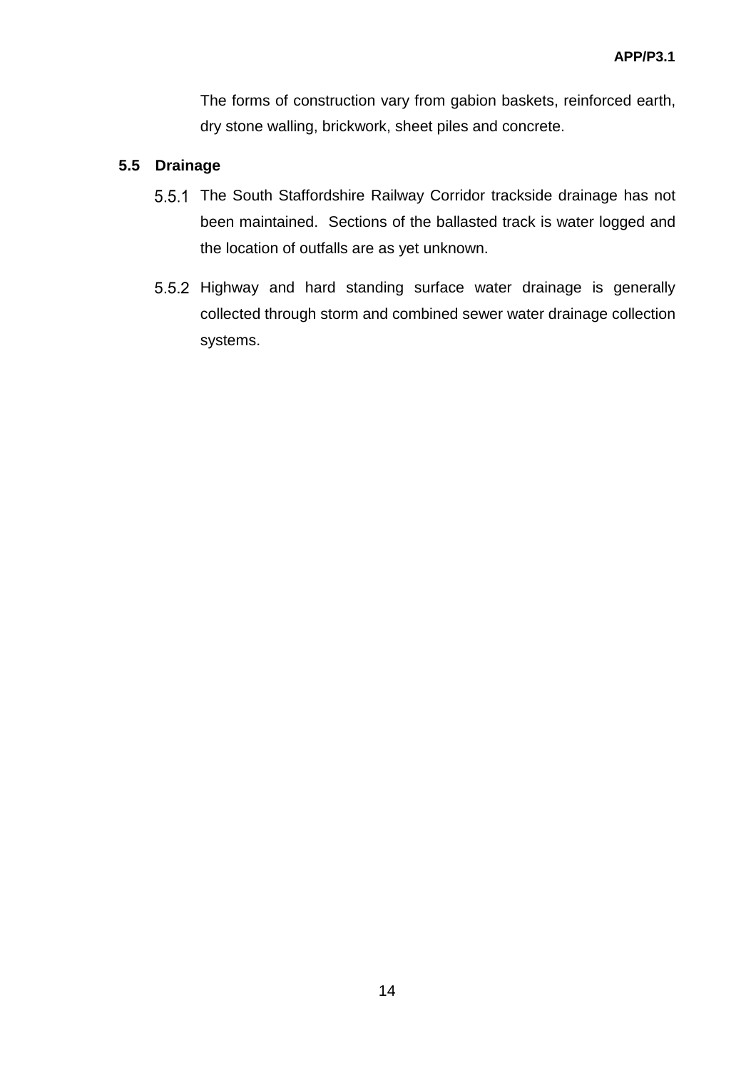The forms of construction vary from gabion baskets, reinforced earth, dry stone walling, brickwork, sheet piles and concrete.

## 5.5 Drainage

5.5.1 The South Staffordshire Railway Corridor trackside drainage has not been maintained. Sections of the ballasted track is water logged and the location of outfalls are as yet unknown.

5.5.2 Highway and hard standing surface water drainage is generally collected through storm and combined sewer water drainage collection systems.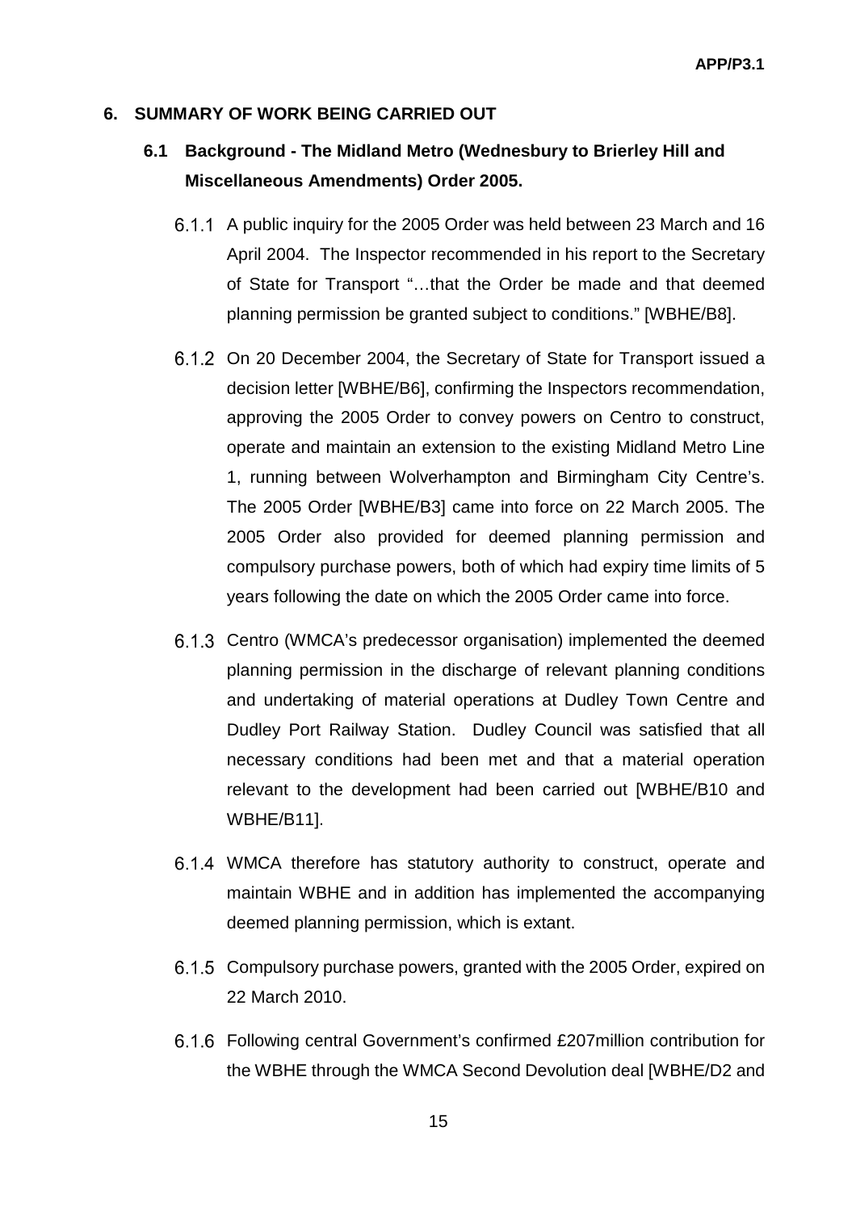## 6. SUMMARY OF WORK BEING CARRIED OUT

### 6.1 Background - The Midland Metro (Wednesbury to Brierley Hill and Miscellaneous Amendments) Order 2005.

6.1.1 A public inquiry for the 2005 Order was held between 23 March and 16 April 2004. The Inspector recommended in his report to the Secretary of State for Transport "…that the Order be made and that deemed planning permission be granted subject to conditions." [WBHE/B8].

6.1.2 On 20 December 2004, the Secretary of State for Transport issued a decision letter [WBHE/B6], confirming the Inspectors recommendation, approving the 2005 Order to convey powers on Centro to construct, operate and maintain an extension to the existing Midland Metro Line 1, running between Wolverhampton and Birmingham City Centre's. The 2005 Order [WBHE/B3] came into force on 22 March 2005. The 2005 Order also provided for deemed planning permission and compulsory purchase powers, both of which had expiry time limits of 5 years following the date on which the 2005 Order came into force.

6.1.3 Centro (WMCA's predecessor organisation) implemented the deemed planning permission in the discharge of relevant planning conditions and undertaking of material operations at Dudley Town Centre and Dudley Port Railway Station. Dudley Council was satisfied that all necessary conditions had been met and that a material operation relevant to the development had been carried out [WBHE/B10 and WBHE/B11].

6.1.4 WMCA therefore has statutory authority to construct, operate and maintain WBHE and in addition has implemented the accompanying deemed planning permission, which is extant.

6.1.5 Compulsory purchase powers, granted with the 2005 Order, expired on 22 March 2010.

6.1.6 Following central Government's confirmed £207million contribution for the WBHE through the WMCA Second Devolution deal [WBHE/D2 and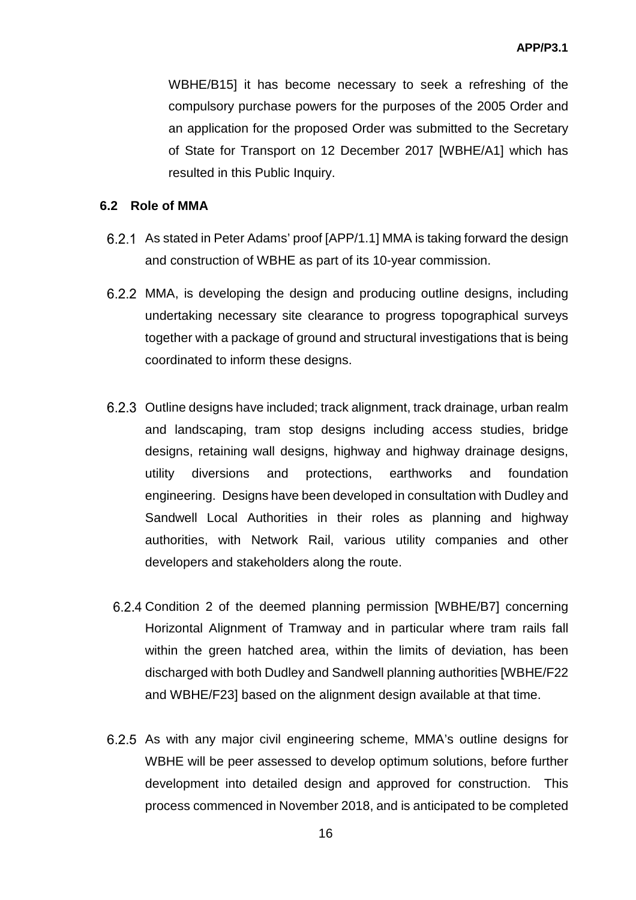WBHE/B15] it has become necessary to seek a refreshing of the compulsory purchase powers for the purposes of the 2005 Order and an application for the proposed Order was submitted to the Secretary of State for Transport on 12 December 2017 [WBHE/A1] which has resulted in this Public Inquiry.

### 6.2 Role of MMA

6.2.1 As stated in Peter Adams' proof [APP/1.1] MMA is taking forward the design and construction of WBHE as part of its 10-year commission.

6.2.2 MMA, is developing the design and producing outline designs, including undertaking necessary site clearance to progress topographical surveys together with a package of ground and structural investigations that is being coordinated to inform these designs.

6.2.3 Outline designs have included; track alignment, track drainage, urban realm and landscaping, tram stop designs including access studies, bridge designs, retaining wall designs, highway and highway drainage designs, utility diversions and protections, earthworks and foundation engineering. Designs have been developed in consultation with Dudley and Sandwell Local Authorities in their roles as planning and highway authorities, with Network Rail, various utility companies and other developers and stakeholders along the route.

6.2.4 Condition 2 of the deemed planning permission [WBHE/B7] concerning Horizontal Alignment of Tramway and in particular where tram rails fall within the green hatched area, within the limits of deviation, has been discharged with both Dudley and Sandwell planning authorities [WBHE/F22 and WBHE/F23] based on the alignment design available at that time.

6.2.5 As with any major civil engineering scheme, MMA's outline designs for WBHE will be peer assessed to develop optimum solutions, before further development into detailed design and approved for construction. This process commenced in November 2018, and is anticipated to be completed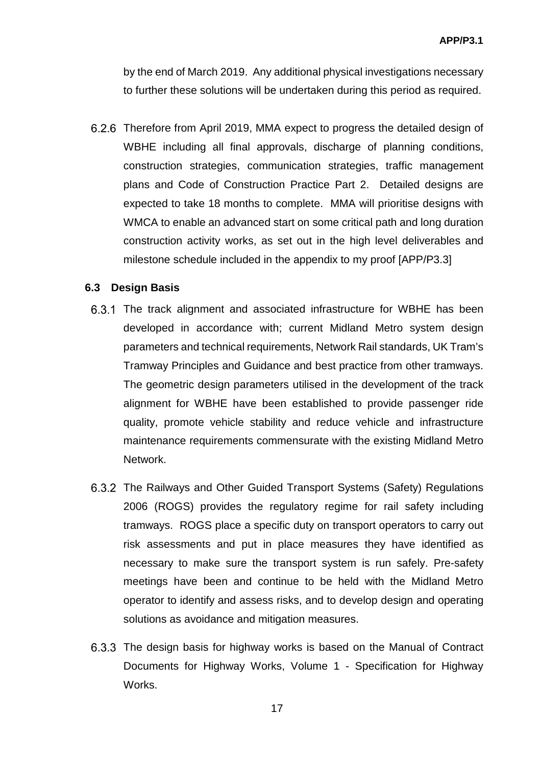by the end of March 2019. Any additional physical investigations necessary to further these solutions will be undertaken during this period as required.

6.2.6 Therefore from April 2019, MMA expect to progress the detailed design of WBHE including all final approvals, discharge of planning conditions, construction strategies, communication strategies, traffic management plans and Code of Construction Practice Part 2. Detailed designs are expected to take 18 months to complete. MMA will prioritise designs with WMCA to enable an advanced start on some critical path and long duration construction activity works, as set out in the high level deliverables and milestone schedule included in the appendix to my proof [APP/P3.3]

### 6.3 Design Basis

6.3.1 The track alignment and associated infrastructure for WBHE has been developed in accordance with; current Midland Metro system design parameters and technical requirements, Network Rail standards, UK Tram's Tramway Principles and Guidance and best practice from other tramways. The geometric design parameters utilised in the development of the track alignment for WBHE have been established to provide passenger ride quality, promote vehicle stability and reduce vehicle and infrastructure maintenance requirements commensurate with the existing Midland Metro Network.

6.3.2 The Railways and Other Guided Transport Systems (Safety) Regulations 2006 (ROGS) provides the regulatory regime for rail safety including tramways. ROGS place a specific duty on transport operators to carry out risk assessments and put in place measures they have identified as necessary to make sure the transport system is run safely. Pre-safety meetings have been and continue to be held with the Midland Metro operator to identify and assess risks, and to develop design and operating solutions as avoidance and mitigation measures.

6.3.3 The design basis for highway works is based on the Manual of Contract Documents for Highway Works, Volume 1 - Specification for Highway Works.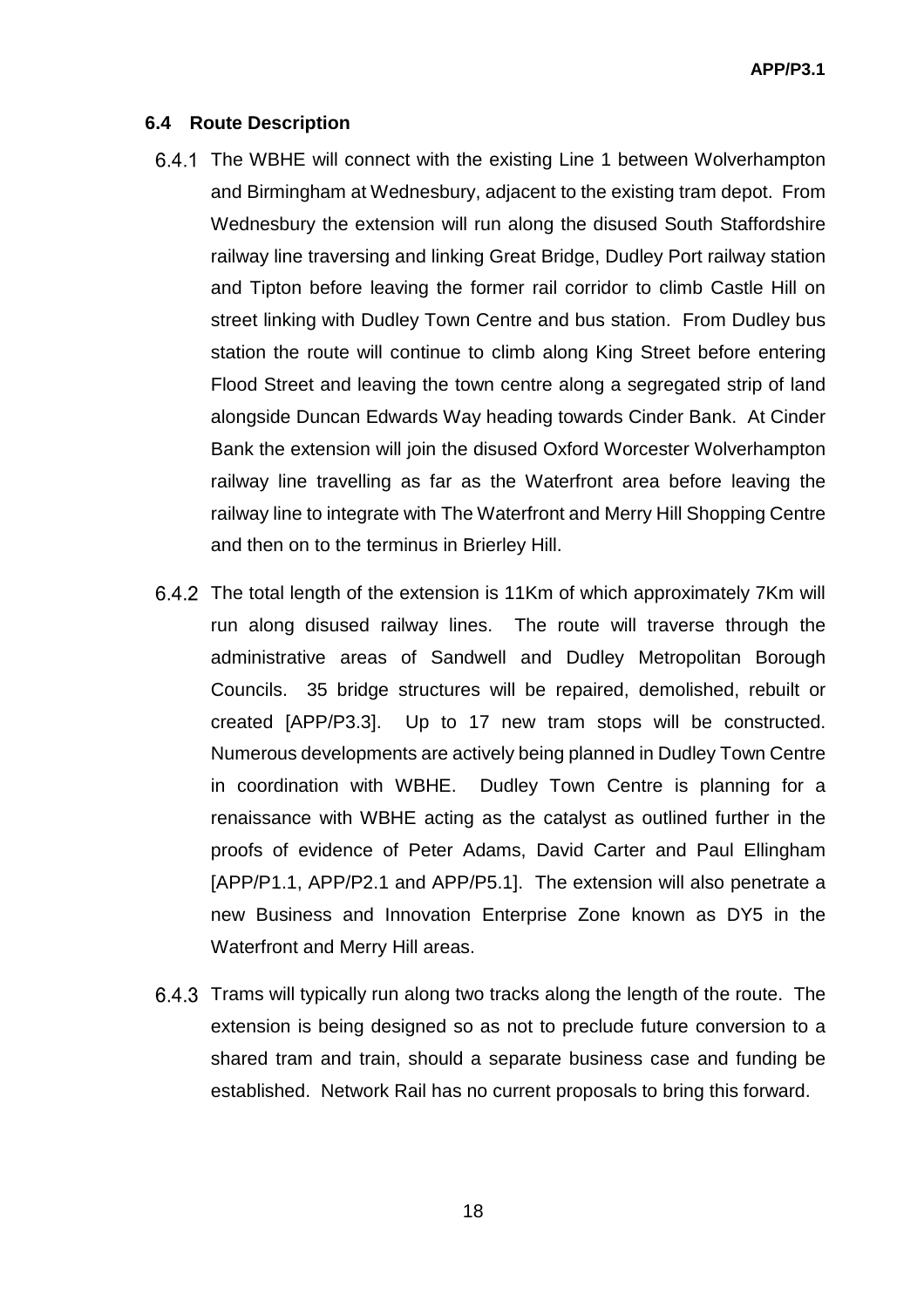### 6.4 Route Description

6.4.1 The WBHE will connect with the existing Line 1 between Wolverhampton and Birmingham at Wednesbury, adjacent to the existing tram depot. From Wednesbury the extension will run along the disused South Staffordshire railway line traversing and linking Great Bridge, Dudley Port railway station and Tipton before leaving the former rail corridor to climb Castle Hill on street linking with Dudley Town Centre and bus station. From Dudley bus station the route will continue to climb along King Street before entering Flood Street and leaving the town centre along a segregated strip of land alongside Duncan Edwards Way heading towards Cinder Bank. At Cinder Bank the extension will join the disused Oxford Worcester Wolverhampton railway line travelling as far as the Waterfront area before leaving the railway line to integrate with The Waterfront and Merry Hill Shopping Centre and then on to the terminus in Brierley Hill.

6.4.2 The total length of the extension is 11Km of which approximately 7Km will run along disused railway lines. The route will traverse through the administrative areas of Sandwell and Dudley Metropolitan Borough Councils. 35 bridge structures will be repaired, demolished, rebuilt or created [APP/P3.3]. Up to 17 new tram stops will be constructed. Numerous developments are actively being planned in Dudley Town Centre in coordination with WBHE. Dudley Town Centre is planning for a renaissance with WBHE acting as the catalyst as outlined further in the proofs of evidence of Peter Adams, David Carter and Paul Ellingham [APP/P1.1, APP/P2.1 and APP/P5.1]. The extension will also penetrate a new Business and Innovation Enterprise Zone known as DY5 in the Waterfront and Merry Hill areas.

6.4.3 Trams will typically run along two tracks along the length of the route. The extension is being designed so as not to preclude future conversion to a shared tram and train, should a separate business case and funding be established. Network Rail has no current proposals to bring this forward.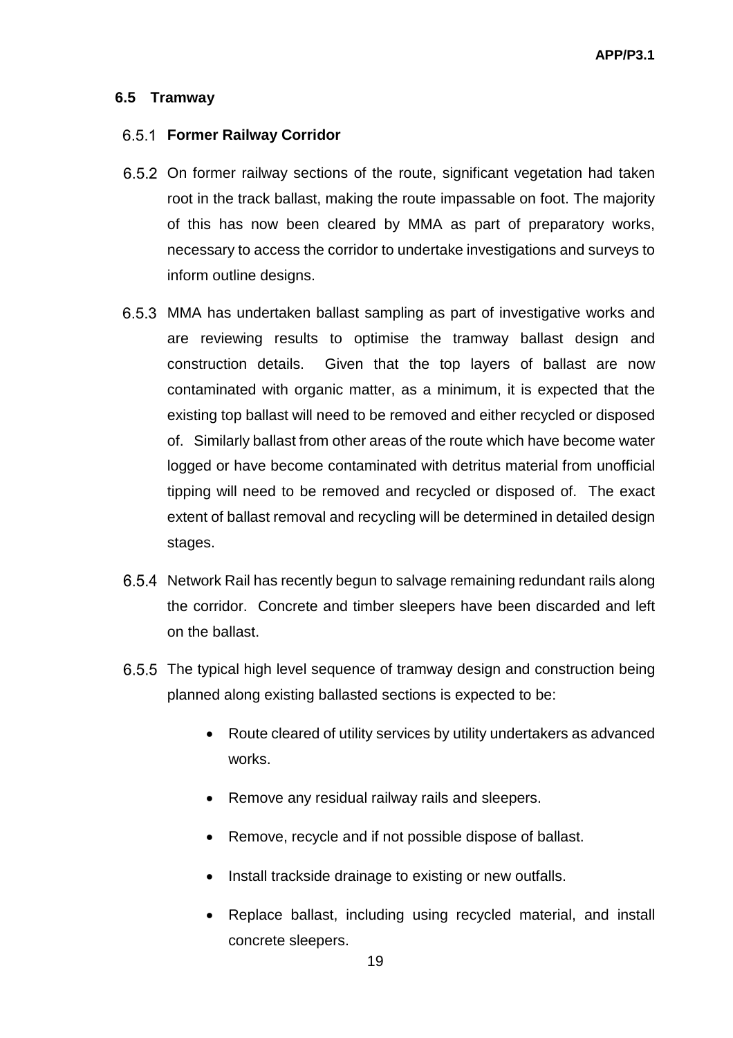## 6.5 Tramway

### 6.5.1 Former Railway Corridor

6.5.2 On former railway sections of the route, significant vegetation had taken root in the track ballast, making the route impassable on foot. The majority of this has now been cleared by MMA as part of preparatory works, necessary to access the corridor to undertake investigations and surveys to inform outline designs.

6.5.3 MMA has undertaken ballast sampling as part of investigative works and are reviewing results to optimise the tramway ballast design and construction details. Given that the top layers of ballast are now contaminated with organic matter, as a minimum, it is expected that the existing top ballast will need to be removed and either recycled or disposed of. Similarly ballast from other areas of the route which have become water logged or have become contaminated with detritus material from unofficial tipping will need to be removed and recycled or disposed of. The exact extent of ballast removal and recycling will be determined in detailed design stages.

6.5.4 Network Rail has recently begun to salvage remaining redundant rails along the corridor. Concrete and timber sleepers have been discarded and left on the ballast.

6.5.5 The typical high level sequence of tramway design and construction being planned along existing ballasted sections is expected to be:

- Route cleared of utility services by utility undertakers as advanced works.
- Remove any residual railway rails and sleepers.
- Remove, recycle and if not possible dispose of ballast.
- Install trackside drainage to existing or new outfalls.
- Replace ballast, including using recycled material, and install concrete sleepers.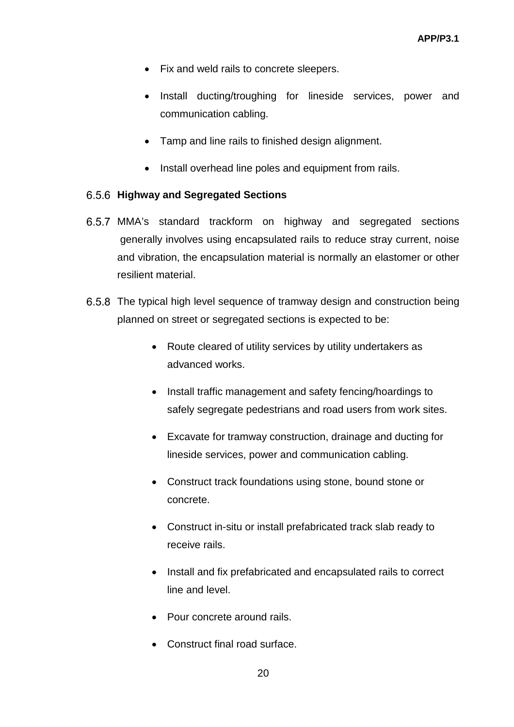- Fix and weld rails to concrete sleepers.
- Install ducting/troughing for lineside services, power and communication cabling.
- Tamp and line rails to finished design alignment.
- Install overhead line poles and equipment from rails.

6.5.6 **Highway and Segregated Sections**

6.5.7 MMA's standard trackform on highway and segregated sections generally involves using encapsulated rails to reduce stray current, noise and vibration, the encapsulation material is normally an elastomer or other resilient material.

6.5.8 The typical high level sequence of tramway design and construction being planned on street or segregated sections is expected to be:

- Route cleared of utility services by utility undertakers as advanced works.
- Install traffic management and safety fencing/hoardings to safely segregate pedestrians and road users from work sites.
- Excavate for tramway construction, drainage and ducting for lineside services, power and communication cabling.
- Construct track foundations using stone, bound stone or concrete.
- Construct in-situ or install prefabricated track slab ready to receive rails.
- Install and fix prefabricated and encapsulated rails to correct line and level.
- Pour concrete around rails.
- Construct final road surface.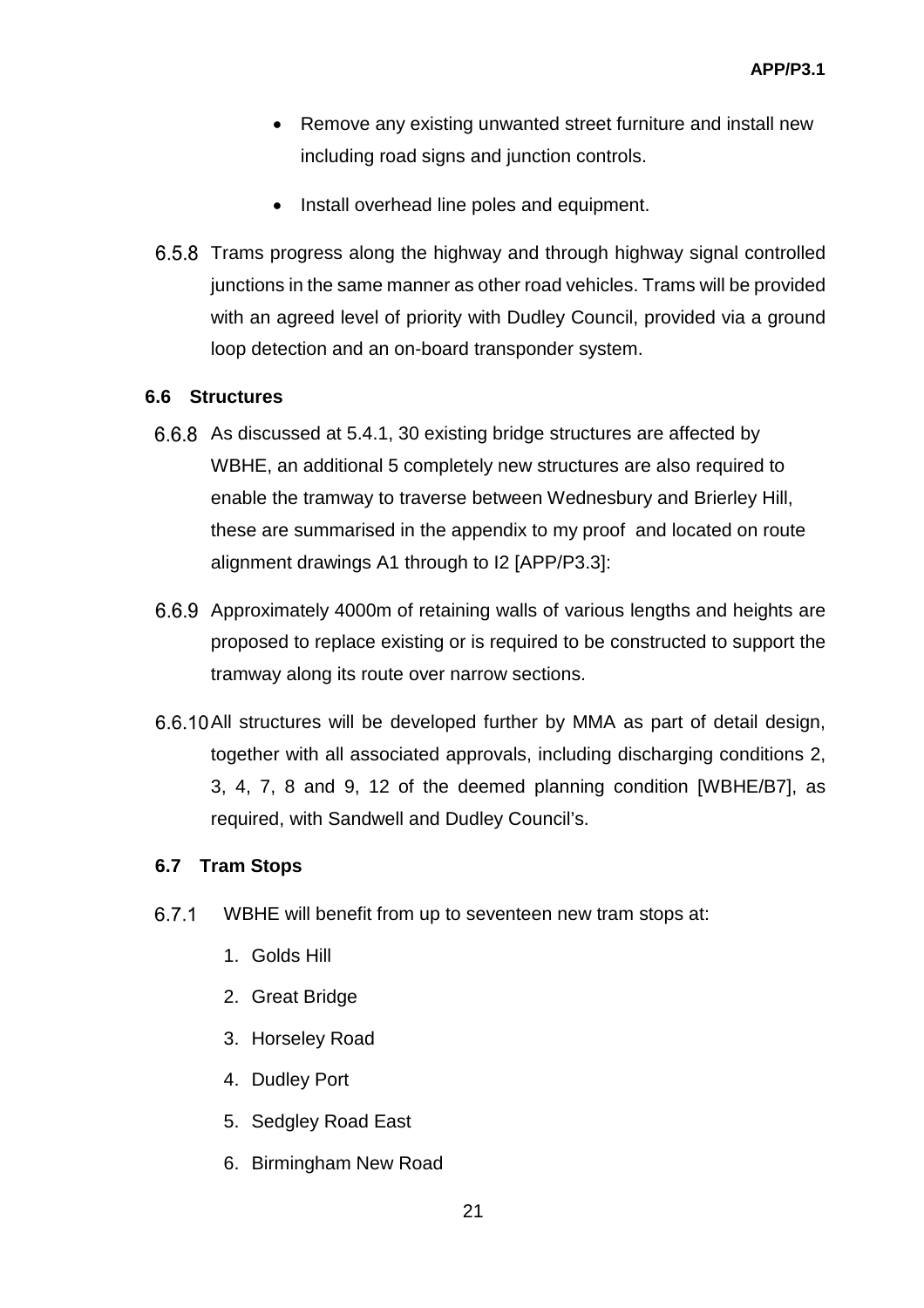- Remove any existing unwanted street furniture and install new including road signs and junction controls.
- Install overhead line poles and equipment.

6.5.8 Trams progress along the highway and through highway signal controlled junctions in the same manner as other road vehicles. Trams will be provided with an agreed level of priority with Dudley Council, provided via a ground loop detection and an on-board transponder system.

## 6.6 Structures

6.6.8 As discussed at 5.4.1, 30 existing bridge structures are affected by WBHE, an additional 5 completely new structures are also required to enable the tramway to traverse between Wednesbury and Brierley Hill, these are summarised in the appendix to my proof and located on route alignment drawings A1 through to I2 [APP/P3.3]:

6.6.9 Approximately 4000m of retaining walls of various lengths and heights are proposed to replace existing or is required to be constructed to support the tramway along its route over narrow sections.

6.6.10 All structures will be developed further by MMA as part of detail design, together with all associated approvals, including discharging conditions 2, 3, 4, 7, 8 and 9, 12 of the deemed planning condition [WBHE/B7], as required, with Sandwell and Dudley Council's.

## 6.7 Tram Stops

6.7.1 WBHE will benefit from up to seventeen new tram stops at:

1. Golds Hill
2. Great Bridge
3. Horseley Road
4. Dudley Port
5. Sedgley Road East
6. Birmingham New Road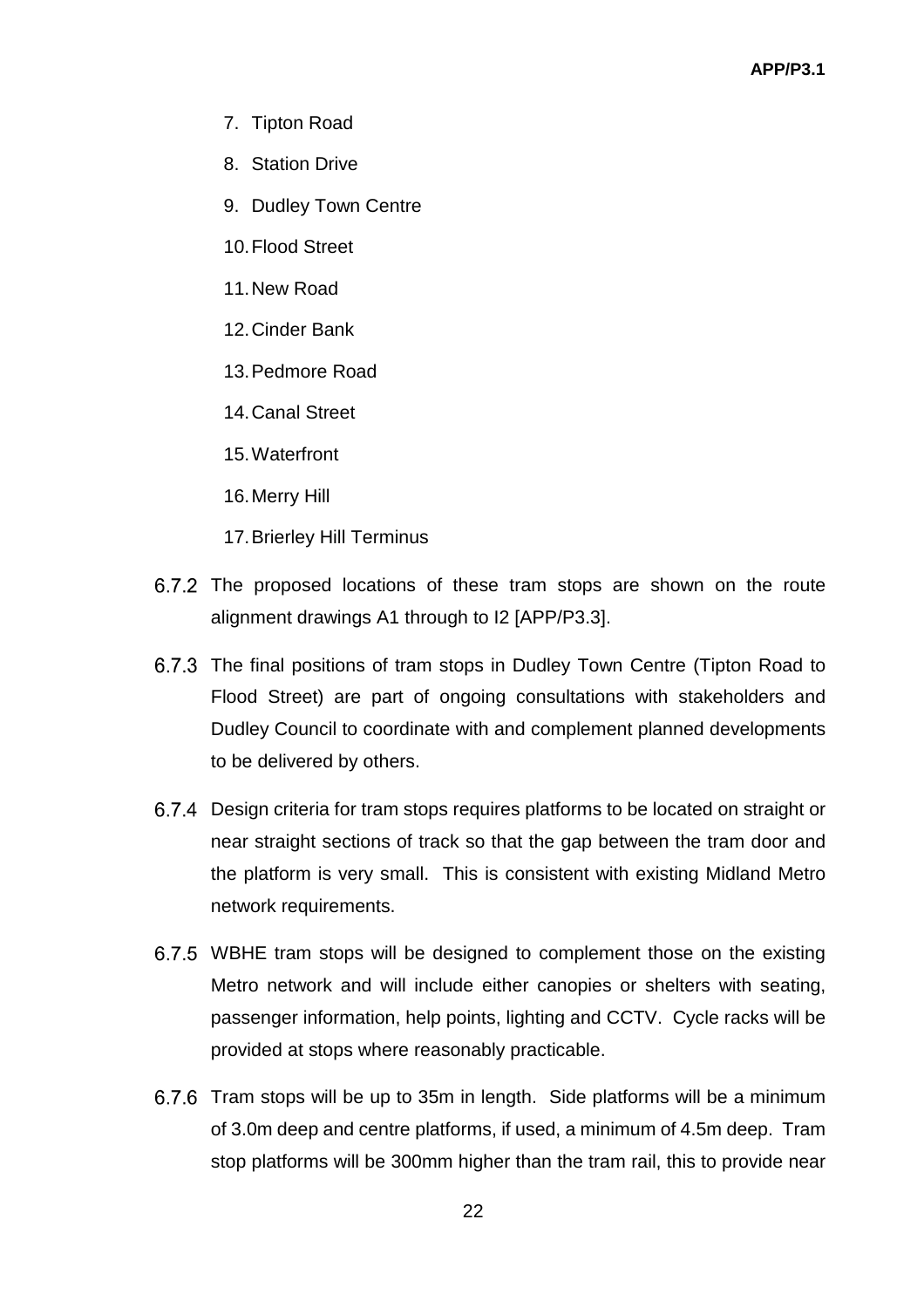7. Tipton Road
8. Station Drive
9. Dudley Town Centre
10. Flood Street
11. New Road
12. Cinder Bank
13. Pedmore Road
14. Canal Street
15. Waterfront
16. Merry Hill
17. Brierley Hill Terminus

6.7.2 The proposed locations of these tram stops are shown on the route alignment drawings A1 through to I2 [APP/P3.3].

6.7.3 The final positions of tram stops in Dudley Town Centre (Tipton Road to Flood Street) are part of ongoing consultations with stakeholders and Dudley Council to coordinate with and complement planned developments to be delivered by others.

6.7.4 Design criteria for tram stops requires platforms to be located on straight or near straight sections of track so that the gap between the tram door and the platform is very small. This is consistent with existing Midland Metro network requirements.

6.7.5 WBHE tram stops will be designed to complement those on the existing Metro network and will include either canopies or shelters with seating, passenger information, help points, lighting and CCTV. Cycle racks will be provided at stops where reasonably practicable.

6.7.6 Tram stops will be up to 35m in length. Side platforms will be a minimum of 3.0m deep and centre platforms, if used, a minimum of 4.5m deep. Tram stop platforms will be 300mm higher than the tram rail, this to provide near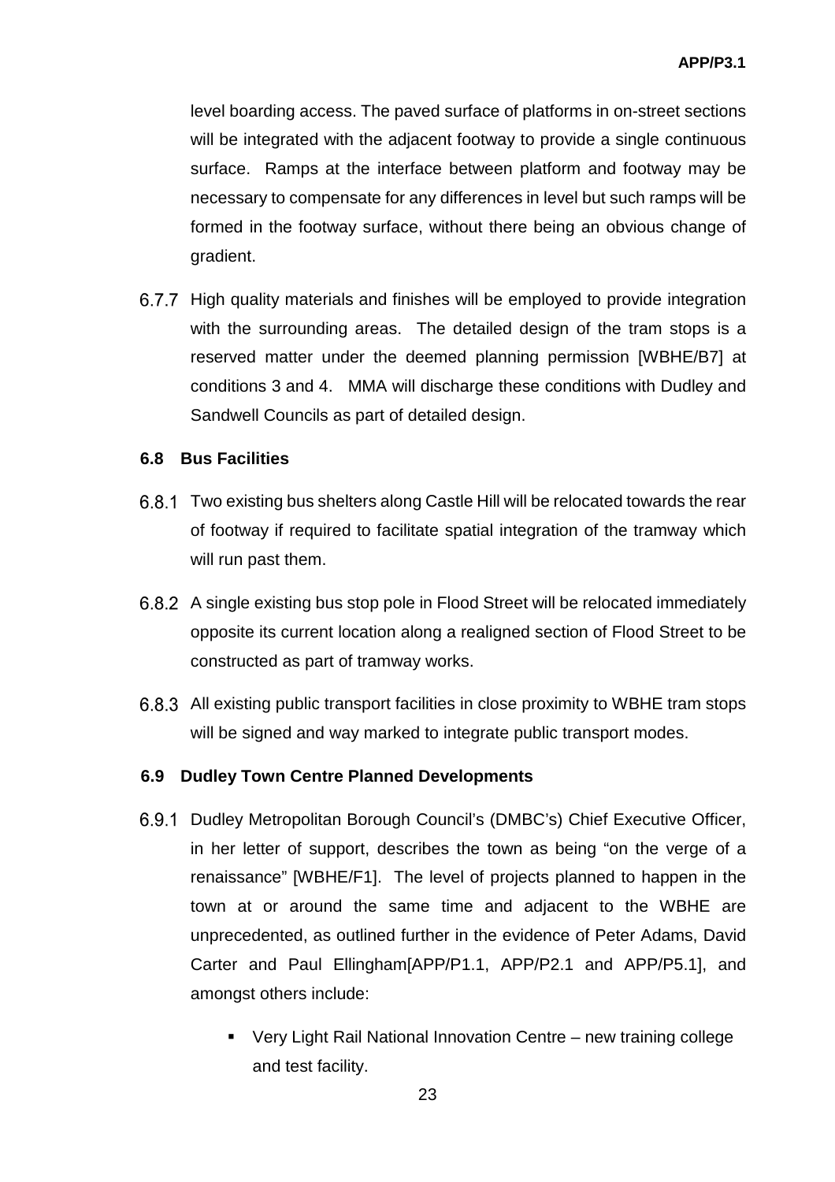level boarding access. The paved surface of platforms in on-street sections will be integrated with the adjacent footway to provide a single continuous surface. Ramps at the interface between platform and footway may be necessary to compensate for any differences in level but such ramps will be formed in the footway surface, without there being an obvious change of gradient.

6.7.7 High quality materials and finishes will be employed to provide integration with the surrounding areas. The detailed design of the tram stops is a reserved matter under the deemed planning permission [WBHE/B7] at conditions 3 and 4. MMA will discharge these conditions with Dudley and Sandwell Councils as part of detailed design.

### 6.8 Bus Facilities

6.8.1 Two existing bus shelters along Castle Hill will be relocated towards the rear of footway if required to facilitate spatial integration of the tramway which will run past them.

6.8.2 A single existing bus stop pole in Flood Street will be relocated immediately opposite its current location along a realigned section of Flood Street to be constructed as part of tramway works.

6.8.3 All existing public transport facilities in close proximity to WBHE tram stops will be signed and way marked to integrate public transport modes.

### 6.9 Dudley Town Centre Planned Developments

6.9.1 Dudley Metropolitan Borough Council's (DMBC's) Chief Executive Officer, in her letter of support, describes the town as being "on the verge of a renaissance" [WBHE/F1]. The level of projects planned to happen in the town at or around the same time and adjacent to the WBHE are unprecedented, as outlined further in the evidence of Peter Adams, David Carter and Paul Ellingham[APP/P1.1, APP/P2.1 and APP/P5.1], and amongst others include:

- Very Light Rail National Innovation Centre – new training college and test facility.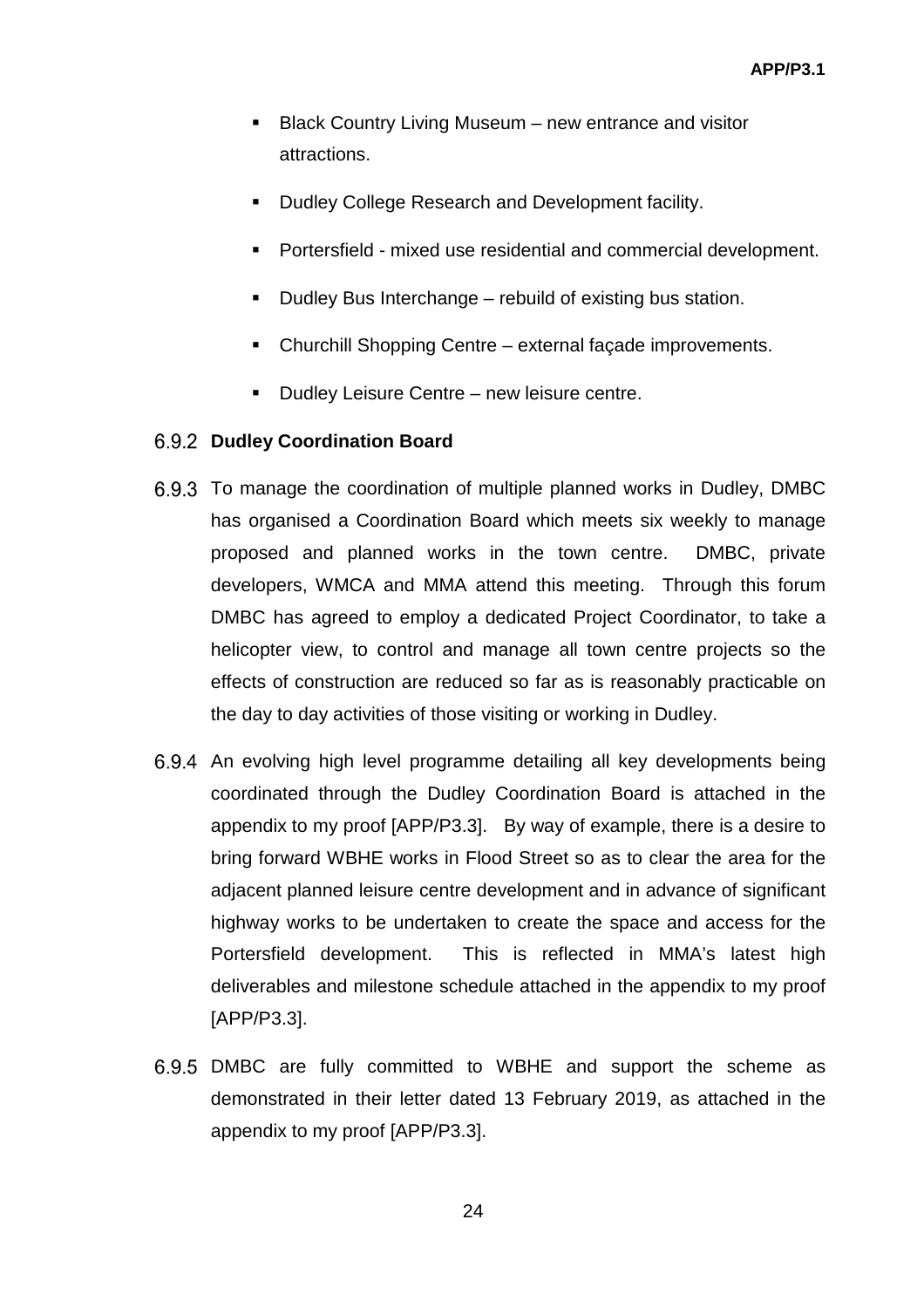- Black Country Living Museum – new entrance and visitor attractions.
- Dudley College Research and Development facility.
- Portersfield - mixed use residential and commercial development.
- Dudley Bus Interchange – rebuild of existing bus station.
- Churchill Shopping Centre – external façade improvements.
- Dudley Leisure Centre – new leisure centre.

### 6.9.2 Dudley Coordination Board

6.9.3 To manage the coordination of multiple planned works in Dudley, DMBC has organised a Coordination Board which meets six weekly to manage proposed and planned works in the town centre. DMBC, private developers, WMCA and MMA attend this meeting. Through this forum DMBC has agreed to employ a dedicated Project Coordinator, to take a helicopter view, to control and manage all town centre projects so the effects of construction are reduced so far as is reasonably practicable on the day to day activities of those visiting or working in Dudley.

6.9.4 An evolving high level programme detailing all key developments being coordinated through the Dudley Coordination Board is attached in the appendix to my proof [APP/P3.3]. By way of example, there is a desire to bring forward WBHE works in Flood Street so as to clear the area for the adjacent planned leisure centre development and in advance of significant highway works to be undertaken to create the space and access for the Portersfield development. This is reflected in MMA's latest high deliverables and milestone schedule attached in the appendix to my proof [APP/P3.3].

6.9.5 DMBC are fully committed to WBHE and support the scheme as demonstrated in their letter dated 13 February 2019, as attached in the appendix to my proof [APP/P3.3].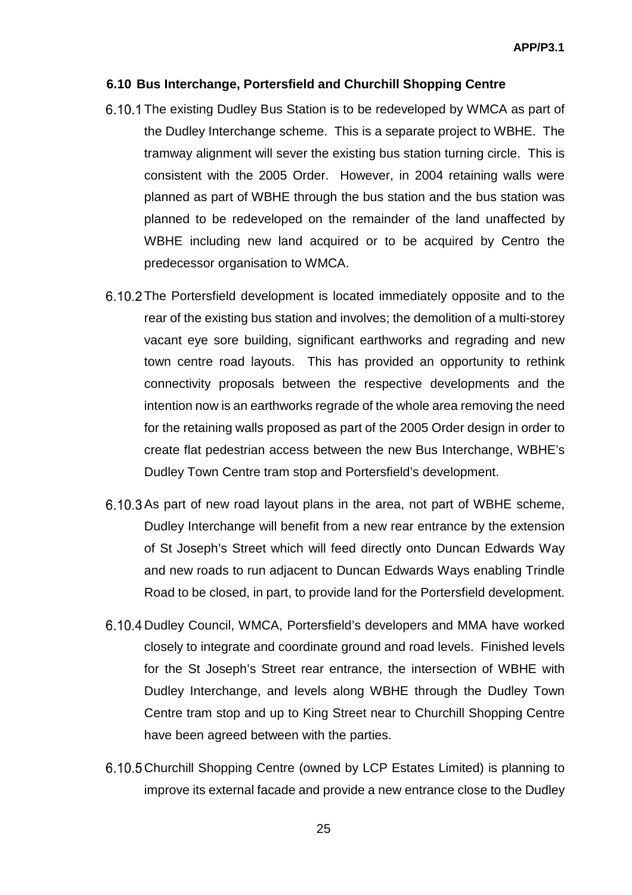### 6.10 Bus Interchange, Portersfield and Churchill Shopping Centre

6.10.1 The existing Dudley Bus Station is to be redeveloped by WMCA as part of the Dudley Interchange scheme. This is a separate project to WBHE. The tramway alignment will sever the existing bus station turning circle. This is consistent with the 2005 Order. However, in 2004 retaining walls were planned as part of WBHE through the bus station and the bus station was planned to be redeveloped on the remainder of the land unaffected by WBHE including new land acquired or to be acquired by Centro the predecessor organisation to WMCA.

6.10.2 The Portersfield development is located immediately opposite and to the rear of the existing bus station and involves; the demolition of a multi-storey vacant eye sore building, significant earthworks and regrading and new town centre road layouts. This has provided an opportunity to rethink connectivity proposals between the respective developments and the intention now is an earthworks regrade of the whole area removing the need for the retaining walls proposed as part of the 2005 Order design in order to create flat pedestrian access between the new Bus Interchange, WBHE's Dudley Town Centre tram stop and Portersfield's development.

6.10.3 As part of new road layout plans in the area, not part of WBHE scheme, Dudley Interchange will benefit from a new rear entrance by the extension of St Joseph's Street which will feed directly onto Duncan Edwards Way and new roads to run adjacent to Duncan Edwards Ways enabling Trindle Road to be closed, in part, to provide land for the Portersfield development.

6.10.4 Dudley Council, WMCA, Portersfield's developers and MMA have worked closely to integrate and coordinate ground and road levels. Finished levels for the St Joseph's Street rear entrance, the intersection of WBHE with Dudley Interchange, and levels along WBHE through the Dudley Town Centre tram stop and up to King Street near to Churchill Shopping Centre have been agreed between with the parties.

6.10.5 Churchill Shopping Centre (owned by LCP Estates Limited) is planning to improve its external facade and provide a new entrance close to the Dudley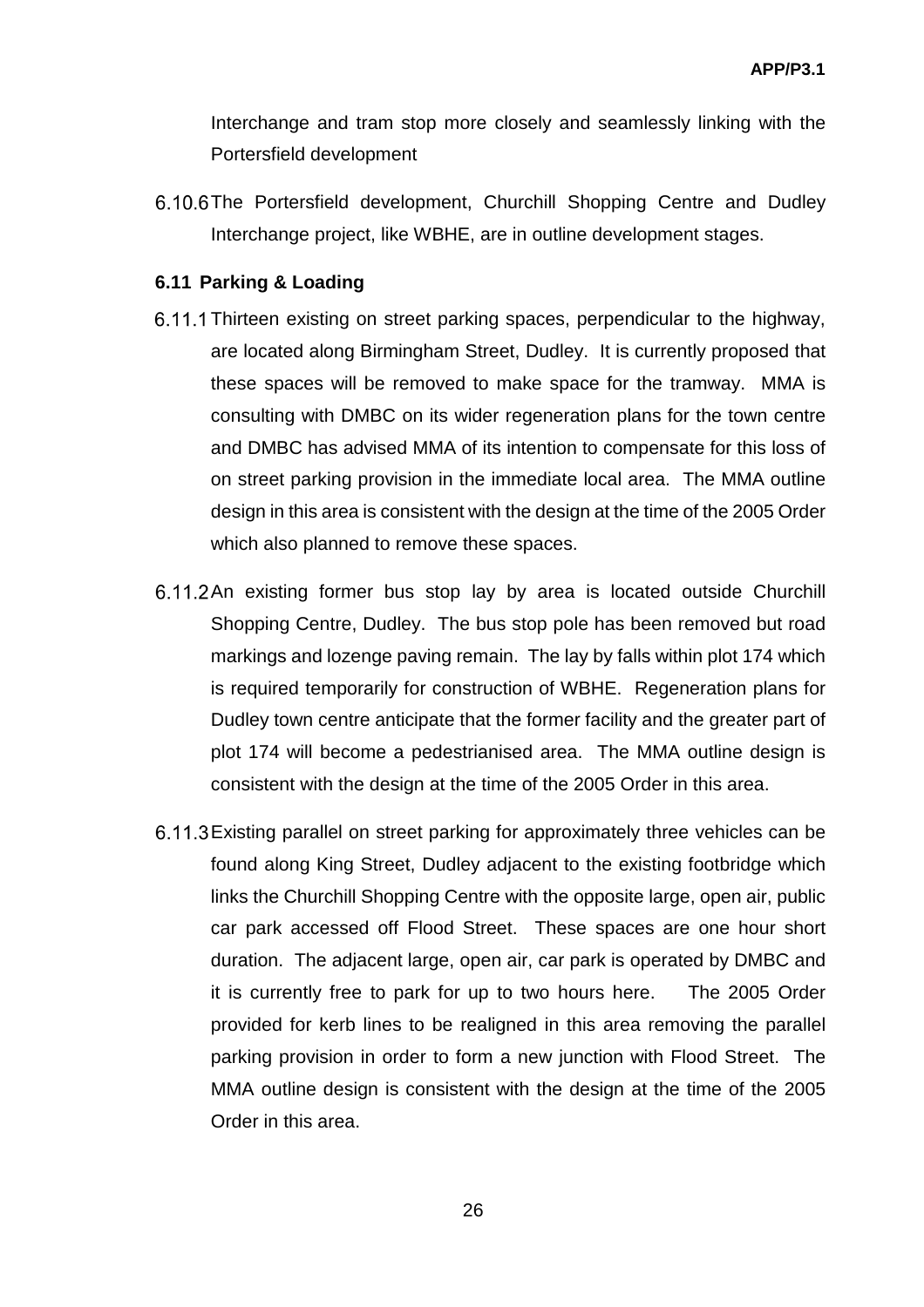Interchange and tram stop more closely and seamlessly linking with the Portersfield development

6.10.6 The Portersfield development, Churchill Shopping Centre and Dudley Interchange project, like WBHE, are in outline development stages.

### 6.11 Parking & Loading

6.11.1 Thirteen existing on street parking spaces, perpendicular to the highway, are located along Birmingham Street, Dudley. It is currently proposed that these spaces will be removed to make space for the tramway. MMA is consulting with DMBC on its wider regeneration plans for the town centre and DMBC has advised MMA of its intention to compensate for this loss of on street parking provision in the immediate local area. The MMA outline design in this area is consistent with the design at the time of the 2005 Order which also planned to remove these spaces.

6.11.2 An existing former bus stop lay by area is located outside Churchill Shopping Centre, Dudley. The bus stop pole has been removed but road markings and lozenge paving remain. The lay by falls within plot 174 which is required temporarily for construction of WBHE. Regeneration plans for Dudley town centre anticipate that the former facility and the greater part of plot 174 will become a pedestrianised area. The MMA outline design is consistent with the design at the time of the 2005 Order in this area.

6.11.3 Existing parallel on street parking for approximately three vehicles can be found along King Street, Dudley adjacent to the existing footbridge which links the Churchill Shopping Centre with the opposite large, open air, public car park accessed off Flood Street. These spaces are one hour short duration. The adjacent large, open air, car park is operated by DMBC and it is currently free to park for up to two hours here. The 2005 Order provided for kerb lines to be realigned in this area removing the parallel parking provision in order to form a new junction with Flood Street. The MMA outline design is consistent with the design at the time of the 2005 Order in this area.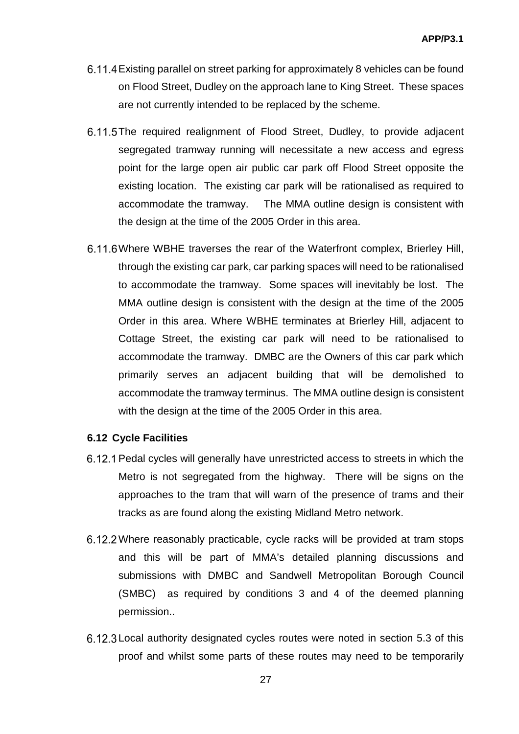6.11.4 Existing parallel on street parking for approximately 8 vehicles can be found on Flood Street, Dudley on the approach lane to King Street. These spaces are not currently intended to be replaced by the scheme.

6.11.5 The required realignment of Flood Street, Dudley, to provide adjacent segregated tramway running will necessitate a new access and egress point for the large open air public car park off Flood Street opposite the existing location. The existing car park will be rationalised as required to accommodate the tramway. The MMA outline design is consistent with the design at the time of the 2005 Order in this area.

6.11.6 Where WBHE traverses the rear of the Waterfront complex, Brierley Hill, through the existing car park, car parking spaces will need to be rationalised to accommodate the tramway. Some spaces will inevitably be lost. The MMA outline design is consistent with the design at the time of the 2005 Order in this area. Where WBHE terminates at Brierley Hill, adjacent to Cottage Street, the existing car park will need to be rationalised to accommodate the tramway. DMBC are the Owners of this car park which primarily serves an adjacent building that will be demolished to accommodate the tramway terminus. The MMA outline design is consistent with the design at the time of the 2005 Order in this area.

### 6.12 Cycle Facilities

6.12.1 Pedal cycles will generally have unrestricted access to streets in which the Metro is not segregated from the highway. There will be signs on the approaches to the tram that will warn of the presence of trams and their tracks as are found along the existing Midland Metro network.

6.12.2 Where reasonably practicable, cycle racks will be provided at tram stops and this will be part of MMA's detailed planning discussions and submissions with DMBC and Sandwell Metropolitan Borough Council (SMBC) as required by conditions 3 and 4 of the deemed planning permission..

6.12.3 Local authority designated cycles routes were noted in section 5.3 of this proof and whilst some parts of these routes may need to be temporarily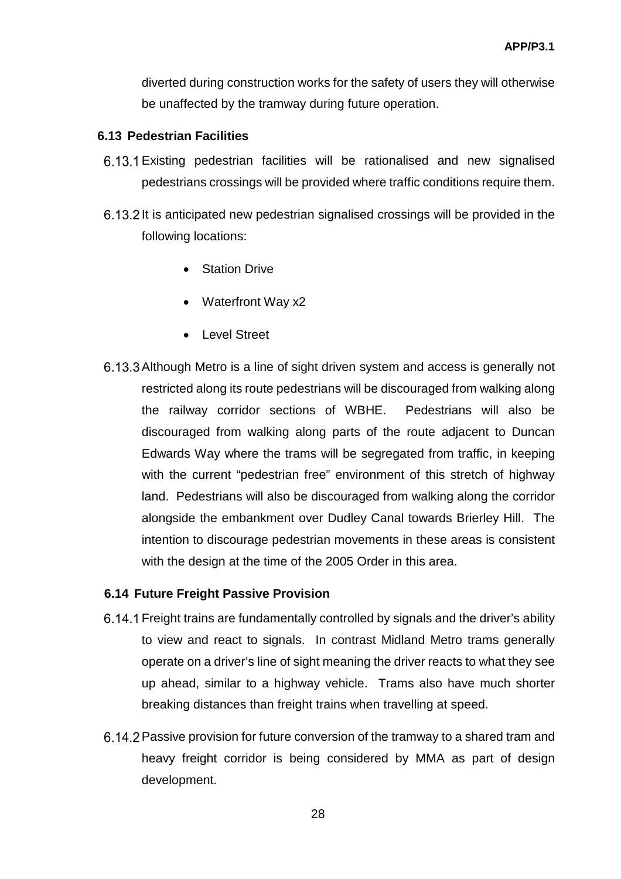diverted during construction works for the safety of users they will otherwise be unaffected by the tramway during future operation.

### 6.13 Pedestrian Facilities

6.13.1 Existing pedestrian facilities will be rationalised and new signalised pedestrians crossings will be provided where traffic conditions require them.

6.13.2 It is anticipated new pedestrian signalised crossings will be provided in the following locations:

- Station Drive
- Waterfront Way x2
- Level Street

6.13.3 Although Metro is a line of sight driven system and access is generally not restricted along its route pedestrians will be discouraged from walking along the railway corridor sections of WBHE. Pedestrians will also be discouraged from walking along parts of the route adjacent to Duncan Edwards Way where the trams will be segregated from traffic, in keeping with the current "pedestrian free" environment of this stretch of highway land. Pedestrians will also be discouraged from walking along the corridor alongside the embankment over Dudley Canal towards Brierley Hill. The intention to discourage pedestrian movements in these areas is consistent with the design at the time of the 2005 Order in this area.

### 6.14 Future Freight Passive Provision

6.14.1 Freight trains are fundamentally controlled by signals and the driver's ability to view and react to signals. In contrast Midland Metro trams generally operate on a driver's line of sight meaning the driver reacts to what they see up ahead, similar to a highway vehicle. Trams also have much shorter breaking distances than freight trains when travelling at speed.

6.14.2 Passive provision for future conversion of the tramway to a shared tram and heavy freight corridor is being considered by MMA as part of design development.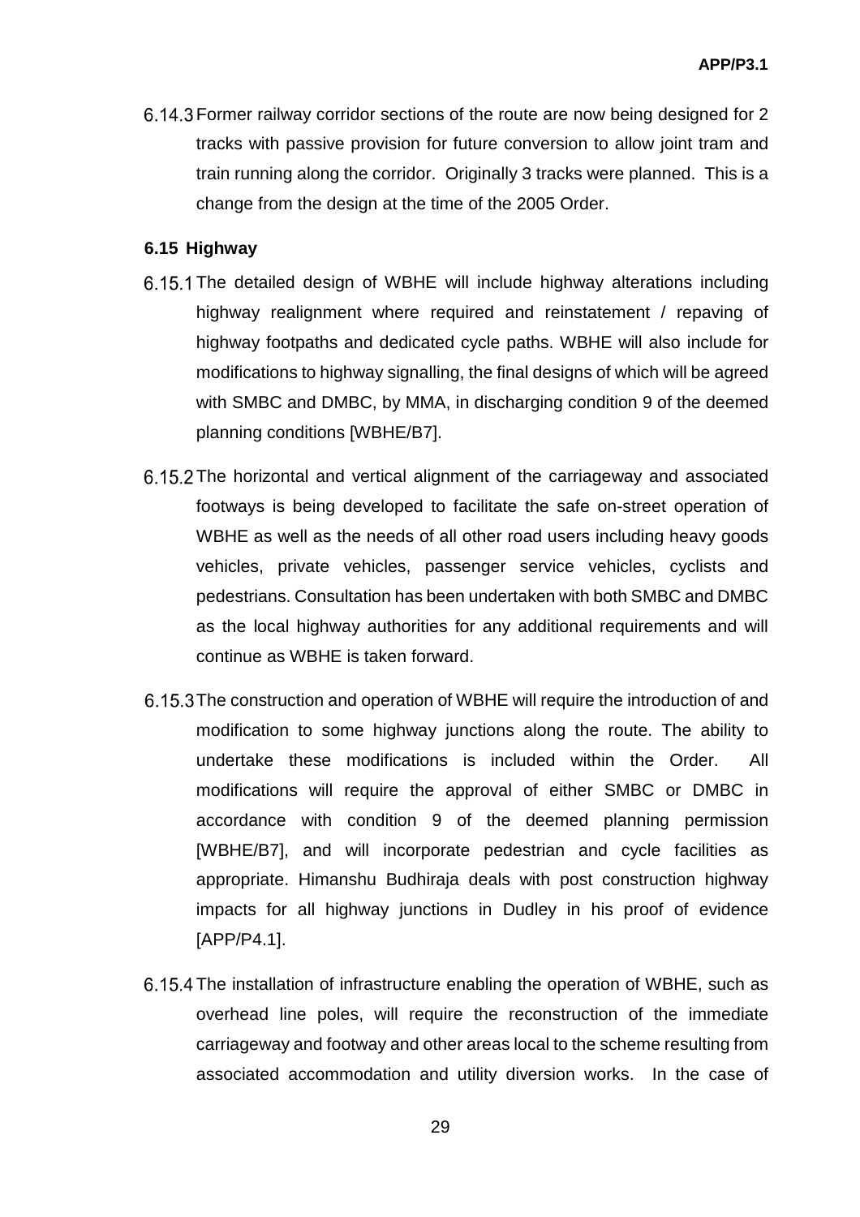6.14.3 Former railway corridor sections of the route are now being designed for 2 tracks with passive provision for future conversion to allow joint tram and train running along the corridor. Originally 3 tracks were planned. This is a change from the design at the time of the 2005 Order.

### 6.15 Highway

6.15.1 The detailed design of WBHE will include highway alterations including highway realignment where required and reinstatement / repaving of highway footpaths and dedicated cycle paths. WBHE will also include for modifications to highway signalling, the final designs of which will be agreed with SMBC and DMBC, by MMA, in discharging condition 9 of the deemed planning conditions [WBHE/B7].

6.15.2 The horizontal and vertical alignment of the carriageway and associated footways is being developed to facilitate the safe on-street operation of WBHE as well as the needs of all other road users including heavy goods vehicles, private vehicles, passenger service vehicles, cyclists and pedestrians. Consultation has been undertaken with both SMBC and DMBC as the local highway authorities for any additional requirements and will continue as WBHE is taken forward.

6.15.3 The construction and operation of WBHE will require the introduction of and modification to some highway junctions along the route. The ability to undertake these modifications is included within the Order. All modifications will require the approval of either SMBC or DMBC in accordance with condition 9 of the deemed planning permission [WBHE/B7], and will incorporate pedestrian and cycle facilities as appropriate. Himanshu Budhiraja deals with post construction highway impacts for all highway junctions in Dudley in his proof of evidence [APP/P4.1].

6.15.4 The installation of infrastructure enabling the operation of WBHE, such as overhead line poles, will require the reconstruction of the immediate carriageway and footway and other areas local to the scheme resulting from associated accommodation and utility diversion works. In the case of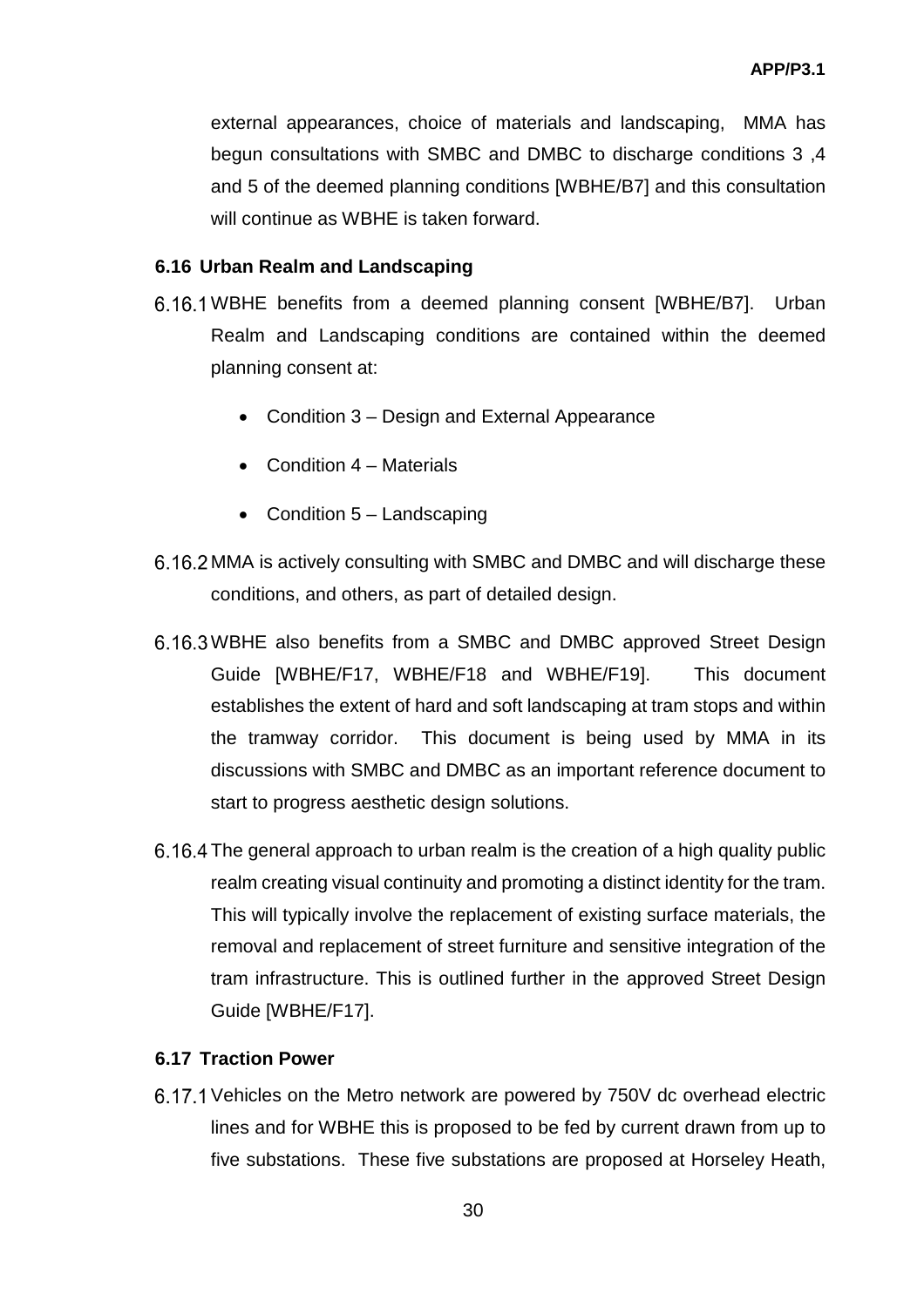external appearances, choice of materials and landscaping, MMA has begun consultations with SMBC and DMBC to discharge conditions 3 ,4 and 5 of the deemed planning conditions [WBHE/B7] and this consultation will continue as WBHE is taken forward.

### 6.16 Urban Realm and Landscaping

6.16.1 WBHE benefits from a deemed planning consent [WBHE/B7]. Urban Realm and Landscaping conditions are contained within the deemed planning consent at:

- Condition 3 – Design and External Appearance
- Condition 4 – Materials
- Condition 5 – Landscaping

6.16.2 MMA is actively consulting with SMBC and DMBC and will discharge these conditions, and others, as part of detailed design.

6.16.3 WBHE also benefits from a SMBC and DMBC approved Street Design Guide [WBHE/F17, WBHE/F18 and WBHE/F19]. This document establishes the extent of hard and soft landscaping at tram stops and within the tramway corridor. This document is being used by MMA in its discussions with SMBC and DMBC as an important reference document to start to progress aesthetic design solutions.

6.16.4 The general approach to urban realm is the creation of a high quality public realm creating visual continuity and promoting a distinct identity for the tram. This will typically involve the replacement of existing surface materials, the removal and replacement of street furniture and sensitive integration of the tram infrastructure. This is outlined further in the approved Street Design Guide [WBHE/F17].

### 6.17 Traction Power

6.17.1 Vehicles on the Metro network are powered by 750V dc overhead electric lines and for WBHE this is proposed to be fed by current drawn from up to five substations. These five substations are proposed at Horseley Heath,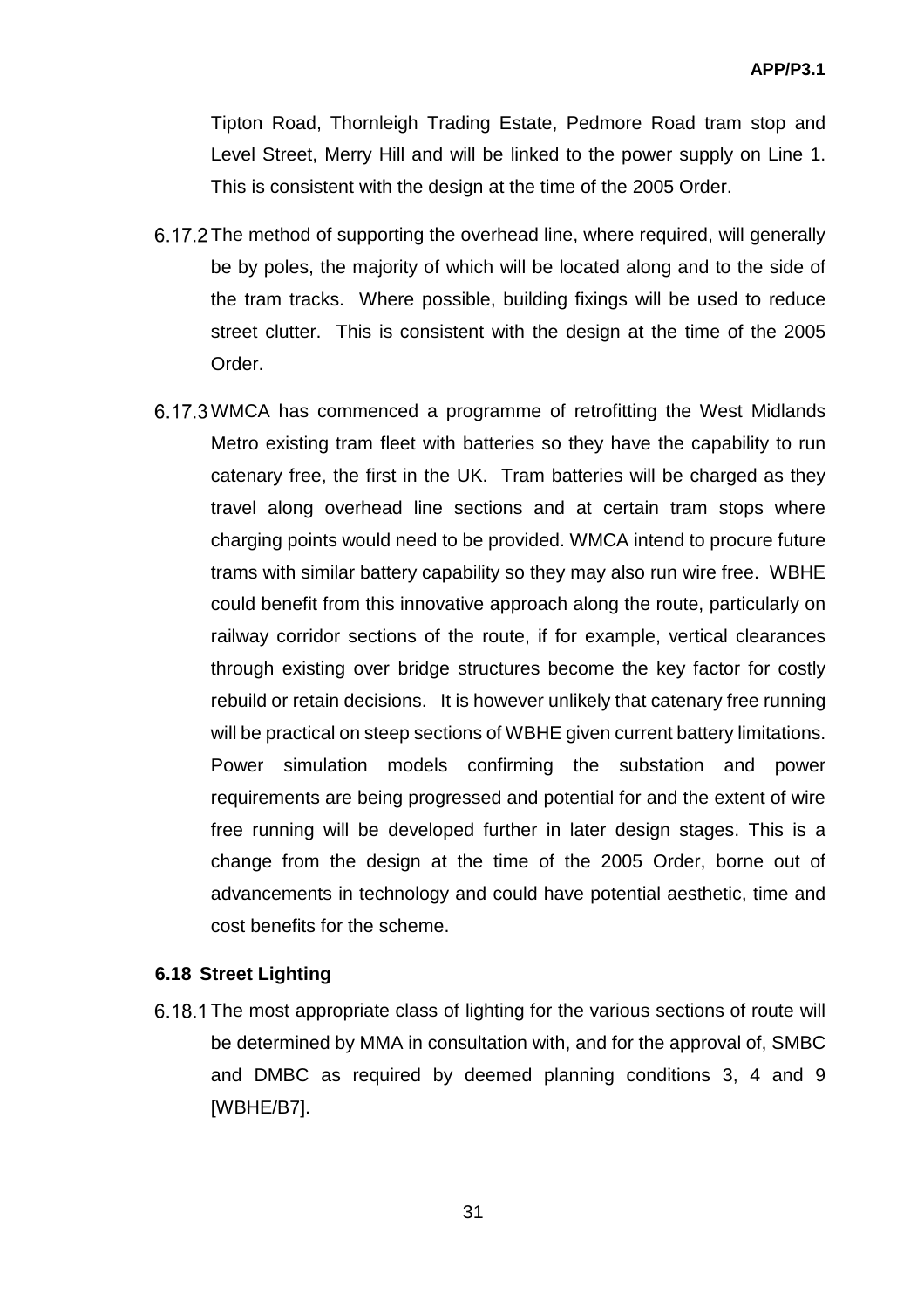Tipton Road, Thornleigh Trading Estate, Pedmore Road tram stop and Level Street, Merry Hill and will be linked to the power supply on Line 1. This is consistent with the design at the time of the 2005 Order.

6.17.2 The method of supporting the overhead line, where required, will generally be by poles, the majority of which will be located along and to the side of the tram tracks. Where possible, building fixings will be used to reduce street clutter. This is consistent with the design at the time of the 2005 Order.

6.17.3 WMCA has commenced a programme of retrofitting the West Midlands Metro existing tram fleet with batteries so they have the capability to run catenary free, the first in the UK. Tram batteries will be charged as they travel along overhead line sections and at certain tram stops where charging points would need to be provided. WMCA intend to procure future trams with similar battery capability so they may also run wire free. WBHE could benefit from this innovative approach along the route, particularly on railway corridor sections of the route, if for example, vertical clearances through existing over bridge structures become the key factor for costly rebuild or retain decisions. It is however unlikely that catenary free running will be practical on steep sections of WBHE given current battery limitations. Power simulation models confirming the substation and power requirements are being progressed and potential for and the extent of wire free running will be developed further in later design stages. This is a change from the design at the time of the 2005 Order, borne out of advancements in technology and could have potential aesthetic, time and cost benefits for the scheme.

### 6.18 Street Lighting

6.18.1 The most appropriate class of lighting for the various sections of route will be determined by MMA in consultation with, and for the approval of, SMBC and DMBC as required by deemed planning conditions 3, 4 and 9 [WBHE/B7].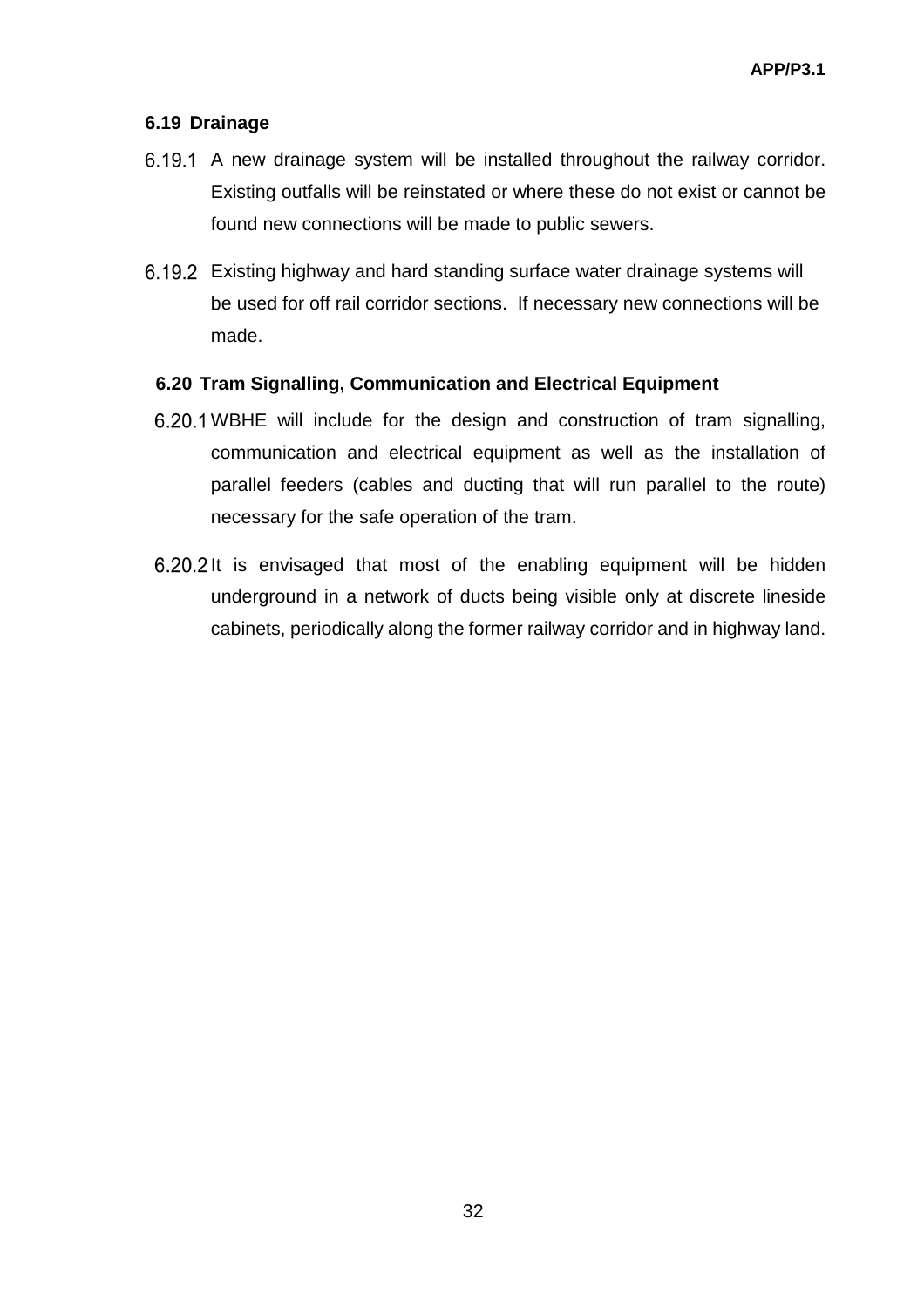### 6.19 Drainage

6.19.1 A new drainage system will be installed throughout the railway corridor. Existing outfalls will be reinstated or where these do not exist or cannot be found new connections will be made to public sewers.

6.19.2 Existing highway and hard standing surface water drainage systems will be used for off rail corridor sections. If necessary new connections will be made.

### 6.20 Tram Signalling, Communication and Electrical Equipment

6.20.1 WBHE will include for the design and construction of tram signalling, communication and electrical equipment as well as the installation of parallel feeders (cables and ducting that will run parallel to the route) necessary for the safe operation of the tram.

6.20.2 It is envisaged that most of the enabling equipment will be hidden underground in a network of ducts being visible only at discrete lineside cabinets, periodically along the former railway corridor and in highway land.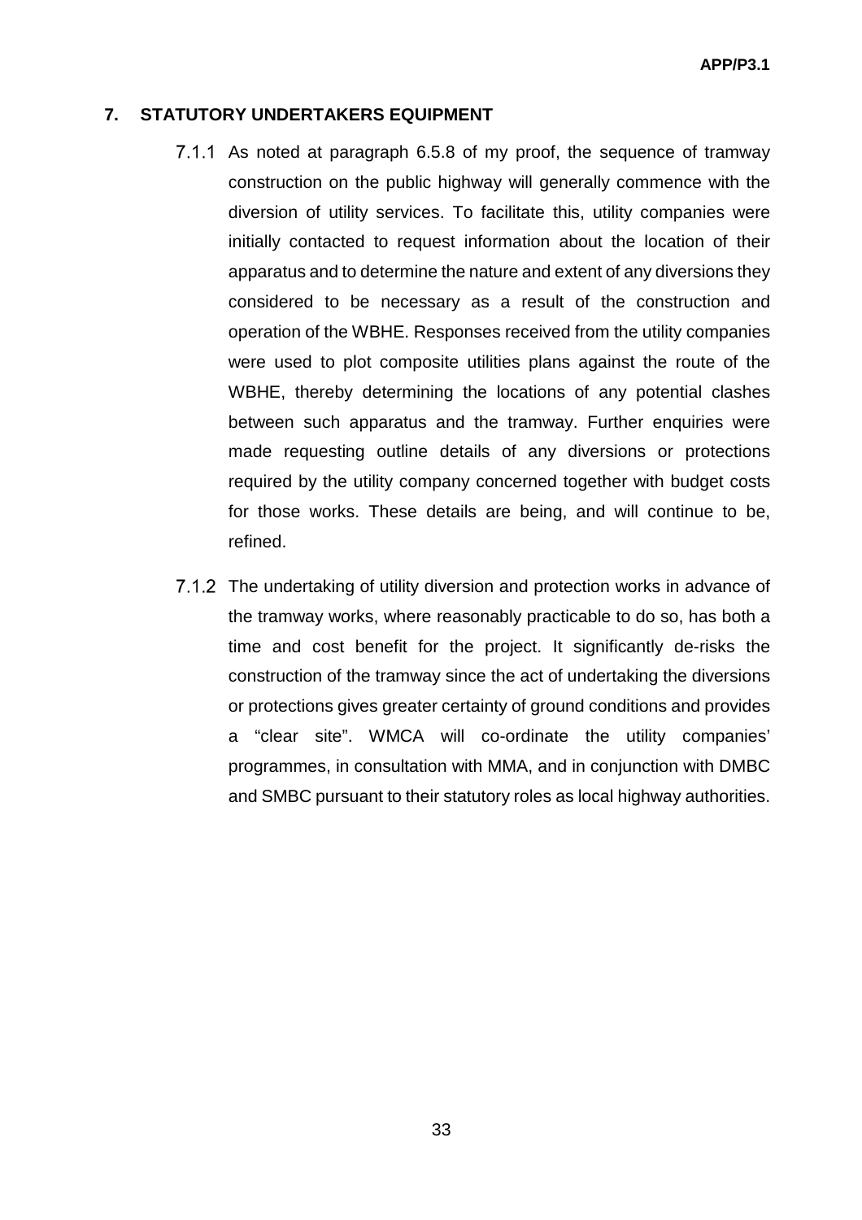## 7. STATUTORY UNDERTAKERS EQUIPMENT

7.1.1 As noted at paragraph 6.5.8 of my proof, the sequence of tramway construction on the public highway will generally commence with the diversion of utility services. To facilitate this, utility companies were initially contacted to request information about the location of their apparatus and to determine the nature and extent of any diversions they considered to be necessary as a result of the construction and operation of the WBHE. Responses received from the utility companies were used to plot composite utilities plans against the route of the WBHE, thereby determining the locations of any potential clashes between such apparatus and the tramway. Further enquiries were made requesting outline details of any diversions or protections required by the utility company concerned together with budget costs for those works. These details are being, and will continue to be, refined.

7.1.2 The undertaking of utility diversion and protection works in advance of the tramway works, where reasonably practicable to do so, has both a time and cost benefit for the project. It significantly de-risks the construction of the tramway since the act of undertaking the diversions or protections gives greater certainty of ground conditions and provides a "clear site". WMCA will co-ordinate the utility companies' programmes, in consultation with MMA, and in conjunction with DMBC and SMBC pursuant to their statutory roles as local highway authorities.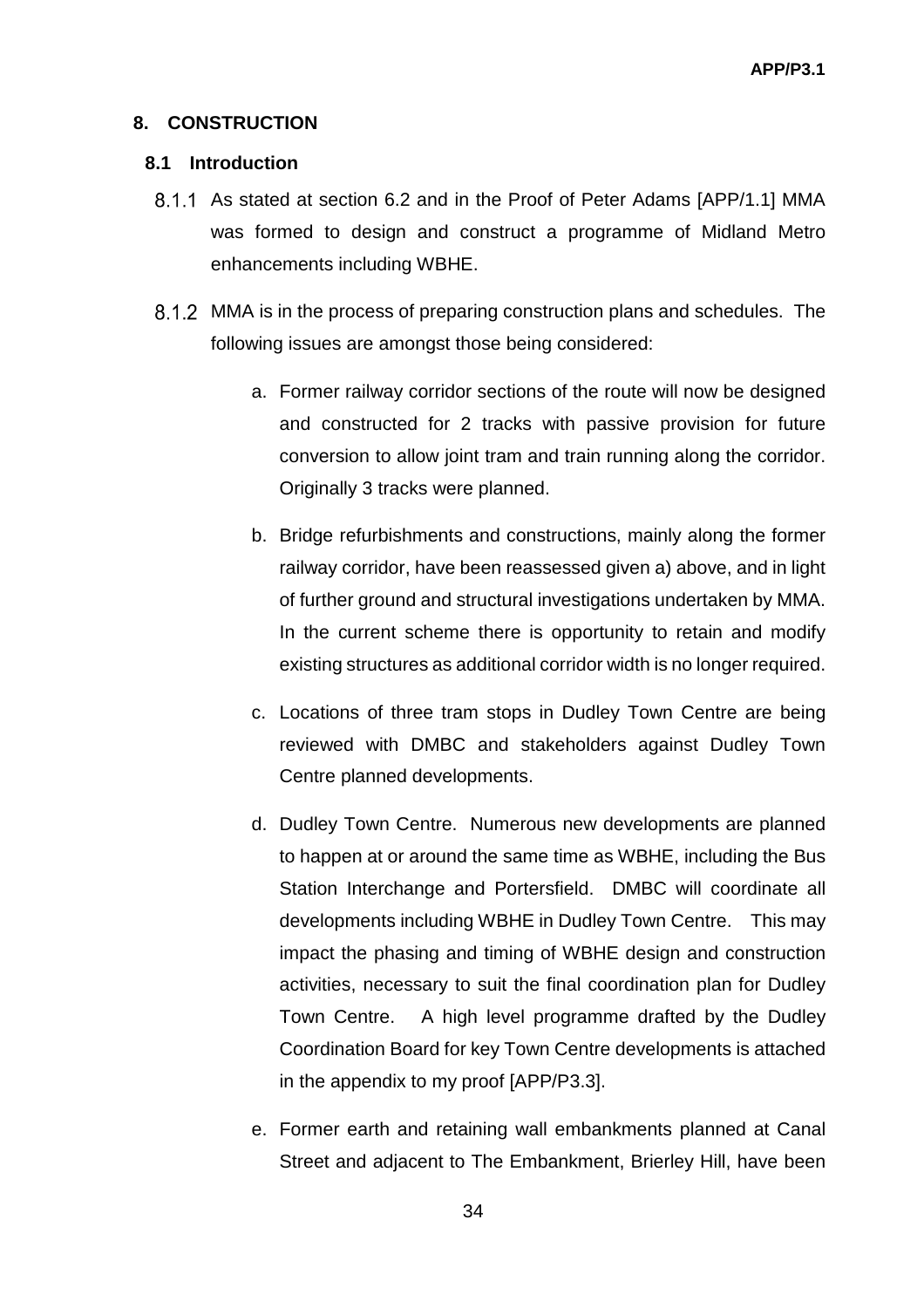## 8. CONSTRUCTION

### 8.1 Introduction

8.1.1 As stated at section 6.2 and in the Proof of Peter Adams [APP/1.1] MMA was formed to design and construct a programme of Midland Metro enhancements including WBHE.

8.1.2 MMA is in the process of preparing construction plans and schedules. The following issues are amongst those being considered:

a. Former railway corridor sections of the route will now be designed and constructed for 2 tracks with passive provision for future conversion to allow joint tram and train running along the corridor. Originally 3 tracks were planned.

b. Bridge refurbishments and constructions, mainly along the former railway corridor, have been reassessed given a) above, and in light of further ground and structural investigations undertaken by MMA. In the current scheme there is opportunity to retain and modify existing structures as additional corridor width is no longer required.

c. Locations of three tram stops in Dudley Town Centre are being reviewed with DMBC and stakeholders against Dudley Town Centre planned developments.

d. Dudley Town Centre. Numerous new developments are planned to happen at or around the same time as WBHE, including the Bus Station Interchange and Portersfield. DMBC will coordinate all developments including WBHE in Dudley Town Centre. This may impact the phasing and timing of WBHE design and construction activities, necessary to suit the final coordination plan for Dudley Town Centre. A high level programme drafted by the Dudley Coordination Board for key Town Centre developments is attached in the appendix to my proof [APP/P3.3].

e. Former earth and retaining wall embankments planned at Canal Street and adjacent to The Embankment, Brierley Hill, have been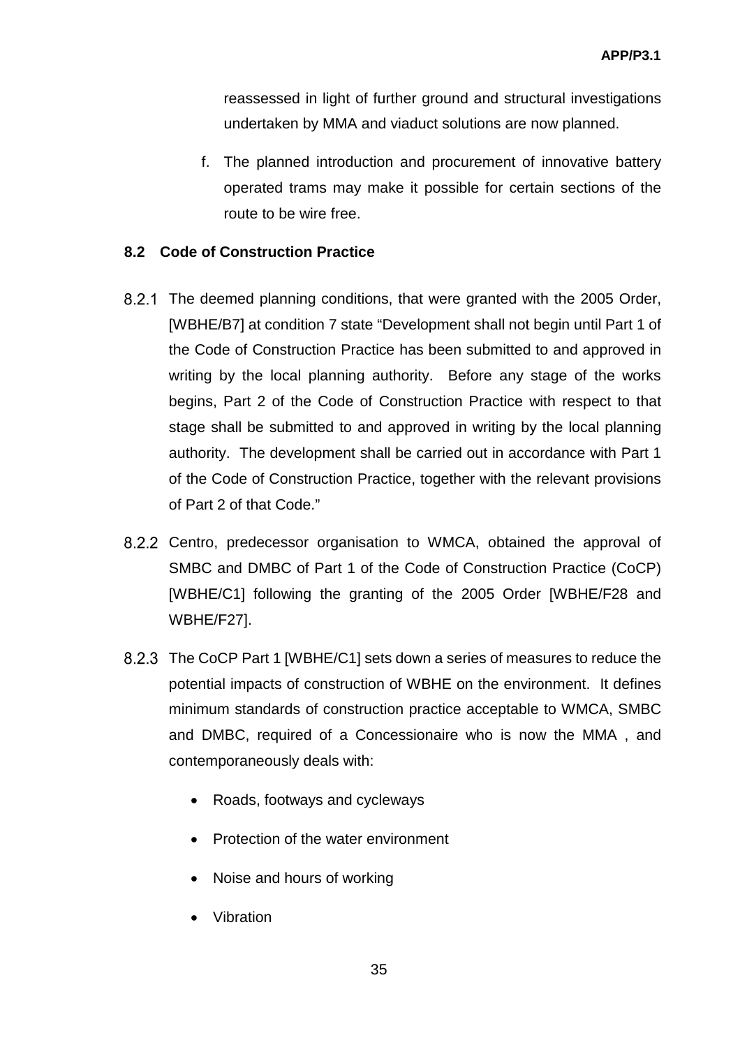reassessed in light of further ground and structural investigations undertaken by MMA and viaduct solutions are now planned.

f. The planned introduction and procurement of innovative battery operated trams may make it possible for certain sections of the route to be wire free.

## 8.2 Code of Construction Practice

8.2.1 The deemed planning conditions, that were granted with the 2005 Order, [WBHE/B7] at condition 7 state "Development shall not begin until Part 1 of the Code of Construction Practice has been submitted to and approved in writing by the local planning authority. Before any stage of the works begins, Part 2 of the Code of Construction Practice with respect to that stage shall be submitted to and approved in writing by the local planning authority. The development shall be carried out in accordance with Part 1 of the Code of Construction Practice, together with the relevant provisions of Part 2 of that Code."

8.2.2 Centro, predecessor organisation to WMCA, obtained the approval of SMBC and DMBC of Part 1 of the Code of Construction Practice (CoCP) [WBHE/C1] following the granting of the 2005 Order [WBHE/F28 and WBHE/F27].

8.2.3 The CoCP Part 1 [WBHE/C1] sets down a series of measures to reduce the potential impacts of construction of WBHE on the environment. It defines minimum standards of construction practice acceptable to WMCA, SMBC and DMBC, required of a Concessionaire who is now the MMA , and contemporaneously deals with:

- Roads, footways and cycleways
- Protection of the water environment
- Noise and hours of working
- Vibration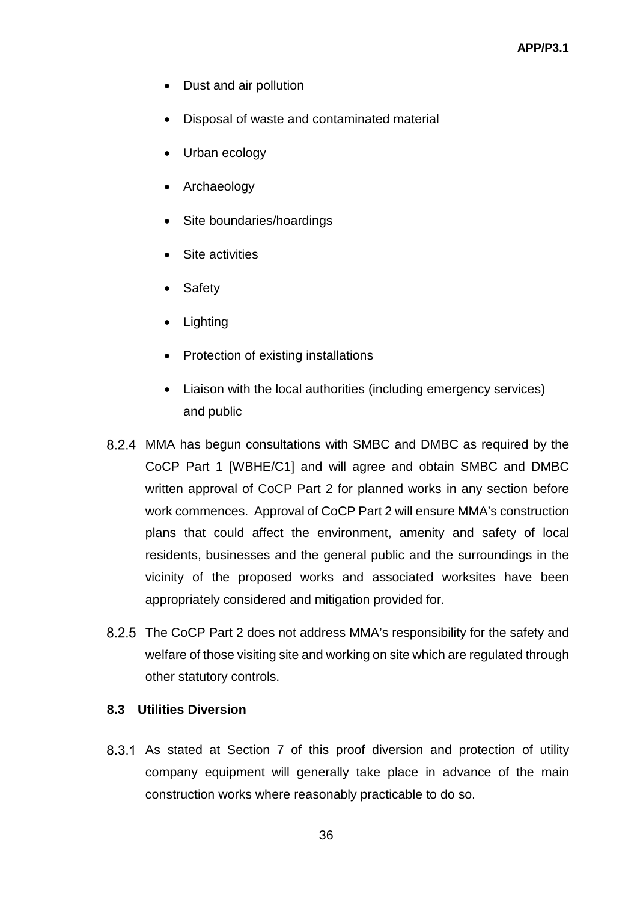- Dust and air pollution
- Disposal of waste and contaminated material
- Urban ecology
- Archaeology
- Site boundaries/hoardings
- Site activities
- Safety
- Lighting
- Protection of existing installations
- Liaison with the local authorities (including emergency services) and public

8.2.4 MMA has begun consultations with SMBC and DMBC as required by the CoCP Part 1 [WBHE/C1] and will agree and obtain SMBC and DMBC written approval of CoCP Part 2 for planned works in any section before work commences. Approval of CoCP Part 2 will ensure MMA's construction plans that could affect the environment, amenity and safety of local residents, businesses and the general public and the surroundings in the vicinity of the proposed works and associated worksites have been appropriately considered and mitigation provided for.

8.2.5 The CoCP Part 2 does not address MMA's responsibility for the safety and welfare of those visiting site and working on site which are regulated through other statutory controls.

### 8.3 Utilities Diversion

8.3.1 As stated at Section 7 of this proof diversion and protection of utility company equipment will generally take place in advance of the main construction works where reasonably practicable to do so.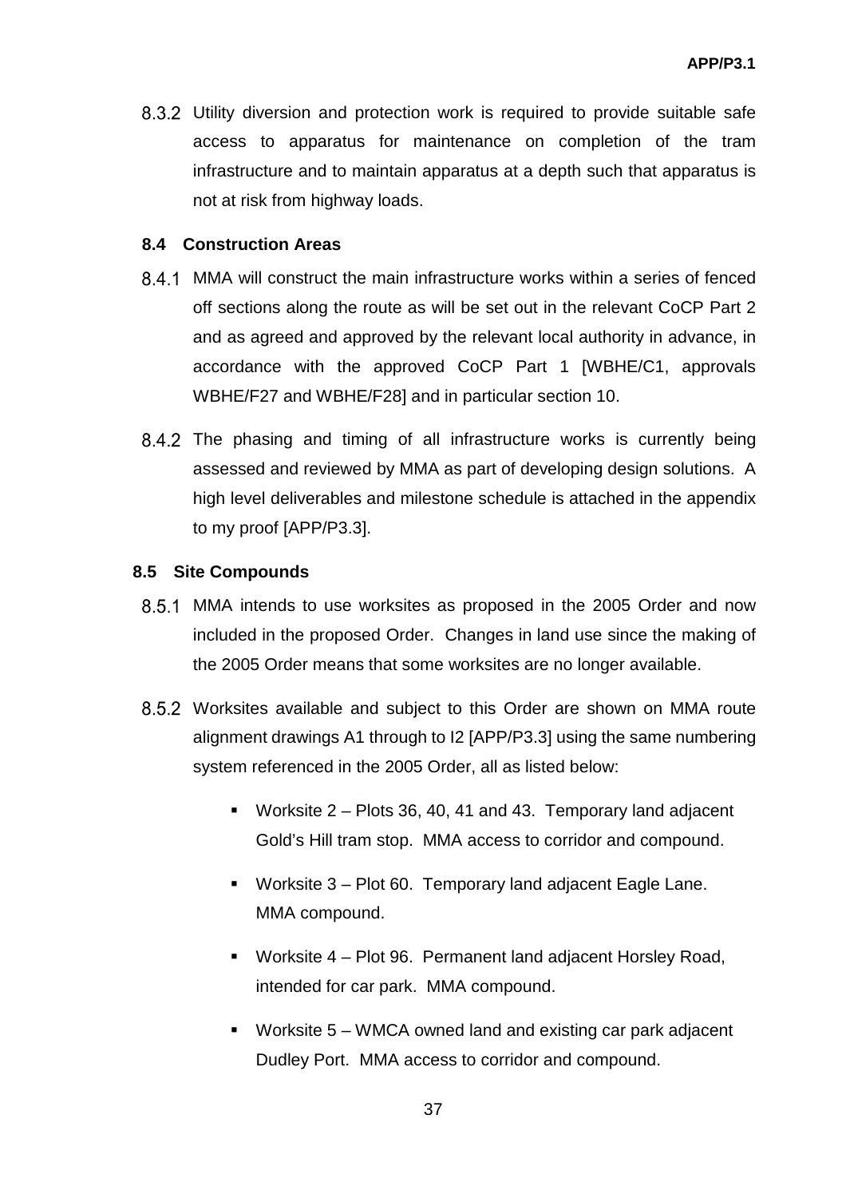8.3.2 Utility diversion and protection work is required to provide suitable safe access to apparatus for maintenance on completion of the tram infrastructure and to maintain apparatus at a depth such that apparatus is not at risk from highway loads.

### 8.4 Construction Areas

8.4.1 MMA will construct the main infrastructure works within a series of fenced off sections along the route as will be set out in the relevant CoCP Part 2 and as agreed and approved by the relevant local authority in advance, in accordance with the approved CoCP Part 1 [WBHE/C1, approvals WBHE/F27 and WBHE/F28] and in particular section 10.

8.4.2 The phasing and timing of all infrastructure works is currently being assessed and reviewed by MMA as part of developing design solutions. A high level deliverables and milestone schedule is attached in the appendix to my proof [APP/P3.3].

### 8.5 Site Compounds

8.5.1 MMA intends to use worksites as proposed in the 2005 Order and now included in the proposed Order. Changes in land use since the making of the 2005 Order means that some worksites are no longer available.

8.5.2 Worksites available and subject to this Order are shown on MMA route alignment drawings A1 through to I2 [APP/P3.3] using the same numbering system referenced in the 2005 Order, all as listed below:

- Worksite 2 – Plots 36, 40, 41 and 43. Temporary land adjacent Gold's Hill tram stop. MMA access to corridor and compound.
- Worksite 3 – Plot 60. Temporary land adjacent Eagle Lane. MMA compound.
- Worksite 4 – Plot 96. Permanent land adjacent Horsley Road, intended for car park. MMA compound.
- Worksite 5 – WMCA owned land and existing car park adjacent Dudley Port. MMA access to corridor and compound.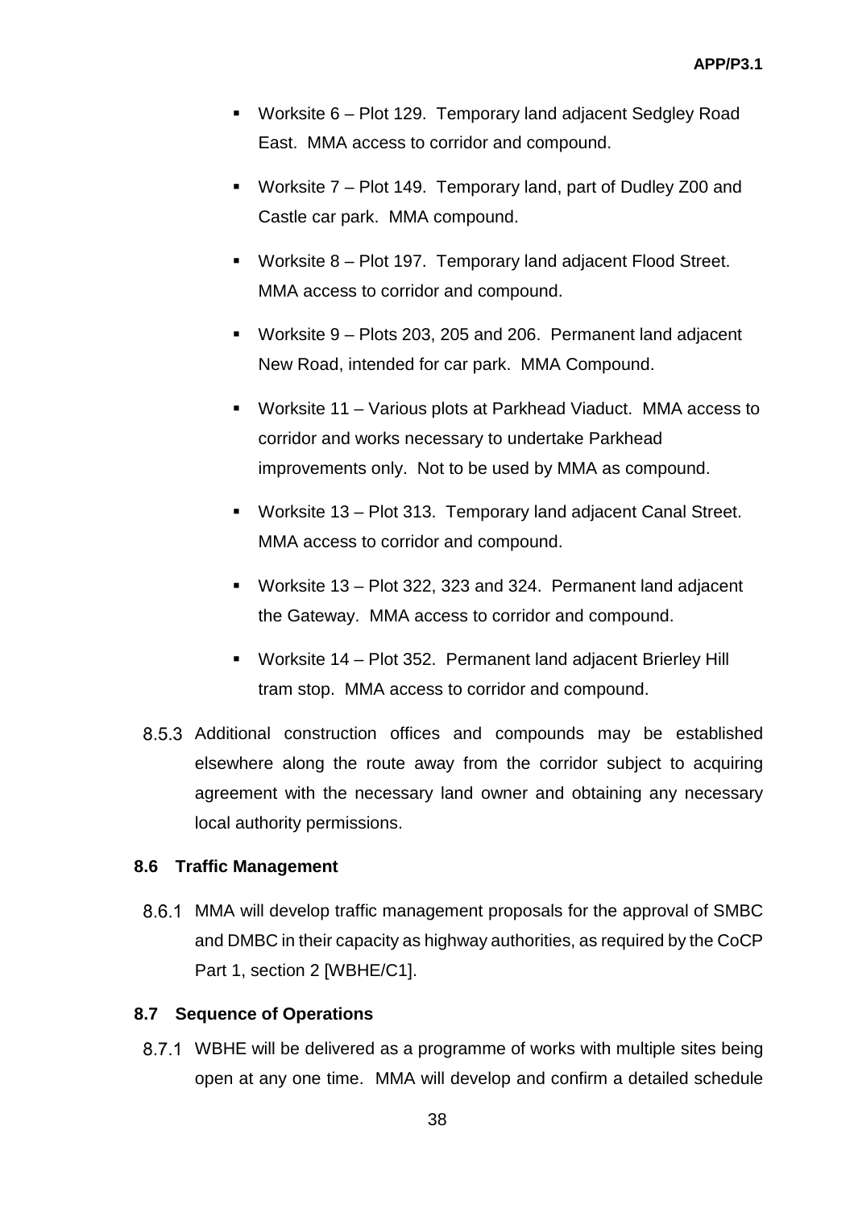- Worksite 6 – Plot 129. Temporary land adjacent Sedgley Road East. MMA access to corridor and compound.
- Worksite 7 – Plot 149. Temporary land, part of Dudley Z00 and Castle car park. MMA compound.
- Worksite 8 – Plot 197. Temporary land adjacent Flood Street. MMA access to corridor and compound.
- Worksite 9 – Plots 203, 205 and 206. Permanent land adjacent New Road, intended for car park. MMA Compound.
- Worksite 11 – Various plots at Parkhead Viaduct. MMA access to corridor and works necessary to undertake Parkhead improvements only. Not to be used by MMA as compound.
- Worksite 13 – Plot 313. Temporary land adjacent Canal Street. MMA access to corridor and compound.
- Worksite 13 – Plot 322, 323 and 324. Permanent land adjacent the Gateway. MMA access to corridor and compound.
- Worksite 14 – Plot 352. Permanent land adjacent Brierley Hill tram stop. MMA access to corridor and compound.

8.5.3 Additional construction offices and compounds may be established elsewhere along the route away from the corridor subject to acquiring agreement with the necessary land owner and obtaining any necessary local authority permissions.

### 8.6 Traffic Management

8.6.1 MMA will develop traffic management proposals for the approval of SMBC and DMBC in their capacity as highway authorities, as required by the CoCP Part 1, section 2 [WBHE/C1].

### 8.7 Sequence of Operations

8.7.1 WBHE will be delivered as a programme of works with multiple sites being open at any one time. MMA will develop and confirm a detailed schedule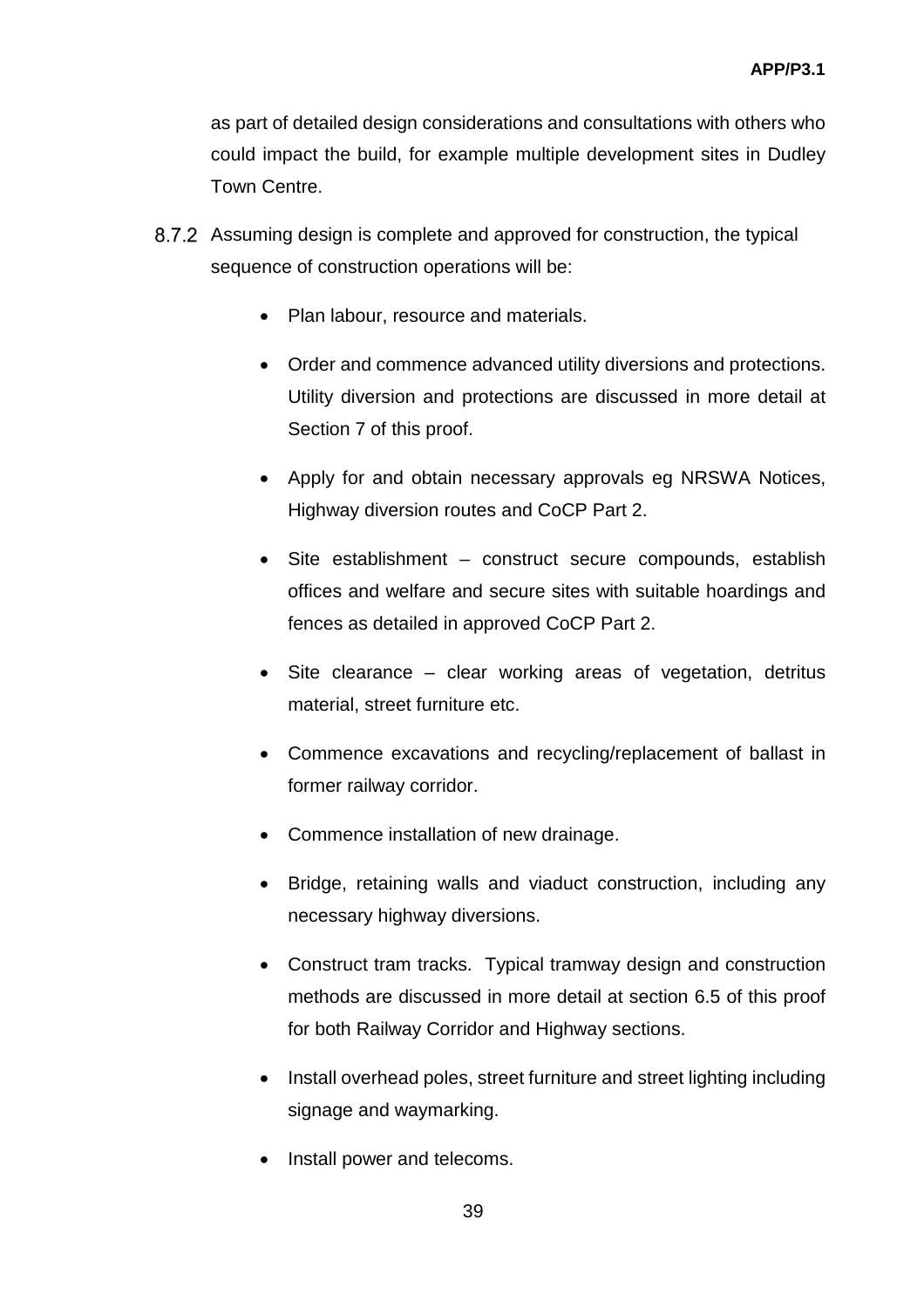as part of detailed design considerations and consultations with others who could impact the build, for example multiple development sites in Dudley Town Centre.

8.7.2 Assuming design is complete and approved for construction, the typical sequence of construction operations will be:

- Plan labour, resource and materials.
- Order and commence advanced utility diversions and protections. Utility diversion and protections are discussed in more detail at Section 7 of this proof.
- Apply for and obtain necessary approvals eg NRSWA Notices, Highway diversion routes and CoCP Part 2.
- Site establishment – construct secure compounds, establish offices and welfare and secure sites with suitable hoardings and fences as detailed in approved CoCP Part 2.
- Site clearance – clear working areas of vegetation, detritus material, street furniture etc.
- Commence excavations and recycling/replacement of ballast in former railway corridor.
- Commence installation of new drainage.
- Bridge, retaining walls and viaduct construction, including any necessary highway diversions.
- Construct tram tracks. Typical tramway design and construction methods are discussed in more detail at section 6.5 of this proof for both Railway Corridor and Highway sections.
- Install overhead poles, street furniture and street lighting including signage and waymarking.
- Install power and telecoms.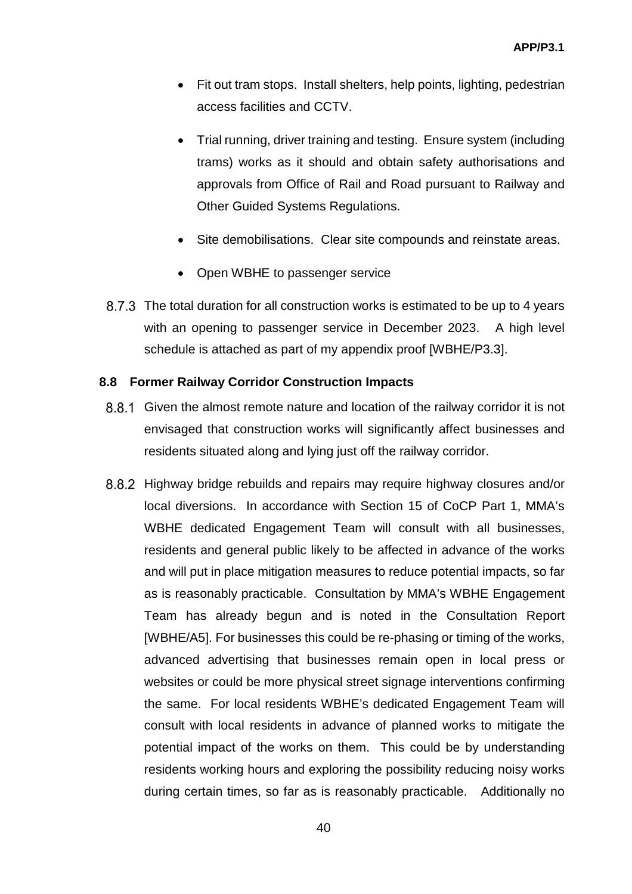- Fit out tram stops. Install shelters, help points, lighting, pedestrian access facilities and CCTV.

- Trial running, driver training and testing. Ensure system (including trams) works as it should and obtain safety authorisations and approvals from Office of Rail and Road pursuant to Railway and Other Guided Systems Regulations.

- Site demobilisations. Clear site compounds and reinstate areas.

- Open WBHE to passenger service

8.7.3 The total duration for all construction works is estimated to be up to 4 years with an opening to passenger service in December 2023. A high level schedule is attached as part of my appendix proof [WBHE/P3.3].

### 8.8 Former Railway Corridor Construction Impacts

8.8.1 Given the almost remote nature and location of the railway corridor it is not envisaged that construction works will significantly affect businesses and residents situated along and lying just off the railway corridor.

8.8.2 Highway bridge rebuilds and repairs may require highway closures and/or local diversions. In accordance with Section 15 of CoCP Part 1, MMA's WBHE dedicated Engagement Team will consult with all businesses, residents and general public likely to be affected in advance of the works and will put in place mitigation measures to reduce potential impacts, so far as is reasonably practicable. Consultation by MMA's WBHE Engagement Team has already begun and is noted in the Consultation Report [WBHE/A5]. For businesses this could be re-phasing or timing of the works, advanced advertising that businesses remain open in local press or websites or could be more physical street signage interventions confirming the same. For local residents WBHE's dedicated Engagement Team will consult with local residents in advance of planned works to mitigate the potential impact of the works on them. This could be by understanding residents working hours and exploring the possibility reducing noisy works during certain times, so far as is reasonably practicable. Additionally no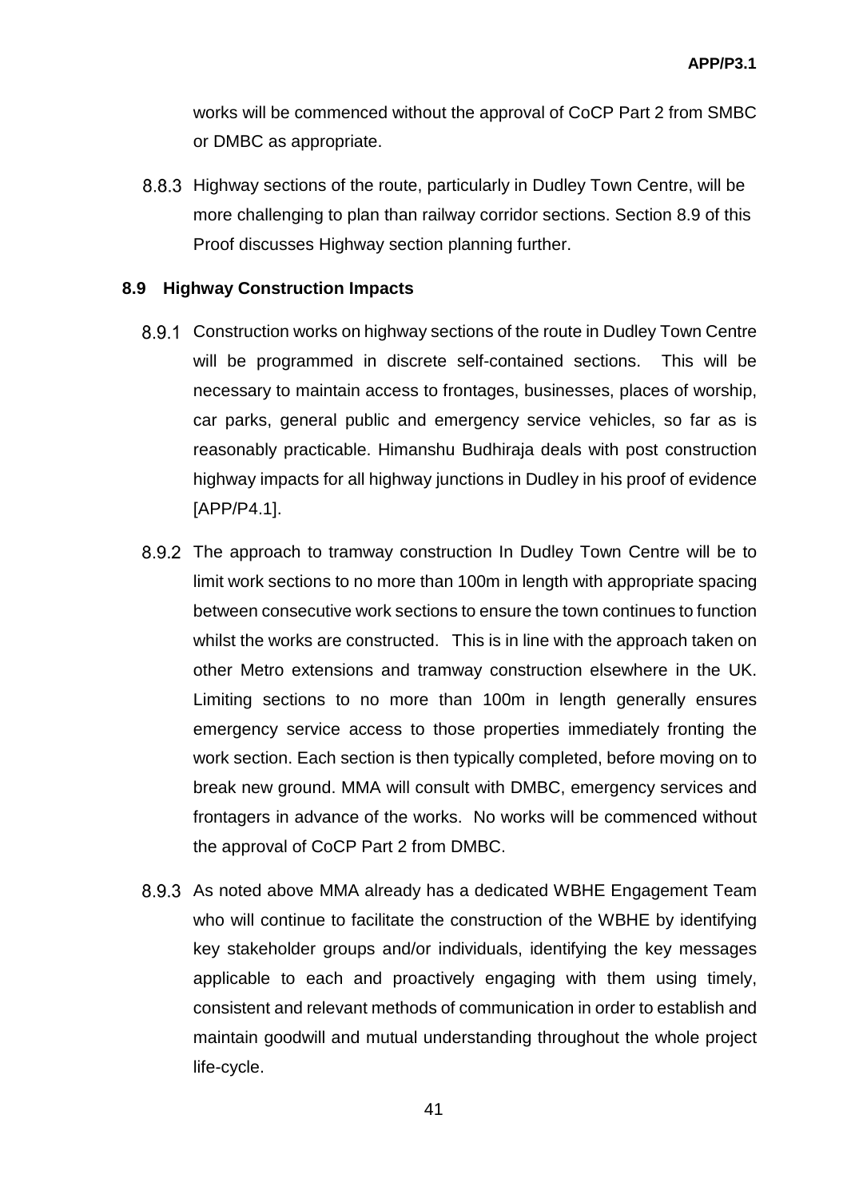works will be commenced without the approval of CoCP Part 2 from SMBC or DMBC as appropriate.

8.8.3 Highway sections of the route, particularly in Dudley Town Centre, will be more challenging to plan than railway corridor sections. Section 8.9 of this Proof discusses Highway section planning further.

## 8.9 Highway Construction Impacts

8.9.1 Construction works on highway sections of the route in Dudley Town Centre will be programmed in discrete self-contained sections. This will be necessary to maintain access to frontages, businesses, places of worship, car parks, general public and emergency service vehicles, so far as is reasonably practicable. Himanshu Budhiraja deals with post construction highway impacts for all highway junctions in Dudley in his proof of evidence [APP/P4.1].

8.9.2 The approach to tramway construction In Dudley Town Centre will be to limit work sections to no more than 100m in length with appropriate spacing between consecutive work sections to ensure the town continues to function whilst the works are constructed. This is in line with the approach taken on other Metro extensions and tramway construction elsewhere in the UK. Limiting sections to no more than 100m in length generally ensures emergency service access to those properties immediately fronting the work section. Each section is then typically completed, before moving on to break new ground. MMA will consult with DMBC, emergency services and frontagers in advance of the works. No works will be commenced without the approval of CoCP Part 2 from DMBC.

8.9.3 As noted above MMA already has a dedicated WBHE Engagement Team who will continue to facilitate the construction of the WBHE by identifying key stakeholder groups and/or individuals, identifying the key messages applicable to each and proactively engaging with them using timely, consistent and relevant methods of communication in order to establish and maintain goodwill and mutual understanding throughout the whole project life-cycle.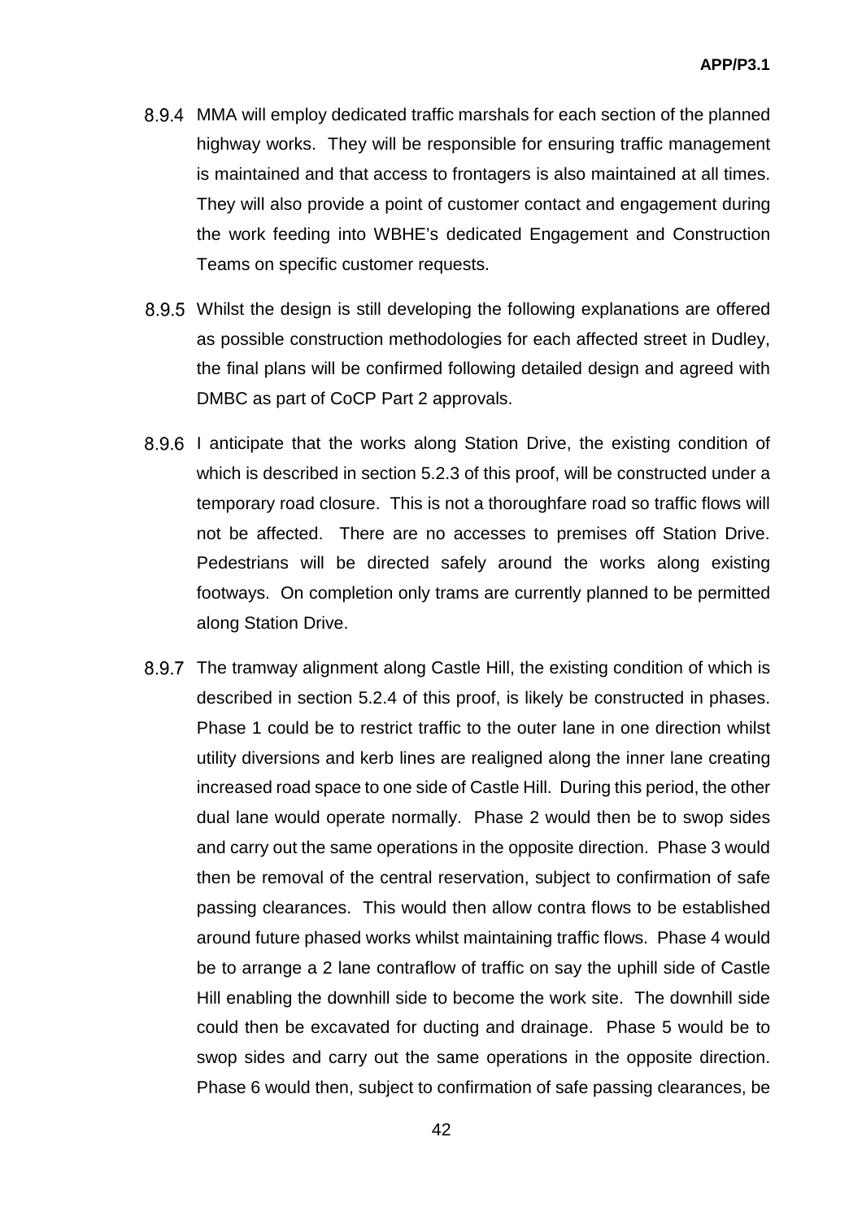8.9.4 MMA will employ dedicated traffic marshals for each section of the planned highway works. They will be responsible for ensuring traffic management is maintained and that access to frontagers is also maintained at all times. They will also provide a point of customer contact and engagement during the work feeding into WBHE's dedicated Engagement and Construction Teams on specific customer requests.

8.9.5 Whilst the design is still developing the following explanations are offered as possible construction methodologies for each affected street in Dudley, the final plans will be confirmed following detailed design and agreed with DMBC as part of CoCP Part 2 approvals.

8.9.6 I anticipate that the works along Station Drive, the existing condition of which is described in section 5.2.3 of this proof, will be constructed under a temporary road closure. This is not a thoroughfare road so traffic flows will not be affected. There are no accesses to premises off Station Drive. Pedestrians will be directed safely around the works along existing footways. On completion only trams are currently planned to be permitted along Station Drive.

8.9.7 The tramway alignment along Castle Hill, the existing condition of which is described in section 5.2.4 of this proof, is likely be constructed in phases. Phase 1 could be to restrict traffic to the outer lane in one direction whilst utility diversions and kerb lines are realigned along the inner lane creating increased road space to one side of Castle Hill. During this period, the other dual lane would operate normally. Phase 2 would then be to swop sides and carry out the same operations in the opposite direction. Phase 3 would then be removal of the central reservation, subject to confirmation of safe passing clearances. This would then allow contra flows to be established around future phased works whilst maintaining traffic flows. Phase 4 would be to arrange a 2 lane contraflow of traffic on say the uphill side of Castle Hill enabling the downhill side to become the work site. The downhill side could then be excavated for ducting and drainage. Phase 5 would be to swop sides and carry out the same operations in the opposite direction. Phase 6 would then, subject to confirmation of safe passing clearances, be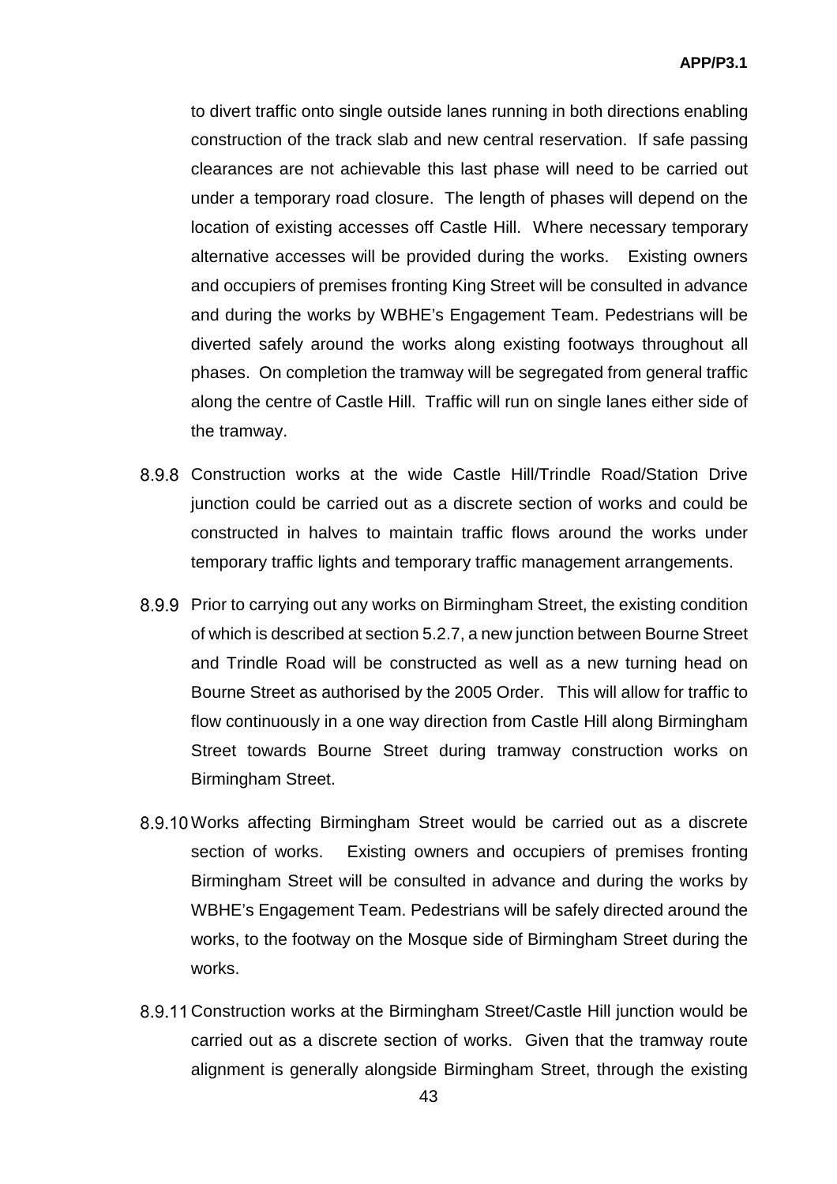to divert traffic onto single outside lanes running in both directions enabling construction of the track slab and new central reservation. If safe passing clearances are not achievable this last phase will need to be carried out under a temporary road closure. The length of phases will depend on the location of existing accesses off Castle Hill. Where necessary temporary alternative accesses will be provided during the works. Existing owners and occupiers of premises fronting King Street will be consulted in advance and during the works by WBHE's Engagement Team. Pedestrians will be diverted safely around the works along existing footways throughout all phases. On completion the tramway will be segregated from general traffic along the centre of Castle Hill. Traffic will run on single lanes either side of the tramway.

8.9.8 Construction works at the wide Castle Hill/Trindle Road/Station Drive junction could be carried out as a discrete section of works and could be constructed in halves to maintain traffic flows around the works under temporary traffic lights and temporary traffic management arrangements.

8.9.9 Prior to carrying out any works on Birmingham Street, the existing condition of which is described at section 5.2.7, a new junction between Bourne Street and Trindle Road will be constructed as well as a new turning head on Bourne Street as authorised by the 2005 Order. This will allow for traffic to flow continuously in a one way direction from Castle Hill along Birmingham Street towards Bourne Street during tramway construction works on Birmingham Street.

8.9.10 Works affecting Birmingham Street would be carried out as a discrete section of works. Existing owners and occupiers of premises fronting Birmingham Street will be consulted in advance and during the works by WBHE's Engagement Team. Pedestrians will be safely directed around the works, to the footway on the Mosque side of Birmingham Street during the works.

8.9.11 Construction works at the Birmingham Street/Castle Hill junction would be carried out as a discrete section of works. Given that the tramway route alignment is generally alongside Birmingham Street, through the existing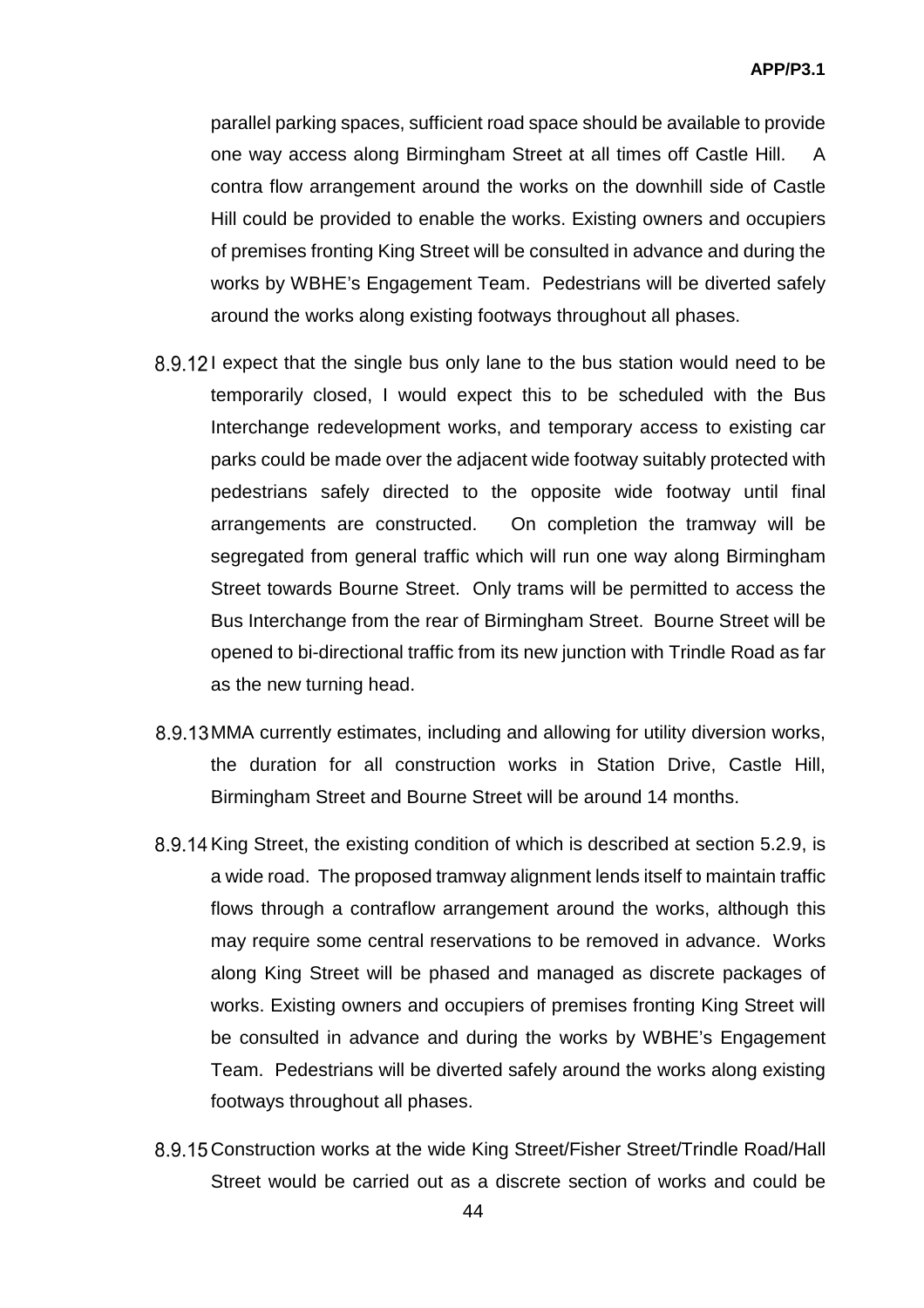parallel parking spaces, sufficient road space should be available to provide one way access along Birmingham Street at all times off Castle Hill. A contra flow arrangement around the works on the downhill side of Castle Hill could be provided to enable the works. Existing owners and occupiers of premises fronting King Street will be consulted in advance and during the works by WBHE's Engagement Team. Pedestrians will be diverted safely around the works along existing footways throughout all phases.

8.9.12 I expect that the single bus only lane to the bus station would need to be temporarily closed, I would expect this to be scheduled with the Bus Interchange redevelopment works, and temporary access to existing car parks could be made over the adjacent wide footway suitably protected with pedestrians safely directed to the opposite wide footway until final arrangements are constructed. On completion the tramway will be segregated from general traffic which will run one way along Birmingham Street towards Bourne Street. Only trams will be permitted to access the Bus Interchange from the rear of Birmingham Street. Bourne Street will be opened to bi-directional traffic from its new junction with Trindle Road as far as the new turning head.

8.9.13 MMA currently estimates, including and allowing for utility diversion works, the duration for all construction works in Station Drive, Castle Hill, Birmingham Street and Bourne Street will be around 14 months.

8.9.14 King Street, the existing condition of which is described at section 5.2.9, is a wide road. The proposed tramway alignment lends itself to maintain traffic flows through a contraflow arrangement around the works, although this may require some central reservations to be removed in advance. Works along King Street will be phased and managed as discrete packages of works. Existing owners and occupiers of premises fronting King Street will be consulted in advance and during the works by WBHE's Engagement Team. Pedestrians will be diverted safely around the works along existing footways throughout all phases.

8.9.15 Construction works at the wide King Street/Fisher Street/Trindle Road/Hall Street would be carried out as a discrete section of works and could be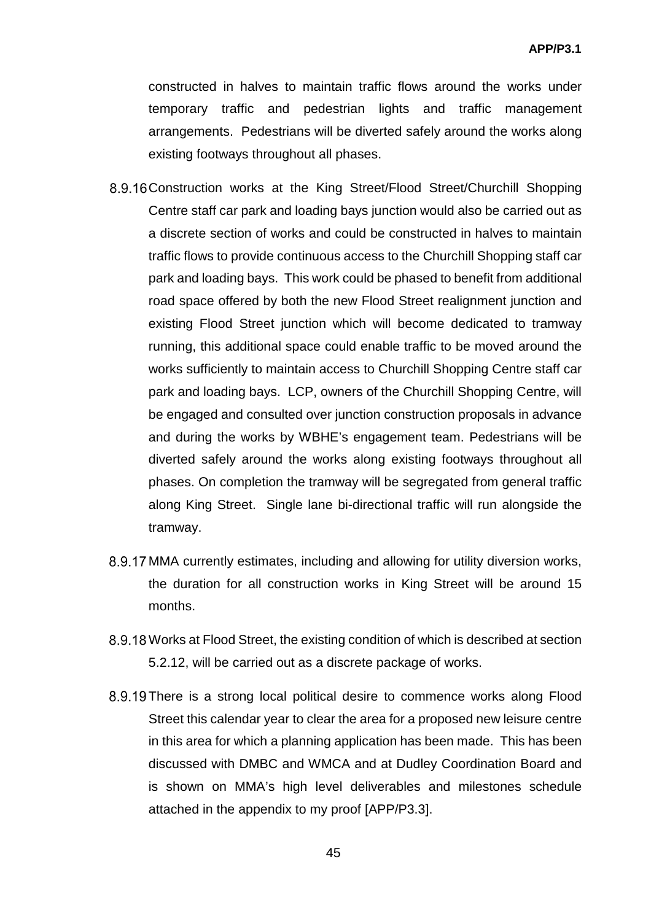constructed in halves to maintain traffic flows around the works under temporary traffic and pedestrian lights and traffic management arrangements. Pedestrians will be diverted safely around the works along existing footways throughout all phases.

8.9.16 Construction works at the King Street/Flood Street/Churchill Shopping Centre staff car park and loading bays junction would also be carried out as a discrete section of works and could be constructed in halves to maintain traffic flows to provide continuous access to the Churchill Shopping staff car park and loading bays. This work could be phased to benefit from additional road space offered by both the new Flood Street realignment junction and existing Flood Street junction which will become dedicated to tramway running, this additional space could enable traffic to be moved around the works sufficiently to maintain access to Churchill Shopping Centre staff car park and loading bays. LCP, owners of the Churchill Shopping Centre, will be engaged and consulted over junction construction proposals in advance and during the works by WBHE's engagement team. Pedestrians will be diverted safely around the works along existing footways throughout all phases. On completion the tramway will be segregated from general traffic along King Street. Single lane bi-directional traffic will run alongside the tramway.

8.9.17 MMA currently estimates, including and allowing for utility diversion works, the duration for all construction works in King Street will be around 15 months.

8.9.18 Works at Flood Street, the existing condition of which is described at section 5.2.12, will be carried out as a discrete package of works.

8.9.19 There is a strong local political desire to commence works along Flood Street this calendar year to clear the area for a proposed new leisure centre in this area for which a planning application has been made. This has been discussed with DMBC and WMCA and at Dudley Coordination Board and is shown on MMA's high level deliverables and milestones schedule attached in the appendix to my proof [APP/P3.3].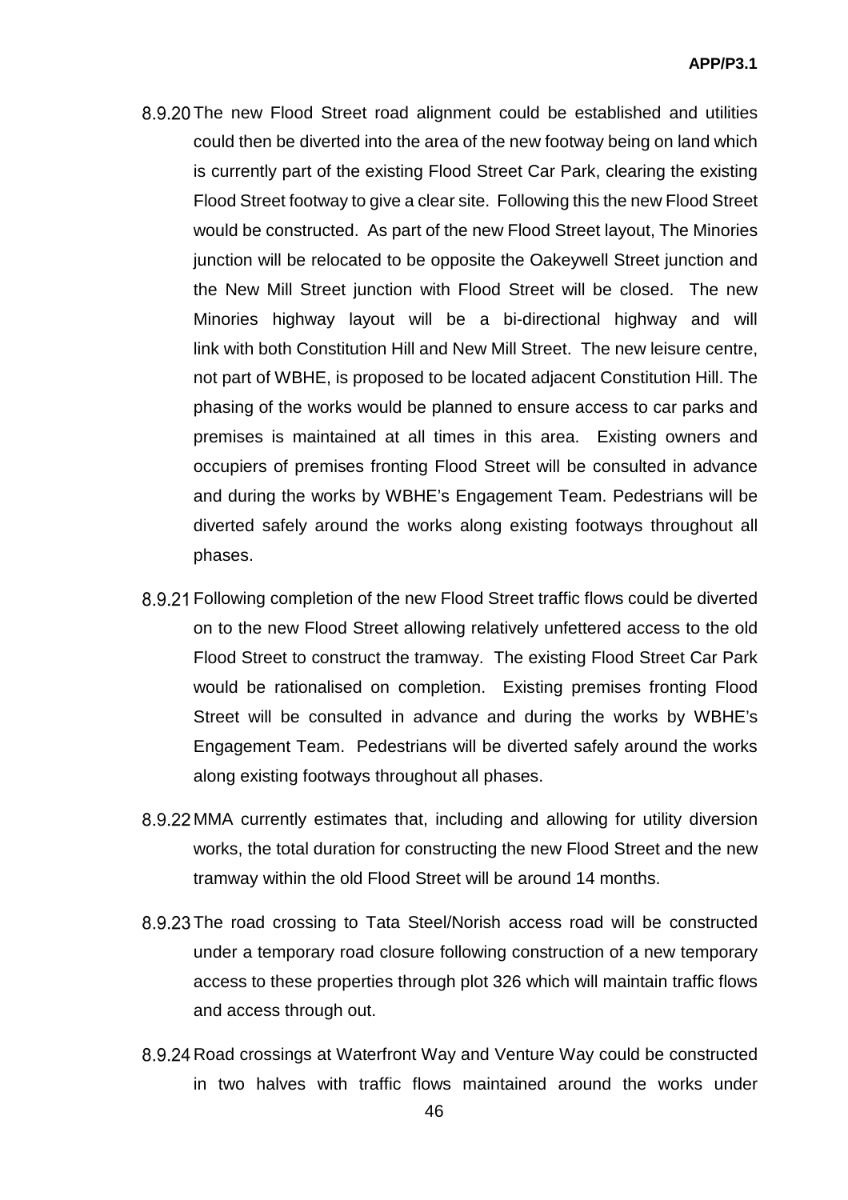8.9.20 The new Flood Street road alignment could be established and utilities could then be diverted into the area of the new footway being on land which is currently part of the existing Flood Street Car Park, clearing the existing Flood Street footway to give a clear site. Following this the new Flood Street would be constructed. As part of the new Flood Street layout, The Minories junction will be relocated to be opposite the Oakeywell Street junction and the New Mill Street junction with Flood Street will be closed. The new Minories highway layout will be a bi-directional highway and will link with both Constitution Hill and New Mill Street. The new leisure centre, not part of WBHE, is proposed to be located adjacent Constitution Hill. The phasing of the works would be planned to ensure access to car parks and premises is maintained at all times in this area. Existing owners and occupiers of premises fronting Flood Street will be consulted in advance and during the works by WBHE's Engagement Team. Pedestrians will be diverted safely around the works along existing footways throughout all phases.

8.9.21 Following completion of the new Flood Street traffic flows could be diverted on to the new Flood Street allowing relatively unfettered access to the old Flood Street to construct the tramway. The existing Flood Street Car Park would be rationalised on completion. Existing premises fronting Flood Street will be consulted in advance and during the works by WBHE's Engagement Team. Pedestrians will be diverted safely around the works along existing footways throughout all phases.

8.9.22 MMA currently estimates that, including and allowing for utility diversion works, the total duration for constructing the new Flood Street and the new tramway within the old Flood Street will be around 14 months.

8.9.23 The road crossing to Tata Steel/Norish access road will be constructed under a temporary road closure following construction of a new temporary access to these properties through plot 326 which will maintain traffic flows and access through out.

8.9.24 Road crossings at Waterfront Way and Venture Way could be constructed in two halves with traffic flows maintained around the works under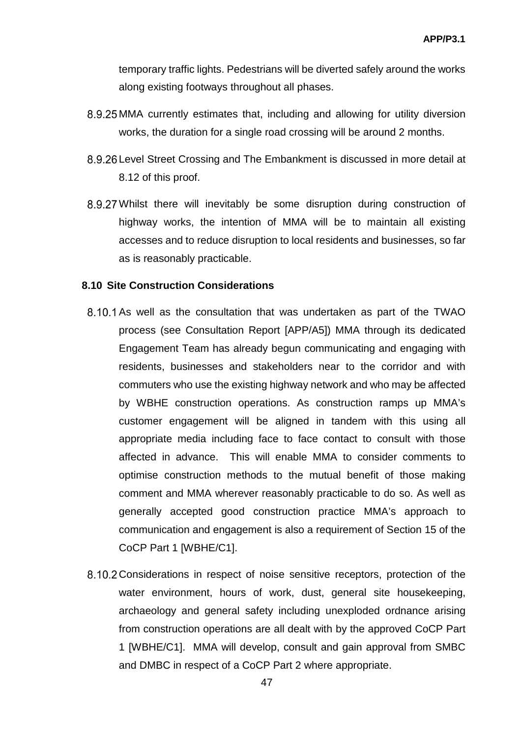temporary traffic lights. Pedestrians will be diverted safely around the works along existing footways throughout all phases.

8.9.25 MMA currently estimates that, including and allowing for utility diversion works, the duration for a single road crossing will be around 2 months.

8.9.26 Level Street Crossing and The Embankment is discussed in more detail at 8.12 of this proof.

8.9.27 Whilst there will inevitably be some disruption during construction of highway works, the intention of MMA will be to maintain all existing accesses and to reduce disruption to local residents and businesses, so far as is reasonably practicable.

### 8.10 Site Construction Considerations

8.10.1 As well as the consultation that was undertaken as part of the TWAO process (see Consultation Report [APP/A5]) MMA through its dedicated Engagement Team has already begun communicating and engaging with residents, businesses and stakeholders near to the corridor and with commuters who use the existing highway network and who may be affected by WBHE construction operations. As construction ramps up MMA's customer engagement will be aligned in tandem with this using all appropriate media including face to face contact to consult with those affected in advance. This will enable MMA to consider comments to optimise construction methods to the mutual benefit of those making comment and MMA wherever reasonably practicable to do so. As well as generally accepted good construction practice MMA's approach to communication and engagement is also a requirement of Section 15 of the CoCP Part 1 [WBHE/C1].

8.10.2 Considerations in respect of noise sensitive receptors, protection of the water environment, hours of work, dust, general site housekeeping, archaeology and general safety including unexploded ordnance arising from construction operations are all dealt with by the approved CoCP Part 1 [WBHE/C1]. MMA will develop, consult and gain approval from SMBC and DMBC in respect of a CoCP Part 2 where appropriate.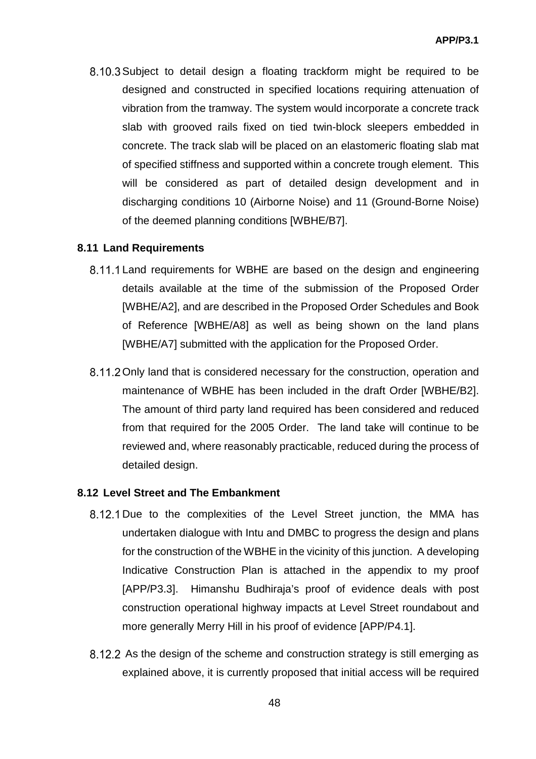8.10.3 Subject to detail design a floating trackform might be required to be designed and constructed in specified locations requiring attenuation of vibration from the tramway. The system would incorporate a concrete track slab with grooved rails fixed on tied twin-block sleepers embedded in concrete. The track slab will be placed on an elastomeric floating slab mat of specified stiffness and supported within a concrete trough element. This will be considered as part of detailed design development and in discharging conditions 10 (Airborne Noise) and 11 (Ground-Borne Noise) of the deemed planning conditions [WBHE/B7].

### 8.11 Land Requirements

8.11.1 Land requirements for WBHE are based on the design and engineering details available at the time of the submission of the Proposed Order [WBHE/A2], and are described in the Proposed Order Schedules and Book of Reference [WBHE/A8] as well as being shown on the land plans [WBHE/A7] submitted with the application for the Proposed Order.

8.11.2 Only land that is considered necessary for the construction, operation and maintenance of WBHE has been included in the draft Order [WBHE/B2]. The amount of third party land required has been considered and reduced from that required for the 2005 Order. The land take will continue to be reviewed and, where reasonably practicable, reduced during the process of detailed design.

### 8.12 Level Street and The Embankment

8.12.1 Due to the complexities of the Level Street junction, the MMA has undertaken dialogue with Intu and DMBC to progress the design and plans for the construction of the WBHE in the vicinity of this junction. A developing Indicative Construction Plan is attached in the appendix to my proof [APP/P3.3]. Himanshu Budhiraja's proof of evidence deals with post construction operational highway impacts at Level Street roundabout and more generally Merry Hill in his proof of evidence [APP/P4.1].

8.12.2 As the design of the scheme and construction strategy is still emerging as explained above, it is currently proposed that initial access will be required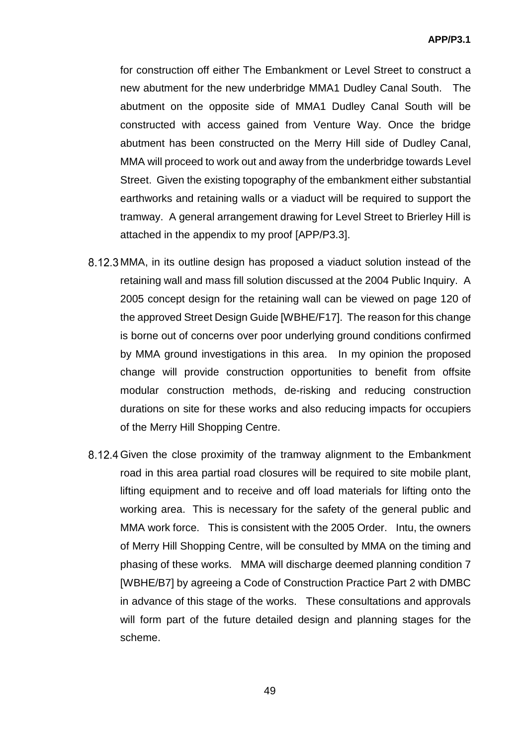for construction off either The Embankment or Level Street to construct a new abutment for the new underbridge MMA1 Dudley Canal South. The abutment on the opposite side of MMA1 Dudley Canal South will be constructed with access gained from Venture Way. Once the bridge abutment has been constructed on the Merry Hill side of Dudley Canal, MMA will proceed to work out and away from the underbridge towards Level Street. Given the existing topography of the embankment either substantial earthworks and retaining walls or a viaduct will be required to support the tramway. A general arrangement drawing for Level Street to Brierley Hill is attached in the appendix to my proof [APP/P3.3].

8.12.3 MMA, in its outline design has proposed a viaduct solution instead of the retaining wall and mass fill solution discussed at the 2004 Public Inquiry. A 2005 concept design for the retaining wall can be viewed on page 120 of the approved Street Design Guide [WBHE/F17]. The reason for this change is borne out of concerns over poor underlying ground conditions confirmed by MMA ground investigations in this area. In my opinion the proposed change will provide construction opportunities to benefit from offsite modular construction methods, de-risking and reducing construction durations on site for these works and also reducing impacts for occupiers of the Merry Hill Shopping Centre.

8.12.4 Given the close proximity of the tramway alignment to the Embankment road in this area partial road closures will be required to site mobile plant, lifting equipment and to receive and off load materials for lifting onto the working area. This is necessary for the safety of the general public and MMA work force. This is consistent with the 2005 Order. Intu, the owners of Merry Hill Shopping Centre, will be consulted by MMA on the timing and phasing of these works. MMA will discharge deemed planning condition 7 [WBHE/B7] by agreeing a Code of Construction Practice Part 2 with DMBC in advance of this stage of the works. These consultations and approvals will form part of the future detailed design and planning stages for the scheme.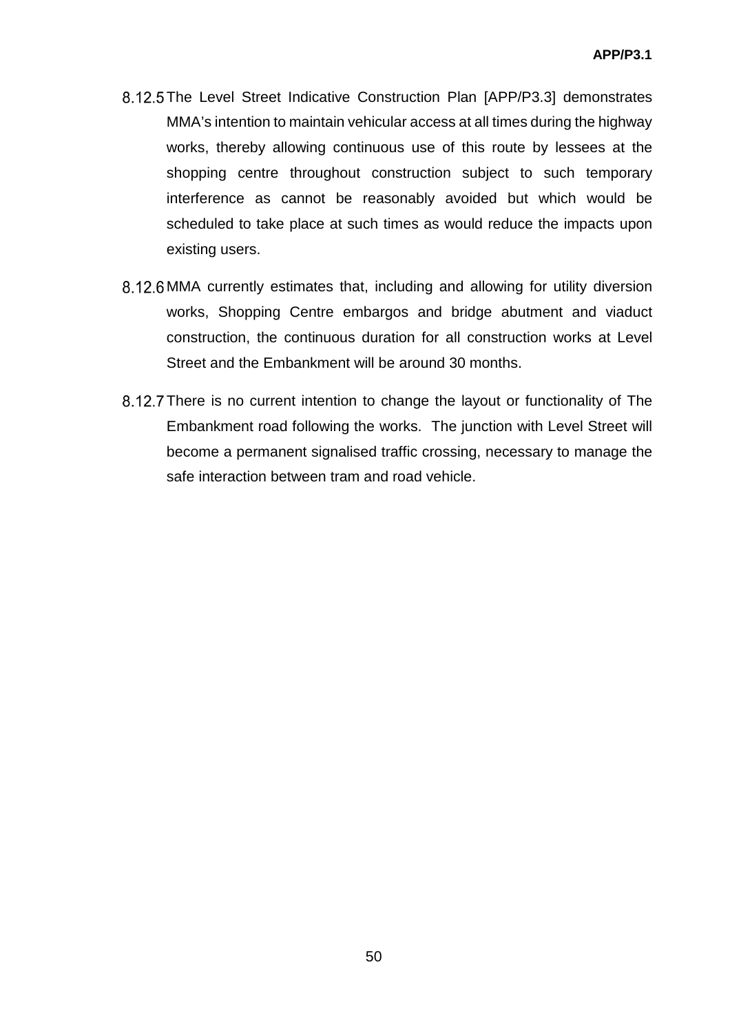8.12.5 The Level Street Indicative Construction Plan [APP/P3.3] demonstrates MMA's intention to maintain vehicular access at all times during the highway works, thereby allowing continuous use of this route by lessees at the shopping centre throughout construction subject to such temporary interference as cannot be reasonably avoided but which would be scheduled to take place at such times as would reduce the impacts upon existing users.

8.12.6 MMA currently estimates that, including and allowing for utility diversion works, Shopping Centre embargos and bridge abutment and viaduct construction, the continuous duration for all construction works at Level Street and the Embankment will be around 30 months.

8.12.7 There is no current intention to change the layout or functionality of The Embankment road following the works. The junction with Level Street will become a permanent signalised traffic crossing, necessary to manage the safe interaction between tram and road vehicle.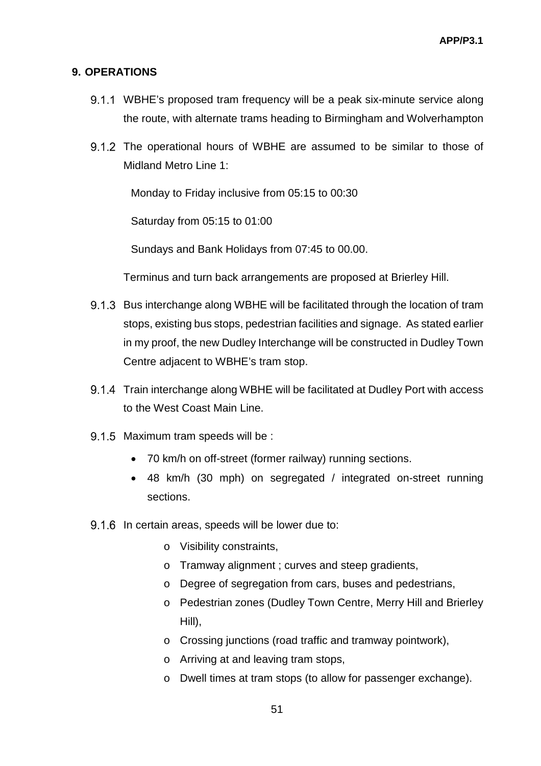## 9. OPERATIONS

9.1.1 WBHE's proposed tram frequency will be a peak six-minute service along the route, with alternate trams heading to Birmingham and Wolverhampton

9.1.2 The operational hours of WBHE are assumed to be similar to those of Midland Metro Line 1:

Monday to Friday inclusive from 05:15 to 00:30

Saturday from 05:15 to 01:00

Sundays and Bank Holidays from 07:45 to 00.00.

Terminus and turn back arrangements are proposed at Brierley Hill.

9.1.3 Bus interchange along WBHE will be facilitated through the location of tram stops, existing bus stops, pedestrian facilities and signage. As stated earlier in my proof, the new Dudley Interchange will be constructed in Dudley Town Centre adjacent to WBHE's tram stop.

9.1.4 Train interchange along WBHE will be facilitated at Dudley Port with access to the West Coast Main Line.

9.1.5 Maximum tram speeds will be :

- 70 km/h on off-street (former railway) running sections.
- 48 km/h (30 mph) on segregated / integrated on-street running sections.

9.1.6 In certain areas, speeds will be lower due to:

- Visibility constraints,
- Tramway alignment ; curves and steep gradients,
- Degree of segregation from cars, buses and pedestrians,
- Pedestrian zones (Dudley Town Centre, Merry Hill and Brierley Hill),
- Crossing junctions (road traffic and tramway pointwork),
- Arriving at and leaving tram stops,
- Dwell times at tram stops (to allow for passenger exchange).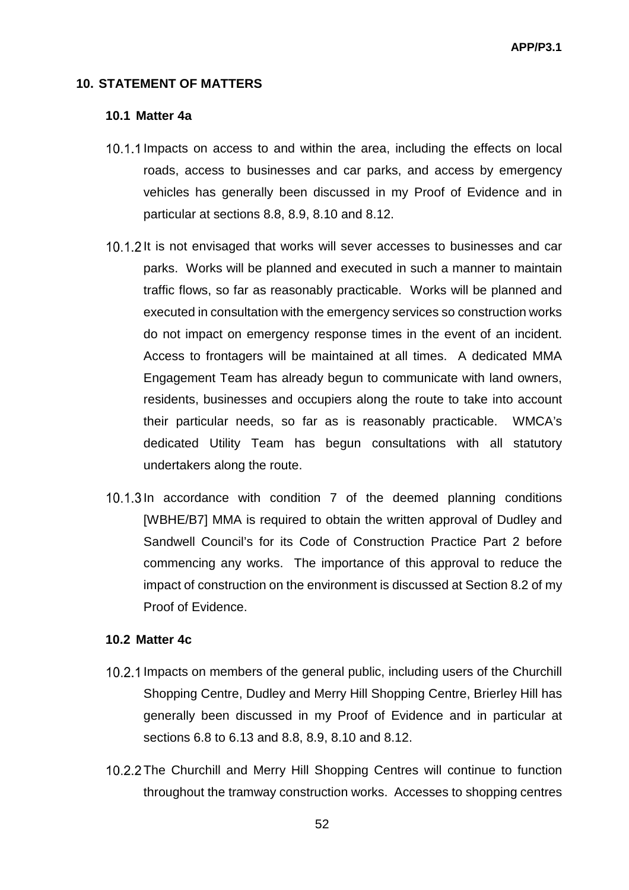## 10. STATEMENT OF MATTERS

### 10.1 Matter 4a

10.1.1 Impacts on access to and within the area, including the effects on local roads, access to businesses and car parks, and access by emergency vehicles has generally been discussed in my Proof of Evidence and in particular at sections 8.8, 8.9, 8.10 and 8.12.

10.1.2 It is not envisaged that works will sever accesses to businesses and car parks. Works will be planned and executed in such a manner to maintain traffic flows, so far as reasonably practicable. Works will be planned and executed in consultation with the emergency services so construction works do not impact on emergency response times in the event of an incident. Access to frontagers will be maintained at all times. A dedicated MMA Engagement Team has already begun to communicate with land owners, residents, businesses and occupiers along the route to take into account their particular needs, so far as is reasonably practicable. WMCA's dedicated Utility Team has begun consultations with all statutory undertakers along the route.

10.1.3 In accordance with condition 7 of the deemed planning conditions [WBHE/B7] MMA is required to obtain the written approval of Dudley and Sandwell Council's for its Code of Construction Practice Part 2 before commencing any works. The importance of this approval to reduce the impact of construction on the environment is discussed at Section 8.2 of my Proof of Evidence.

### 10.2 Matter 4c

10.2.1 Impacts on members of the general public, including users of the Churchill Shopping Centre, Dudley and Merry Hill Shopping Centre, Brierley Hill has generally been discussed in my Proof of Evidence and in particular at sections 6.8 to 6.13 and 8.8, 8.9, 8.10 and 8.12.

10.2.2 The Churchill and Merry Hill Shopping Centres will continue to function throughout the tramway construction works. Accesses to shopping centres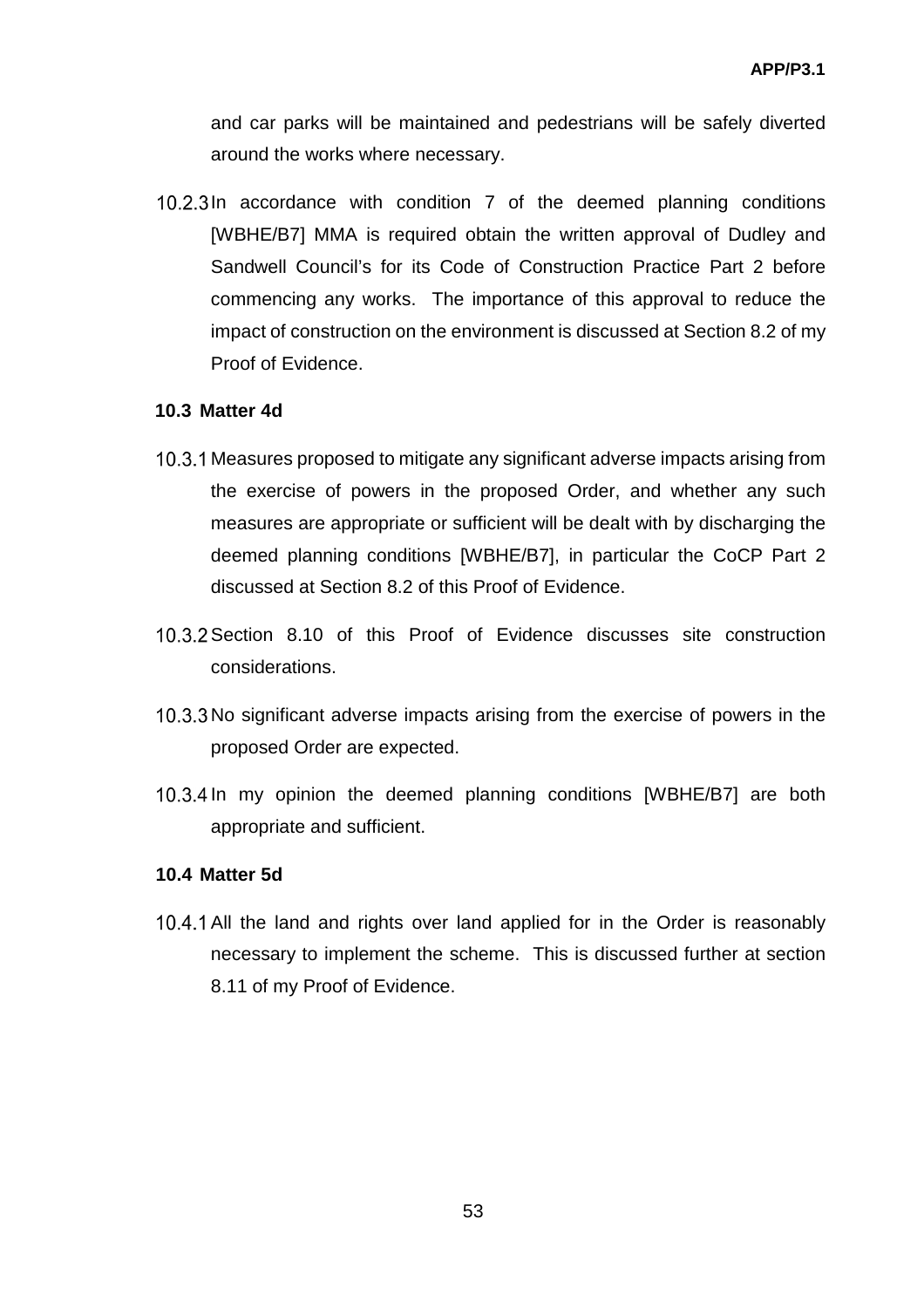and car parks will be maintained and pedestrians will be safely diverted around the works where necessary.

10.2.3 In accordance with condition 7 of the deemed planning conditions [WBHE/B7] MMA is required obtain the written approval of Dudley and Sandwell Council's for its Code of Construction Practice Part 2 before commencing any works. The importance of this approval to reduce the impact of construction on the environment is discussed at Section 8.2 of my Proof of Evidence.

### 10.3 Matter 4d

10.3.1 Measures proposed to mitigate any significant adverse impacts arising from the exercise of powers in the proposed Order, and whether any such measures are appropriate or sufficient will be dealt with by discharging the deemed planning conditions [WBHE/B7], in particular the CoCP Part 2 discussed at Section 8.2 of this Proof of Evidence.

10.3.2 Section 8.10 of this Proof of Evidence discusses site construction considerations.

10.3.3 No significant adverse impacts arising from the exercise of powers in the proposed Order are expected.

10.3.4 In my opinion the deemed planning conditions [WBHE/B7] are both appropriate and sufficient.

### 10.4 Matter 5d

10.4.1 All the land and rights over land applied for in the Order is reasonably necessary to implement the scheme. This is discussed further at section 8.11 of my Proof of Evidence.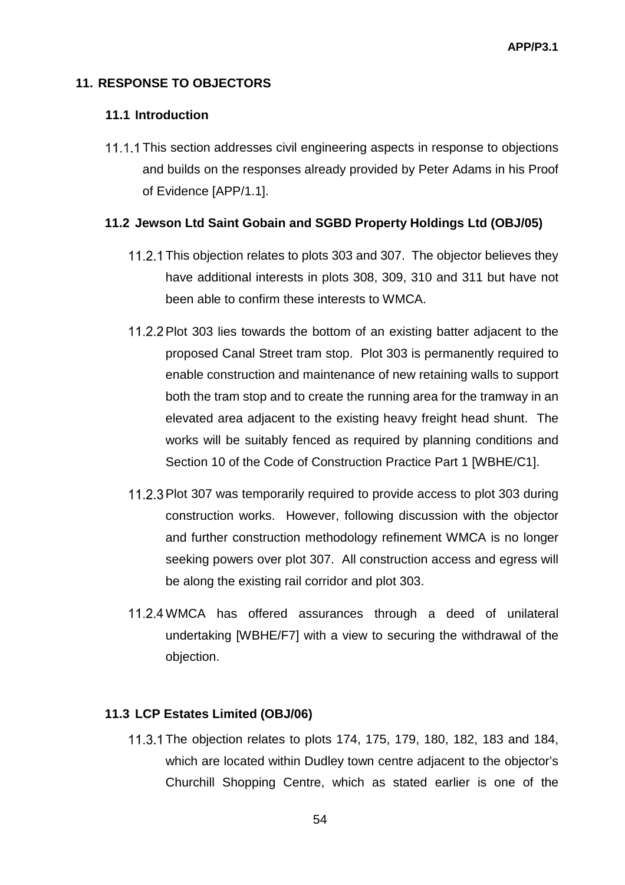## 11. RESPONSE TO OBJECTORS

### 11.1 Introduction

11.1.1 This section addresses civil engineering aspects in response to objections and builds on the responses already provided by Peter Adams in his Proof of Evidence [APP/1.1].

### 11.2 Jewson Ltd Saint Gobain and SGBD Property Holdings Ltd (OBJ/05)

11.2.1 This objection relates to plots 303 and 307. The objector believes they have additional interests in plots 308, 309, 310 and 311 but have not been able to confirm these interests to WMCA.

11.2.2 Plot 303 lies towards the bottom of an existing batter adjacent to the proposed Canal Street tram stop. Plot 303 is permanently required to enable construction and maintenance of new retaining walls to support both the tram stop and to create the running area for the tramway in an elevated area adjacent to the existing heavy freight head shunt. The works will be suitably fenced as required by planning conditions and Section 10 of the Code of Construction Practice Part 1 [WBHE/C1].

11.2.3 Plot 307 was temporarily required to provide access to plot 303 during construction works. However, following discussion with the objector and further construction methodology refinement WMCA is no longer seeking powers over plot 307. All construction access and egress will be along the existing rail corridor and plot 303.

11.2.4 WMCA has offered assurances through a deed of unilateral undertaking [WBHE/F7] with a view to securing the withdrawal of the objection.

### 11.3 LCP Estates Limited (OBJ/06)

11.3.1 The objection relates to plots 174, 175, 179, 180, 182, 183 and 184, which are located within Dudley town centre adjacent to the objector's Churchill Shopping Centre, which as stated earlier is one of the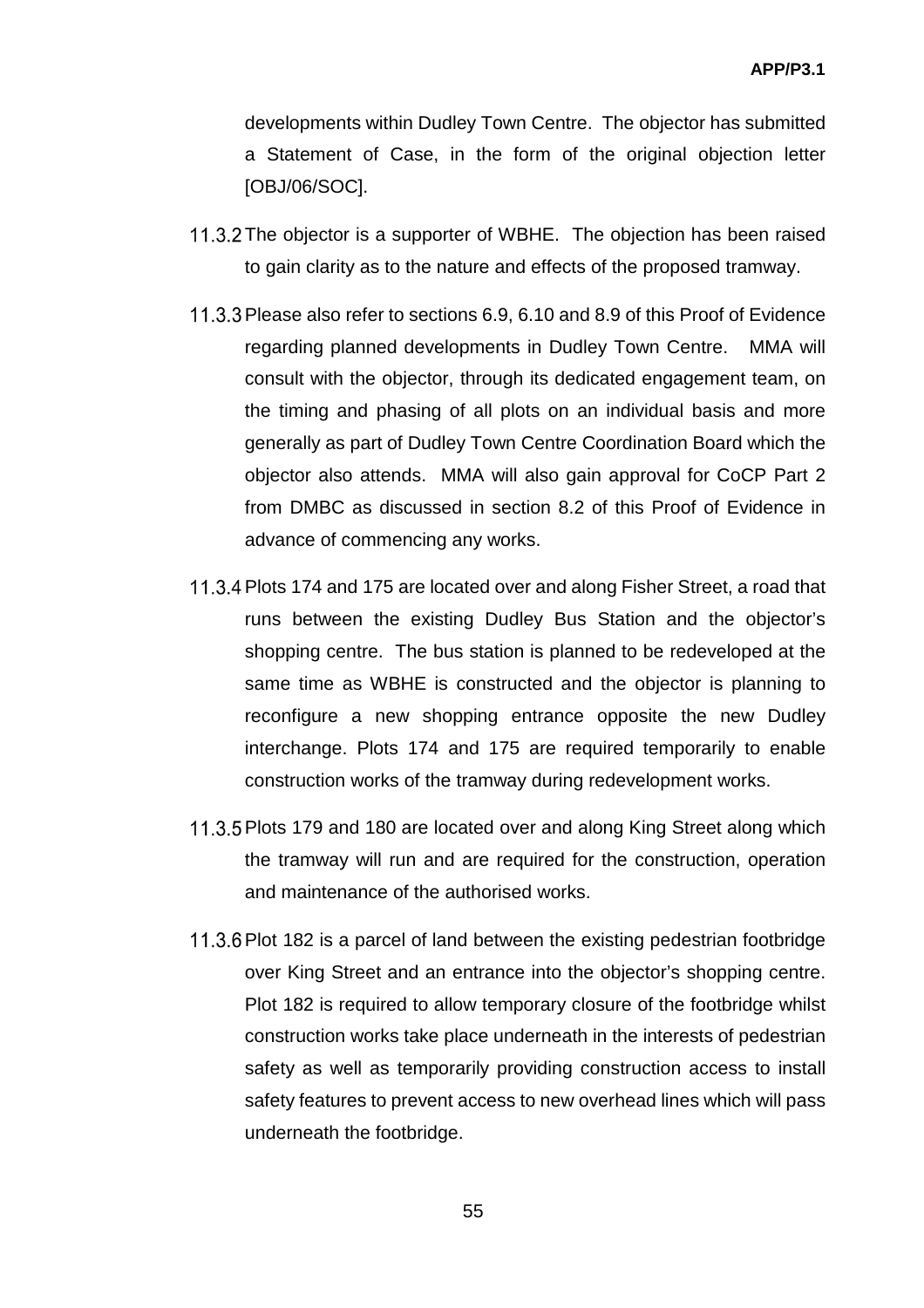developments within Dudley Town Centre. The objector has submitted a Statement of Case, in the form of the original objection letter [OBJ/06/SOC].

11.3.2 The objector is a supporter of WBHE. The objection has been raised to gain clarity as to the nature and effects of the proposed tramway.

11.3.3 Please also refer to sections 6.9, 6.10 and 8.9 of this Proof of Evidence regarding planned developments in Dudley Town Centre. MMA will consult with the objector, through its dedicated engagement team, on the timing and phasing of all plots on an individual basis and more generally as part of Dudley Town Centre Coordination Board which the objector also attends. MMA will also gain approval for CoCP Part 2 from DMBC as discussed in section 8.2 of this Proof of Evidence in advance of commencing any works.

11.3.4 Plots 174 and 175 are located over and along Fisher Street, a road that runs between the existing Dudley Bus Station and the objector's shopping centre. The bus station is planned to be redeveloped at the same time as WBHE is constructed and the objector is planning to reconfigure a new shopping entrance opposite the new Dudley interchange. Plots 174 and 175 are required temporarily to enable construction works of the tramway during redevelopment works.

11.3.5 Plots 179 and 180 are located over and along King Street along which the tramway will run and are required for the construction, operation and maintenance of the authorised works.

11.3.6 Plot 182 is a parcel of land between the existing pedestrian footbridge over King Street and an entrance into the objector's shopping centre. Plot 182 is required to allow temporary closure of the footbridge whilst construction works take place underneath in the interests of pedestrian safety as well as temporarily providing construction access to install safety features to prevent access to new overhead lines which will pass underneath the footbridge.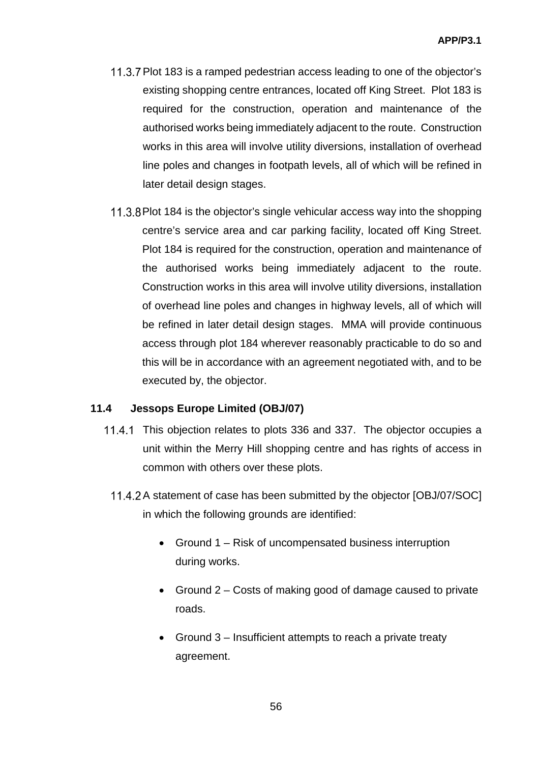11.3.7 Plot 183 is a ramped pedestrian access leading to one of the objector's existing shopping centre entrances, located off King Street. Plot 183 is required for the construction, operation and maintenance of the authorised works being immediately adjacent to the route. Construction works in this area will involve utility diversions, installation of overhead line poles and changes in footpath levels, all of which will be refined in later detail design stages.

11.3.8 Plot 184 is the objector's single vehicular access way into the shopping centre's service area and car parking facility, located off King Street. Plot 184 is required for the construction, operation and maintenance of the authorised works being immediately adjacent to the route. Construction works in this area will involve utility diversions, installation of overhead line poles and changes in highway levels, all of which will be refined in later detail design stages. MMA will provide continuous access through plot 184 wherever reasonably practicable to do so and this will be in accordance with an agreement negotiated with, and to be executed by, the objector.

### 11.4 Jessops Europe Limited (OBJ/07)

11.4.1 This objection relates to plots 336 and 337. The objector occupies a unit within the Merry Hill shopping centre and has rights of access in common with others over these plots.

11.4.2 A statement of case has been submitted by the objector [OBJ/07/SOC] in which the following grounds are identified:

- Ground 1 – Risk of uncompensated business interruption during works.
- Ground 2 – Costs of making good of damage caused to private roads.
- Ground 3 – Insufficient attempts to reach a private treaty agreement.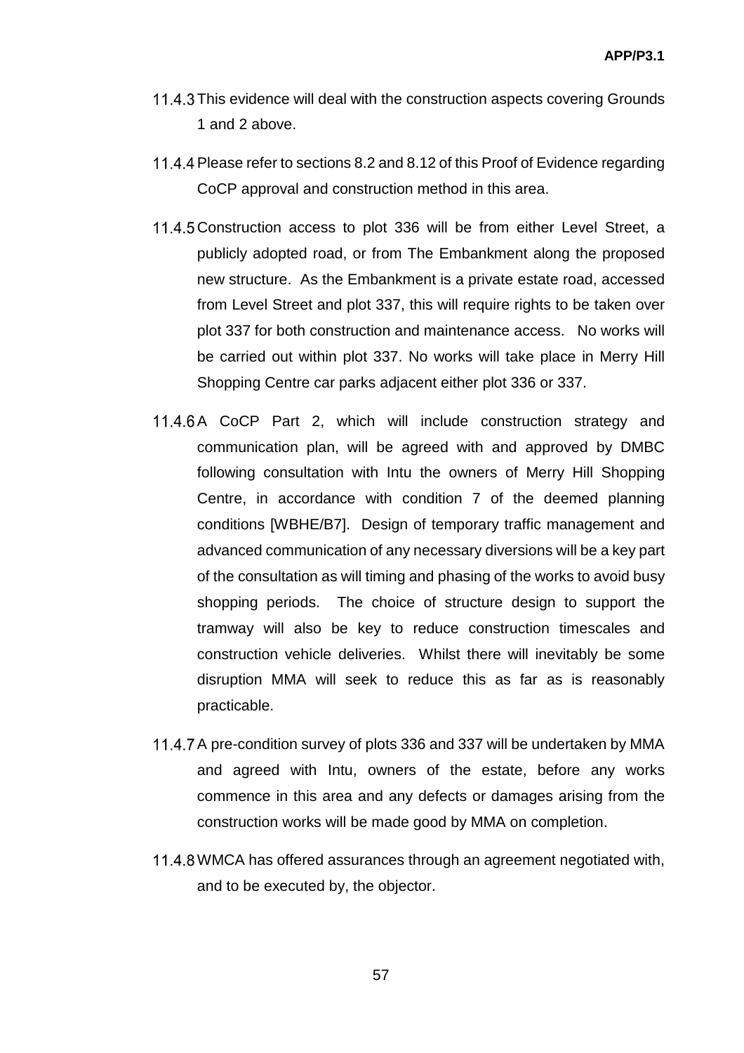11.4.3 This evidence will deal with the construction aspects covering Grounds 1 and 2 above.

11.4.4 Please refer to sections 8.2 and 8.12 of this Proof of Evidence regarding CoCP approval and construction method in this area.

11.4.5 Construction access to plot 336 will be from either Level Street, a publicly adopted road, or from The Embankment along the proposed new structure. As the Embankment is a private estate road, accessed from Level Street and plot 337, this will require rights to be taken over plot 337 for both construction and maintenance access. No works will be carried out within plot 337. No works will take place in Merry Hill Shopping Centre car parks adjacent either plot 336 or 337.

11.4.6 A CoCP Part 2, which will include construction strategy and communication plan, will be agreed with and approved by DMBC following consultation with Intu the owners of Merry Hill Shopping Centre, in accordance with condition 7 of the deemed planning conditions [WBHE/B7]. Design of temporary traffic management and advanced communication of any necessary diversions will be a key part of the consultation as will timing and phasing of the works to avoid busy shopping periods. The choice of structure design to support the tramway will also be key to reduce construction timescales and construction vehicle deliveries. Whilst there will inevitably be some disruption MMA will seek to reduce this as far as is reasonably practicable.

11.4.7 A pre-condition survey of plots 336 and 337 will be undertaken by MMA and agreed with Intu, owners of the estate, before any works commence in this area and any defects or damages arising from the construction works will be made good by MMA on completion.

11.4.8 WMCA has offered assurances through an agreement negotiated with, and to be executed by, the objector.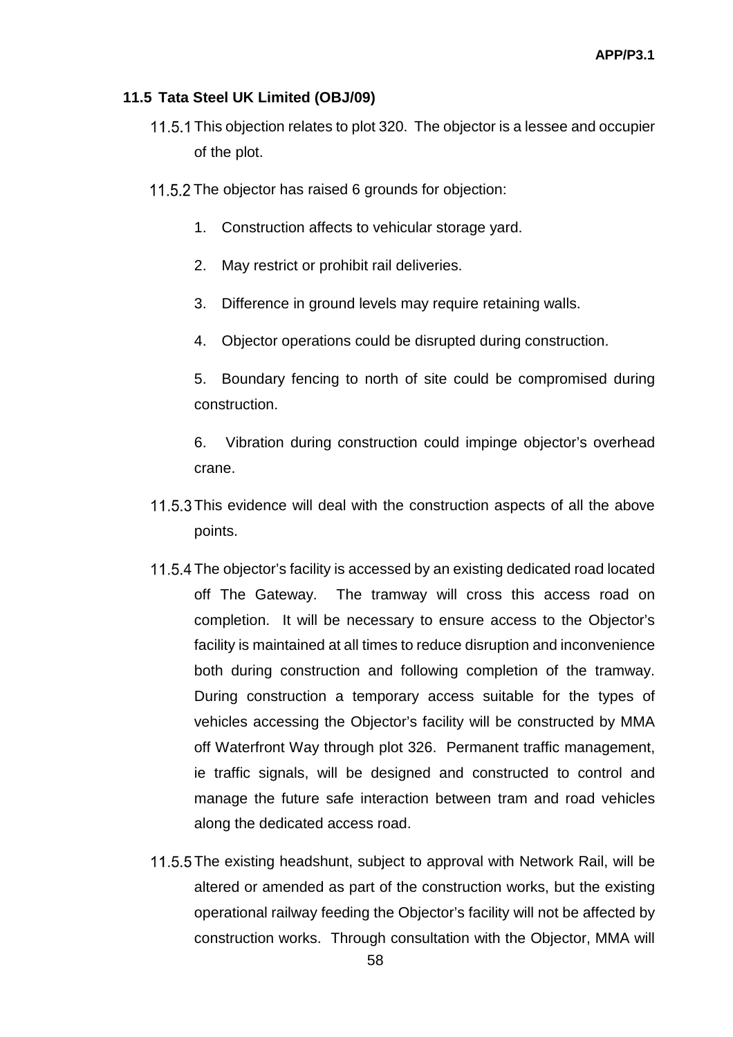### 11.5 Tata Steel UK Limited (OBJ/09)

11.5.1 This objection relates to plot 320. The objector is a lessee and occupier of the plot.

11.5.2 The objector has raised 6 grounds for objection:

1. Construction affects to vehicular storage yard.
2. May restrict or prohibit rail deliveries.
3. Difference in ground levels may require retaining walls.
4. Objector operations could be disrupted during construction.
5. Boundary fencing to north of site could be compromised during construction.
6. Vibration during construction could impinge objector's overhead crane.

11.5.3 This evidence will deal with the construction aspects of all the above points.

11.5.4 The objector's facility is accessed by an existing dedicated road located off The Gateway. The tramway will cross this access road on completion. It will be necessary to ensure access to the Objector's facility is maintained at all times to reduce disruption and inconvenience both during construction and following completion of the tramway. During construction a temporary access suitable for the types of vehicles accessing the Objector's facility will be constructed by MMA off Waterfront Way through plot 326. Permanent traffic management, ie traffic signals, will be designed and constructed to control and manage the future safe interaction between tram and road vehicles along the dedicated access road.

11.5.5 The existing headshunt, subject to approval with Network Rail, will be altered or amended as part of the construction works, but the existing operational railway feeding the Objector's facility will not be affected by construction works. Through consultation with the Objector, MMA will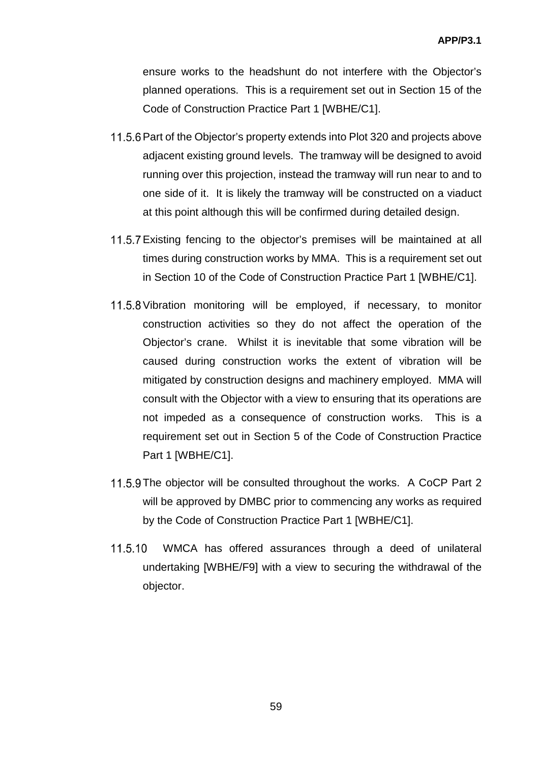ensure works to the headshunt do not interfere with the Objector's planned operations. This is a requirement set out in Section 15 of the Code of Construction Practice Part 1 [WBHE/C1].

11.5.6 Part of the Objector's property extends into Plot 320 and projects above adjacent existing ground levels. The tramway will be designed to avoid running over this projection, instead the tramway will run near to and to one side of it. It is likely the tramway will be constructed on a viaduct at this point although this will be confirmed during detailed design.

11.5.7 Existing fencing to the objector's premises will be maintained at all times during construction works by MMA. This is a requirement set out in Section 10 of the Code of Construction Practice Part 1 [WBHE/C1].

11.5.8 Vibration monitoring will be employed, if necessary, to monitor construction activities so they do not affect the operation of the Objector's crane. Whilst it is inevitable that some vibration will be caused during construction works the extent of vibration will be mitigated by construction designs and machinery employed. MMA will consult with the Objector with a view to ensuring that its operations are not impeded as a consequence of construction works. This is a requirement set out in Section 5 of the Code of Construction Practice Part 1 [WBHE/C1].

11.5.9 The objector will be consulted throughout the works. A CoCP Part 2 will be approved by DMBC prior to commencing any works as required by the Code of Construction Practice Part 1 [WBHE/C1].

11.5.10 WMCA has offered assurances through a deed of unilateral undertaking [WBHE/F9] with a view to securing the withdrawal of the objector.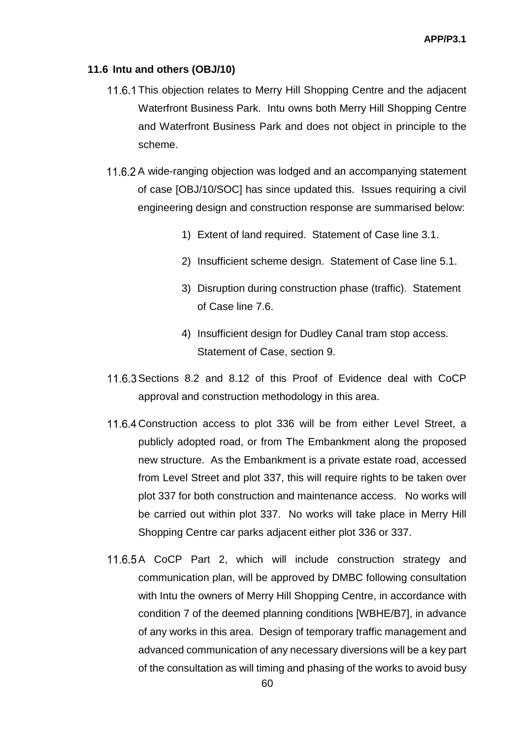### 11.6 Intu and others (OBJ/10)

11.6.1 This objection relates to Merry Hill Shopping Centre and the adjacent Waterfront Business Park. Intu owns both Merry Hill Shopping Centre and Waterfront Business Park and does not object in principle to the scheme.

11.6.2 A wide-ranging objection was lodged and an accompanying statement of case [OBJ/10/SOC] has since updated this. Issues requiring a civil engineering design and construction response are summarised below:

1) Extent of land required. Statement of Case line 3.1.
2) Insufficient scheme design. Statement of Case line 5.1.
3) Disruption during construction phase (traffic). Statement of Case line 7.6.
4) Insufficient design for Dudley Canal tram stop access. Statement of Case, section 9.

11.6.3 Sections 8.2 and 8.12 of this Proof of Evidence deal with CoCP approval and construction methodology in this area.

11.6.4 Construction access to plot 336 will be from either Level Street, a publicly adopted road, or from The Embankment along the proposed new structure. As the Embankment is a private estate road, accessed from Level Street and plot 337, this will require rights to be taken over plot 337 for both construction and maintenance access. No works will be carried out within plot 337. No works will take place in Merry Hill Shopping Centre car parks adjacent either plot 336 or 337.

11.6.5 A CoCP Part 2, which will include construction strategy and communication plan, will be approved by DMBC following consultation with Intu the owners of Merry Hill Shopping Centre, in accordance with condition 7 of the deemed planning conditions [WBHE/B7], in advance of any works in this area. Design of temporary traffic management and advanced communication of any necessary diversions will be a key part of the consultation as will timing and phasing of the works to avoid busy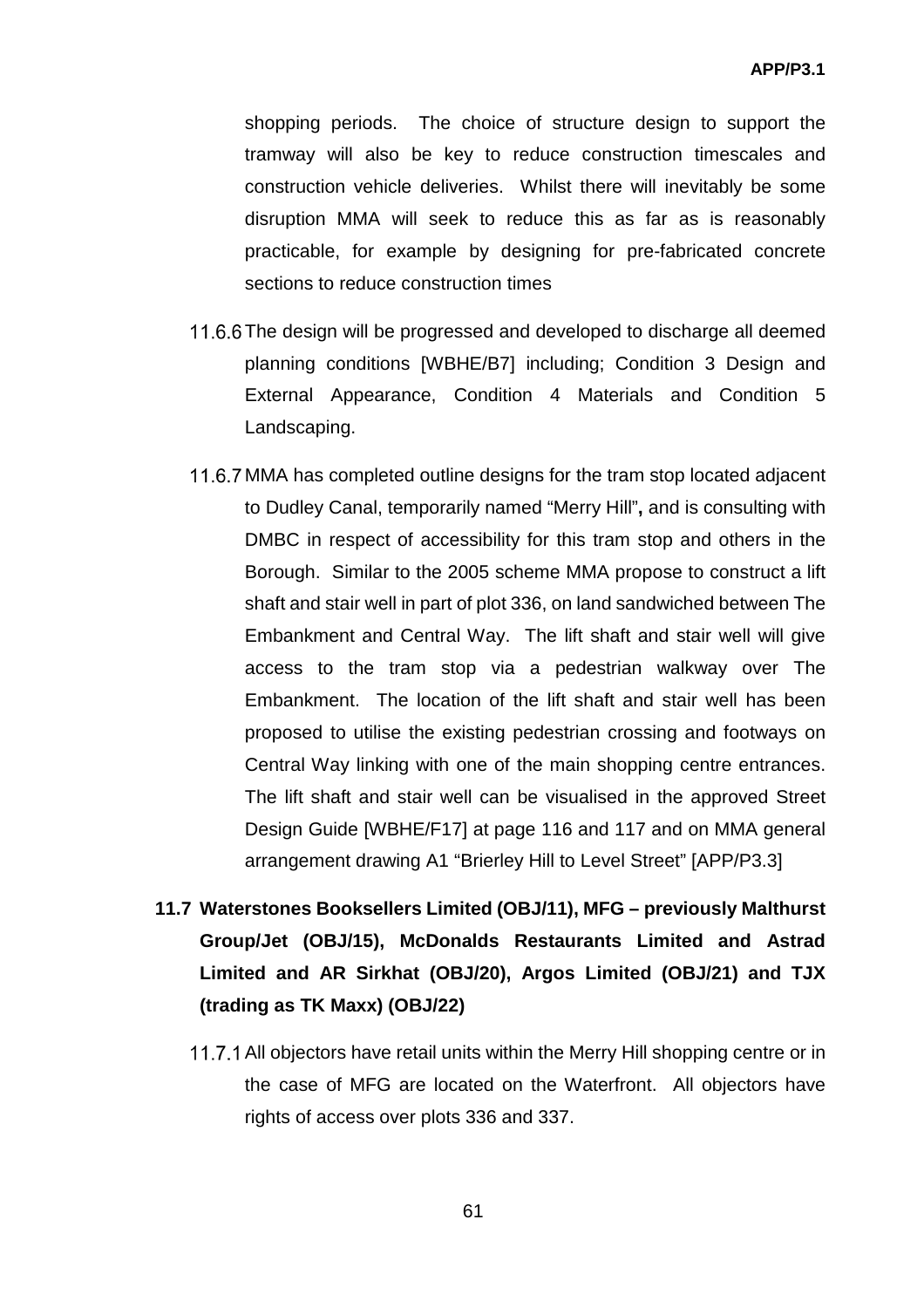shopping periods. The choice of structure design to support the tramway will also be key to reduce construction timescales and construction vehicle deliveries. Whilst there will inevitably be some disruption MMA will seek to reduce this as far as is reasonably practicable, for example by designing for pre-fabricated concrete sections to reduce construction times

11.6.6 The design will be progressed and developed to discharge all deemed planning conditions [WBHE/B7] including; Condition 3 Design and External Appearance, Condition 4 Materials and Condition 5 Landscaping.

11.6.7 MMA has completed outline designs for the tram stop located adjacent to Dudley Canal, temporarily named "Merry Hill"**,** and is consulting with DMBC in respect of accessibility for this tram stop and others in the Borough. Similar to the 2005 scheme MMA propose to construct a lift shaft and stair well in part of plot 336, on land sandwiched between The Embankment and Central Way. The lift shaft and stair well will give access to the tram stop via a pedestrian walkway over The Embankment. The location of the lift shaft and stair well has been proposed to utilise the existing pedestrian crossing and footways on Central Way linking with one of the main shopping centre entrances. The lift shaft and stair well can be visualised in the approved Street Design Guide [WBHE/F17] at page 116 and 117 and on MMA general arrangement drawing A1 "Brierley Hill to Level Street" [APP/P3.3]

## 11.7 Waterstones Booksellers Limited (OBJ/11), MFG – previously Malthurst Group/Jet (OBJ/15), McDonalds Restaurants Limited and Astrad Limited and AR Sirkhat (OBJ/20), Argos Limited (OBJ/21) and TJX (trading as TK Maxx) (OBJ/22)

11.7.1 All objectors have retail units within the Merry Hill shopping centre or in the case of MFG are located on the Waterfront. All objectors have rights of access over plots 336 and 337.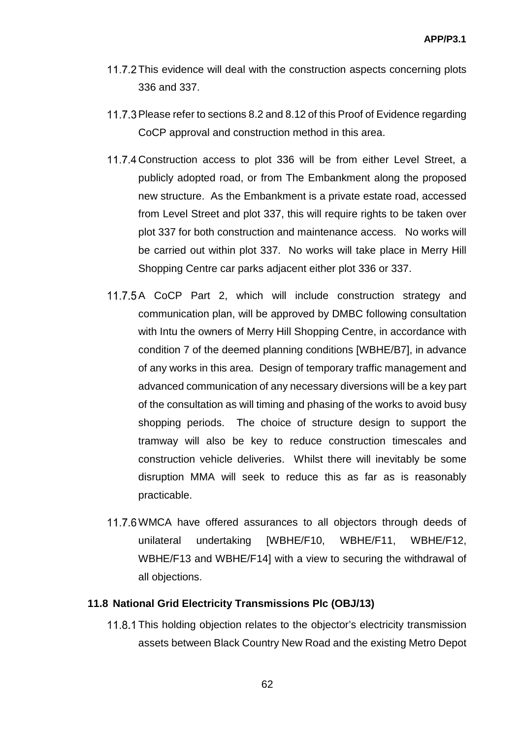11.7.2 This evidence will deal with the construction aspects concerning plots 336 and 337.

11.7.3 Please refer to sections 8.2 and 8.12 of this Proof of Evidence regarding CoCP approval and construction method in this area.

11.7.4 Construction access to plot 336 will be from either Level Street, a publicly adopted road, or from The Embankment along the proposed new structure. As the Embankment is a private estate road, accessed from Level Street and plot 337, this will require rights to be taken over plot 337 for both construction and maintenance access. No works will be carried out within plot 337. No works will take place in Merry Hill Shopping Centre car parks adjacent either plot 336 or 337.

11.7.5 A CoCP Part 2, which will include construction strategy and communication plan, will be approved by DMBC following consultation with Intu the owners of Merry Hill Shopping Centre, in accordance with condition 7 of the deemed planning conditions [WBHE/B7], in advance of any works in this area. Design of temporary traffic management and advanced communication of any necessary diversions will be a key part of the consultation as will timing and phasing of the works to avoid busy shopping periods. The choice of structure design to support the tramway will also be key to reduce construction timescales and construction vehicle deliveries. Whilst there will inevitably be some disruption MMA will seek to reduce this as far as is reasonably practicable.

11.7.6 WMCA have offered assurances to all objectors through deeds of unilateral undertaking [WBHE/F10, WBHE/F11, WBHE/F12, WBHE/F13 and WBHE/F14] with a view to securing the withdrawal of all objections.

### 11.8 National Grid Electricity Transmissions Plc (OBJ/13)

11.8.1 This holding objection relates to the objector's electricity transmission assets between Black Country New Road and the existing Metro Depot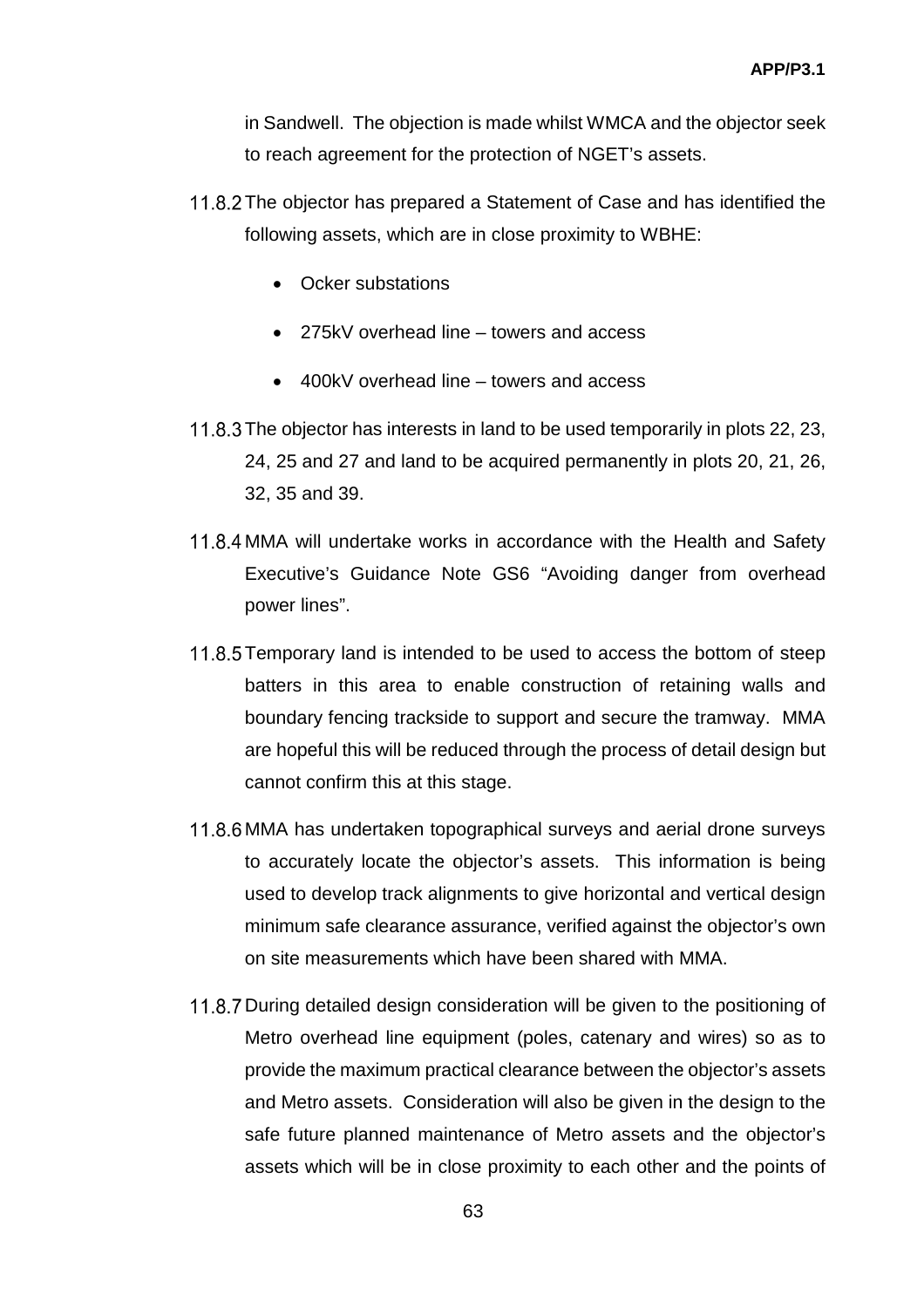in Sandwell. The objection is made whilst WMCA and the objector seek to reach agreement for the protection of NGET's assets.

11.8.2 The objector has prepared a Statement of Case and has identified the following assets, which are in close proximity to WBHE:

- Ocker substations
- 275kV overhead line – towers and access
- 400kV overhead line – towers and access

11.8.3 The objector has interests in land to be used temporarily in plots 22, 23, 24, 25 and 27 and land to be acquired permanently in plots 20, 21, 26, 32, 35 and 39.

11.8.4 MMA will undertake works in accordance with the Health and Safety Executive's Guidance Note GS6 "Avoiding danger from overhead power lines".

11.8.5 Temporary land is intended to be used to access the bottom of steep batters in this area to enable construction of retaining walls and boundary fencing trackside to support and secure the tramway. MMA are hopeful this will be reduced through the process of detail design but cannot confirm this at this stage.

11.8.6 MMA has undertaken topographical surveys and aerial drone surveys to accurately locate the objector's assets. This information is being used to develop track alignments to give horizontal and vertical design minimum safe clearance assurance, verified against the objector's own on site measurements which have been shared with MMA.

11.8.7 During detailed design consideration will be given to the positioning of Metro overhead line equipment (poles, catenary and wires) so as to provide the maximum practical clearance between the objector's assets and Metro assets. Consideration will also be given in the design to the safe future planned maintenance of Metro assets and the objector's assets which will be in close proximity to each other and the points of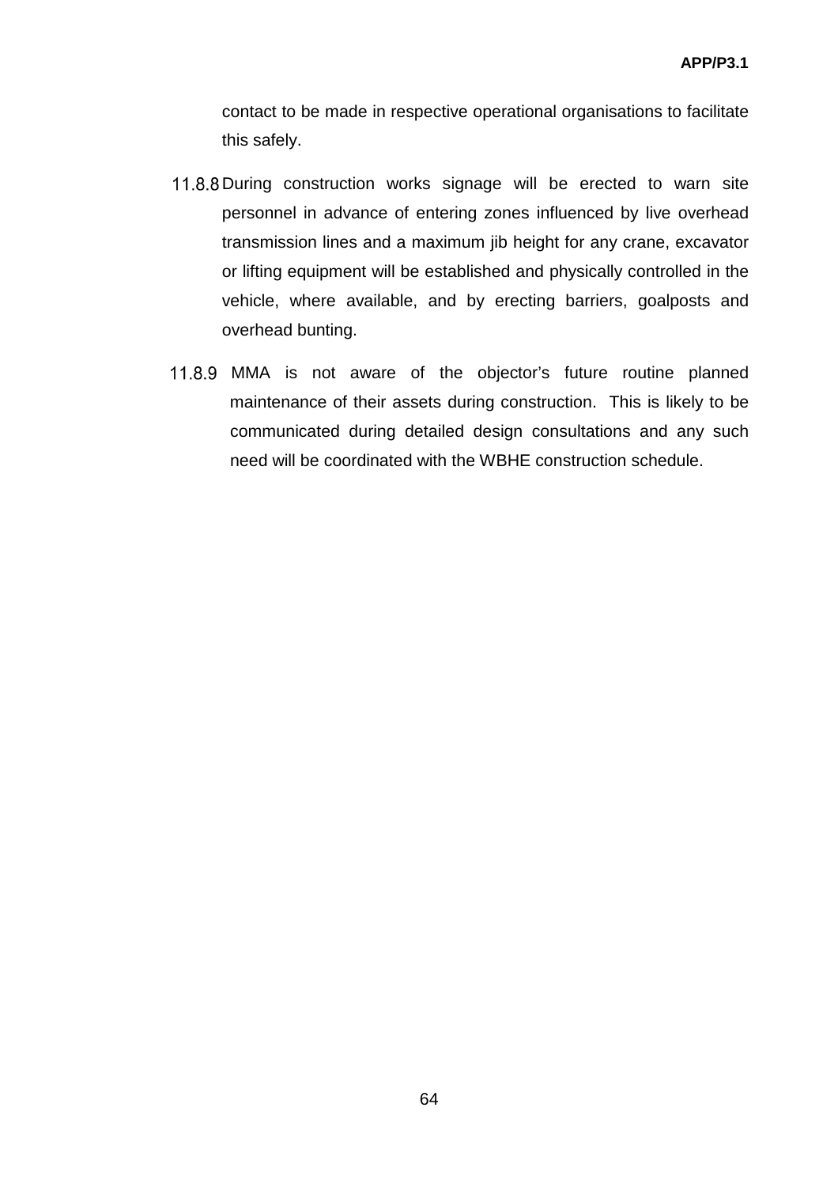contact to be made in respective operational organisations to facilitate this safely.

11.8.8 During construction works signage will be erected to warn site personnel in advance of entering zones influenced by live overhead transmission lines and a maximum jib height for any crane, excavator or lifting equipment will be established and physically controlled in the vehicle, where available, and by erecting barriers, goalposts and overhead bunting.

11.8.9 MMA is not aware of the objector's future routine planned maintenance of their assets during construction. This is likely to be communicated during detailed design consultations and any such need will be coordinated with the WBHE construction schedule.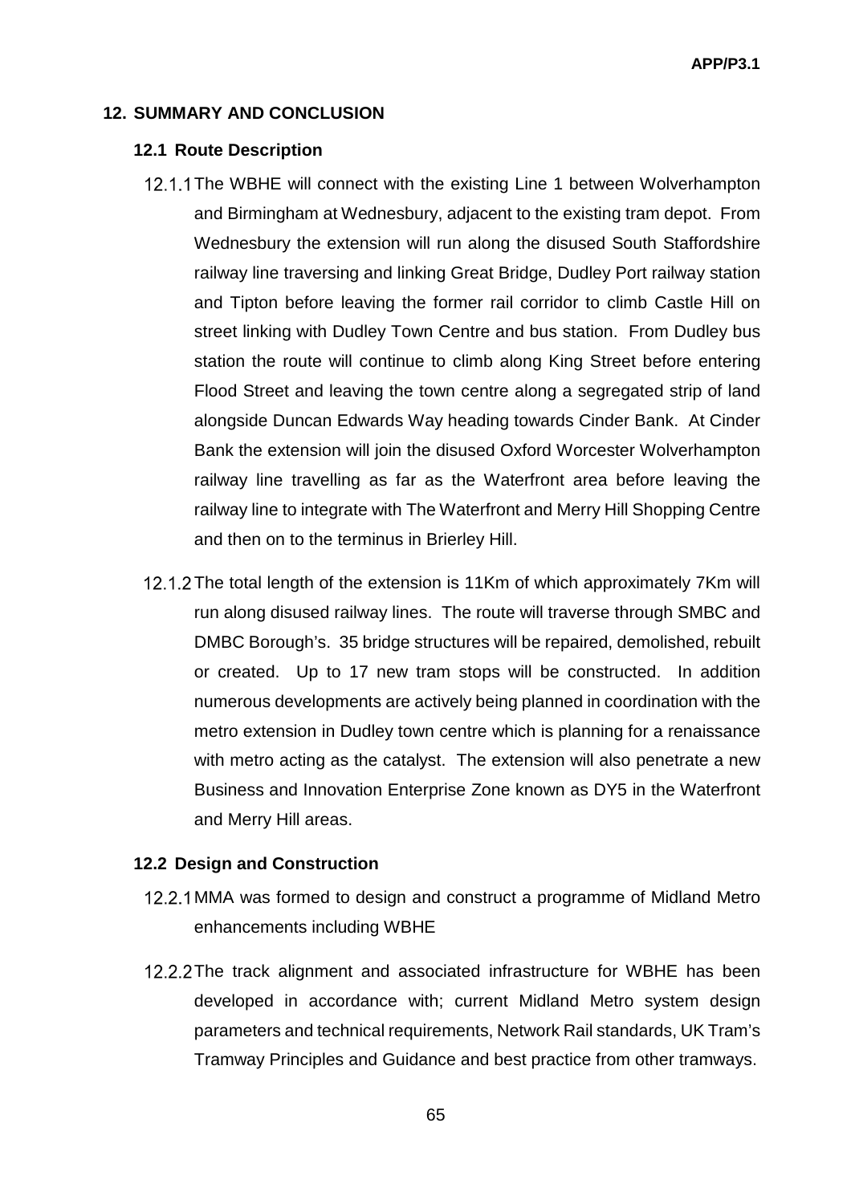## 12. SUMMARY AND CONCLUSION

### 12.1 Route Description

12.1.1 The WBHE will connect with the existing Line 1 between Wolverhampton and Birmingham at Wednesbury, adjacent to the existing tram depot. From Wednesbury the extension will run along the disused South Staffordshire railway line traversing and linking Great Bridge, Dudley Port railway station and Tipton before leaving the former rail corridor to climb Castle Hill on street linking with Dudley Town Centre and bus station. From Dudley bus station the route will continue to climb along King Street before entering Flood Street and leaving the town centre along a segregated strip of land alongside Duncan Edwards Way heading towards Cinder Bank. At Cinder Bank the extension will join the disused Oxford Worcester Wolverhampton railway line travelling as far as the Waterfront area before leaving the railway line to integrate with The Waterfront and Merry Hill Shopping Centre and then on to the terminus in Brierley Hill.

12.1.2 The total length of the extension is 11Km of which approximately 7Km will run along disused railway lines. The route will traverse through SMBC and DMBC Borough's. 35 bridge structures will be repaired, demolished, rebuilt or created. Up to 17 new tram stops will be constructed. In addition numerous developments are actively being planned in coordination with the metro extension in Dudley town centre which is planning for a renaissance with metro acting as the catalyst. The extension will also penetrate a new Business and Innovation Enterprise Zone known as DY5 in the Waterfront and Merry Hill areas.

### 12.2 Design and Construction

12.2.1 MMA was formed to design and construct a programme of Midland Metro enhancements including WBHE

12.2.2 The track alignment and associated infrastructure for WBHE has been developed in accordance with; current Midland Metro system design parameters and technical requirements, Network Rail standards, UK Tram's Tramway Principles and Guidance and best practice from other tramways.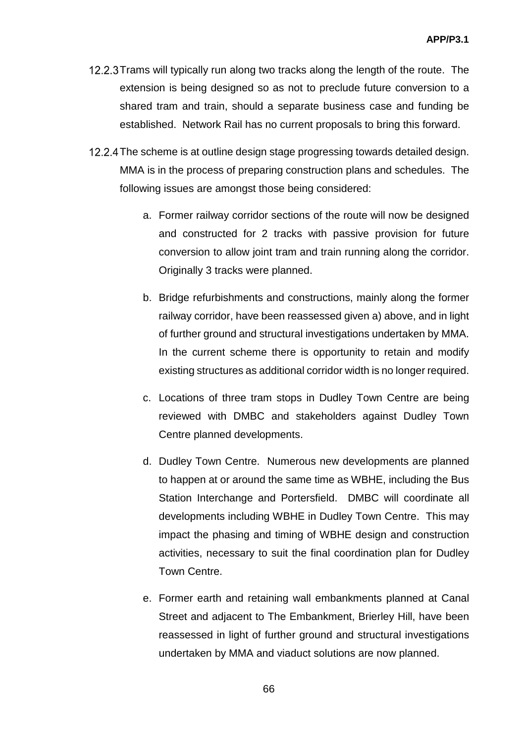12.2.3 Trams will typically run along two tracks along the length of the route. The extension is being designed so as not to preclude future conversion to a shared tram and train, should a separate business case and funding be established. Network Rail has no current proposals to bring this forward.

12.2.4 The scheme is at outline design stage progressing towards detailed design. MMA is in the process of preparing construction plans and schedules. The following issues are amongst those being considered:

a. Former railway corridor sections of the route will now be designed and constructed for 2 tracks with passive provision for future conversion to allow joint tram and train running along the corridor. Originally 3 tracks were planned.

b. Bridge refurbishments and constructions, mainly along the former railway corridor, have been reassessed given a) above, and in light of further ground and structural investigations undertaken by MMA. In the current scheme there is opportunity to retain and modify existing structures as additional corridor width is no longer required.

c. Locations of three tram stops in Dudley Town Centre are being reviewed with DMBC and stakeholders against Dudley Town Centre planned developments.

d. Dudley Town Centre. Numerous new developments are planned to happen at or around the same time as WBHE, including the Bus Station Interchange and Portersfield. DMBC will coordinate all developments including WBHE in Dudley Town Centre. This may impact the phasing and timing of WBHE design and construction activities, necessary to suit the final coordination plan for Dudley Town Centre.

e. Former earth and retaining wall embankments planned at Canal Street and adjacent to The Embankment, Brierley Hill, have been reassessed in light of further ground and structural investigations undertaken by MMA and viaduct solutions are now planned.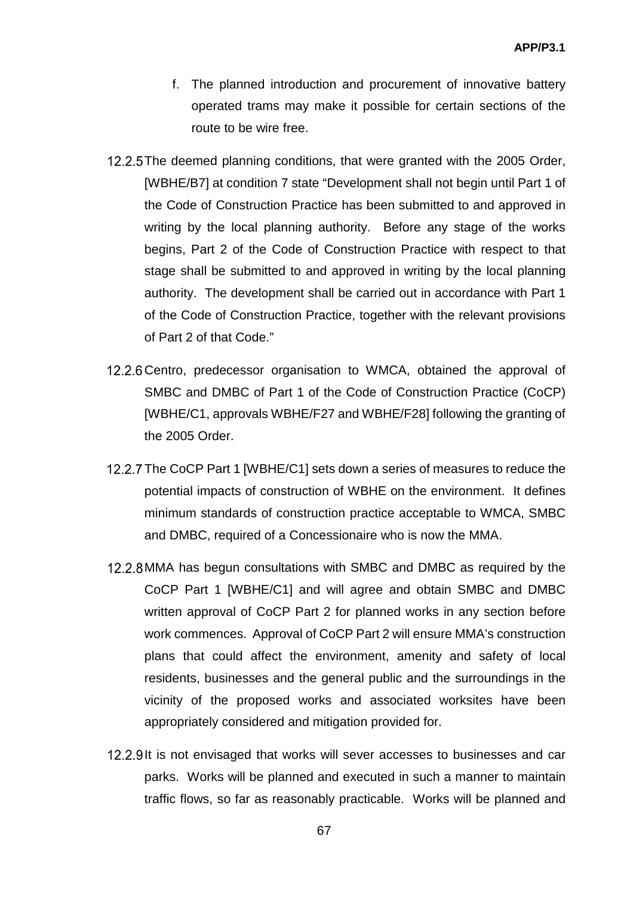f. The planned introduction and procurement of innovative battery operated trams may make it possible for certain sections of the route to be wire free.

12.2.5 The deemed planning conditions, that were granted with the 2005 Order, [WBHE/B7] at condition 7 state "Development shall not begin until Part 1 of the Code of Construction Practice has been submitted to and approved in writing by the local planning authority. Before any stage of the works begins, Part 2 of the Code of Construction Practice with respect to that stage shall be submitted to and approved in writing by the local planning authority. The development shall be carried out in accordance with Part 1 of the Code of Construction Practice, together with the relevant provisions of Part 2 of that Code."

12.2.6 Centro, predecessor organisation to WMCA, obtained the approval of SMBC and DMBC of Part 1 of the Code of Construction Practice (CoCP) [WBHE/C1, approvals WBHE/F27 and WBHE/F28] following the granting of the 2005 Order.

12.2.7 The CoCP Part 1 [WBHE/C1] sets down a series of measures to reduce the potential impacts of construction of WBHE on the environment. It defines minimum standards of construction practice acceptable to WMCA, SMBC and DMBC, required of a Concessionaire who is now the MMA.

12.2.8 MMA has begun consultations with SMBC and DMBC as required by the CoCP Part 1 [WBHE/C1] and will agree and obtain SMBC and DMBC written approval of CoCP Part 2 for planned works in any section before work commences. Approval of CoCP Part 2 will ensure MMA's construction plans that could affect the environment, amenity and safety of local residents, businesses and the general public and the surroundings in the vicinity of the proposed works and associated worksites have been appropriately considered and mitigation provided for.

12.2.9 It is not envisaged that works will sever accesses to businesses and car parks. Works will be planned and executed in such a manner to maintain traffic flows, so far as reasonably practicable. Works will be planned and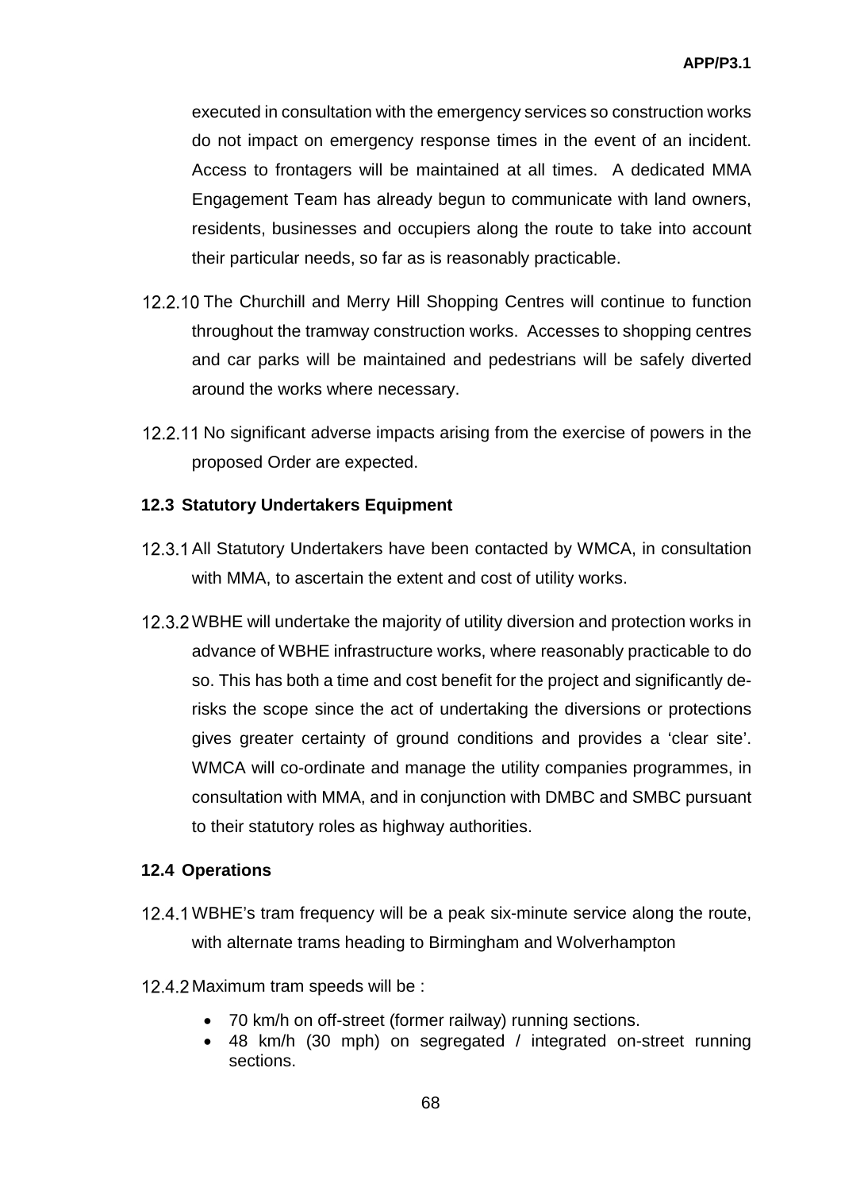executed in consultation with the emergency services so construction works do not impact on emergency response times in the event of an incident. Access to frontagers will be maintained at all times. A dedicated MMA Engagement Team has already begun to communicate with land owners, residents, businesses and occupiers along the route to take into account their particular needs, so far as is reasonably practicable.

12.2.10 The Churchill and Merry Hill Shopping Centres will continue to function throughout the tramway construction works. Accesses to shopping centres and car parks will be maintained and pedestrians will be safely diverted around the works where necessary.

12.2.11 No significant adverse impacts arising from the exercise of powers in the proposed Order are expected.

### 12.3 Statutory Undertakers Equipment

12.3.1 All Statutory Undertakers have been contacted by WMCA, in consultation with MMA, to ascertain the extent and cost of utility works.

12.3.2 WBHE will undertake the majority of utility diversion and protection works in advance of WBHE infrastructure works, where reasonably practicable to do so. This has both a time and cost benefit for the project and significantly de-risks the scope since the act of undertaking the diversions or protections gives greater certainty of ground conditions and provides a 'clear site'. WMCA will co-ordinate and manage the utility companies programmes, in consultation with MMA, and in conjunction with DMBC and SMBC pursuant to their statutory roles as highway authorities.

### 12.4 Operations

12.4.1 WBHE's tram frequency will be a peak six-minute service along the route, with alternate trams heading to Birmingham and Wolverhampton

12.4.2 Maximum tram speeds will be :

- 70 km/h on off-street (former railway) running sections.
- 48 km/h (30 mph) on segregated / integrated on-street running sections.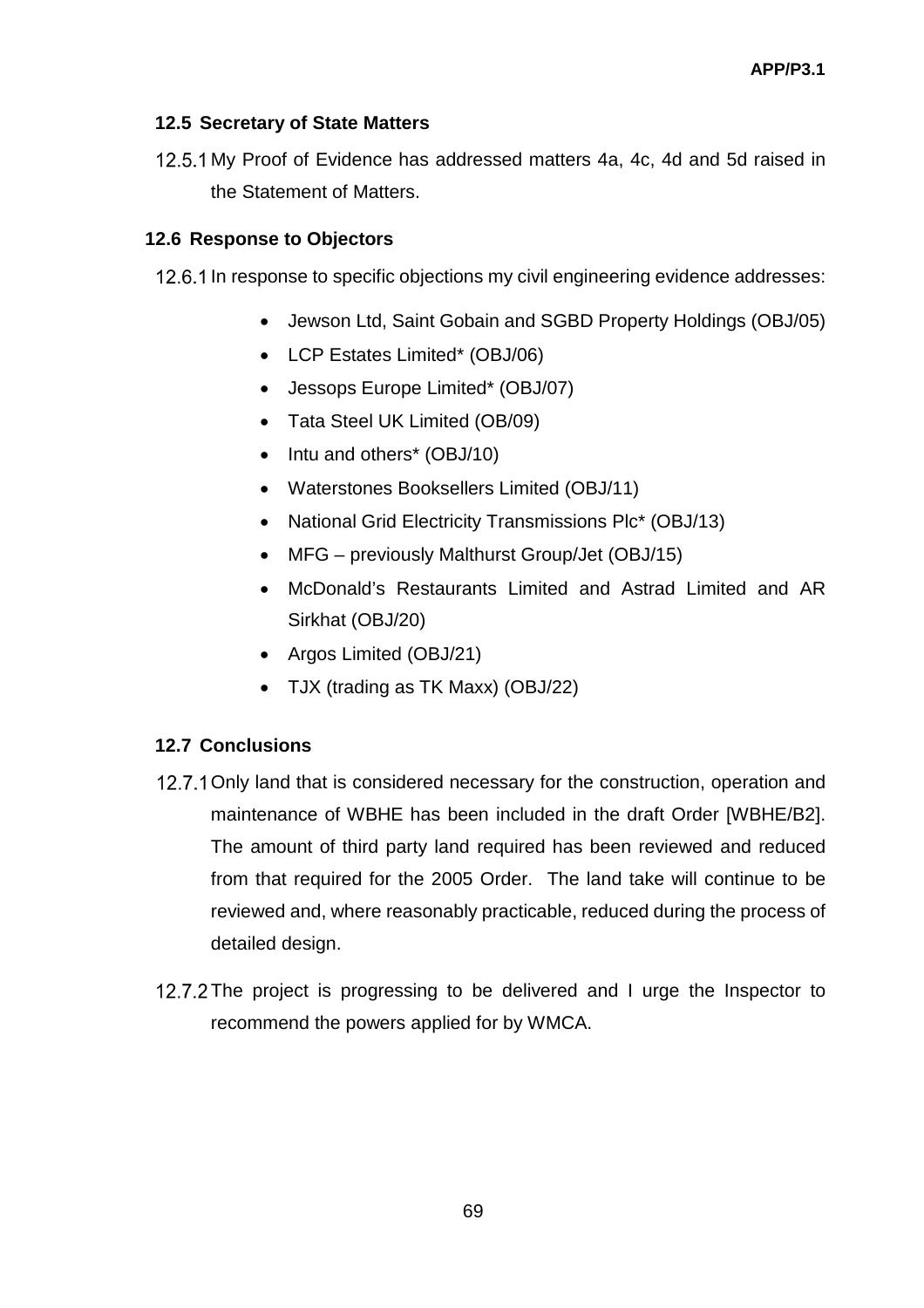## 12.5 Secretary of State Matters

12.5.1 My Proof of Evidence has addressed matters 4a, 4c, 4d and 5d raised in the Statement of Matters.

## 12.6 Response to Objectors

12.6.1 In response to specific objections my civil engineering evidence addresses:

- Jewson Ltd, Saint Gobain and SGBD Property Holdings (OBJ/05)
- LCP Estates Limited* (OBJ/06)
- Jessops Europe Limited* (OBJ/07)
- Tata Steel UK Limited (OB/09)
- Intu and others* (OBJ/10)
- Waterstones Booksellers Limited (OBJ/11)
- National Grid Electricity Transmissions Plc* (OBJ/13)
- MFG – previously Malthurst Group/Jet (OBJ/15)
- McDonald's Restaurants Limited and Astrad Limited and AR Sirkhat (OBJ/20)
- Argos Limited (OBJ/21)
- TJX (trading as TK Maxx) (OBJ/22)

## 12.7 Conclusions

12.7.1 Only land that is considered necessary for the construction, operation and maintenance of WBHE has been included in the draft Order [WBHE/B2]. The amount of third party land required has been reviewed and reduced from that required for the 2005 Order. The land take will continue to be reviewed and, where reasonably practicable, reduced during the process of detailed design.

12.7.2 The project is progressing to be delivered and I urge the Inspector to recommend the powers applied for by WMCA.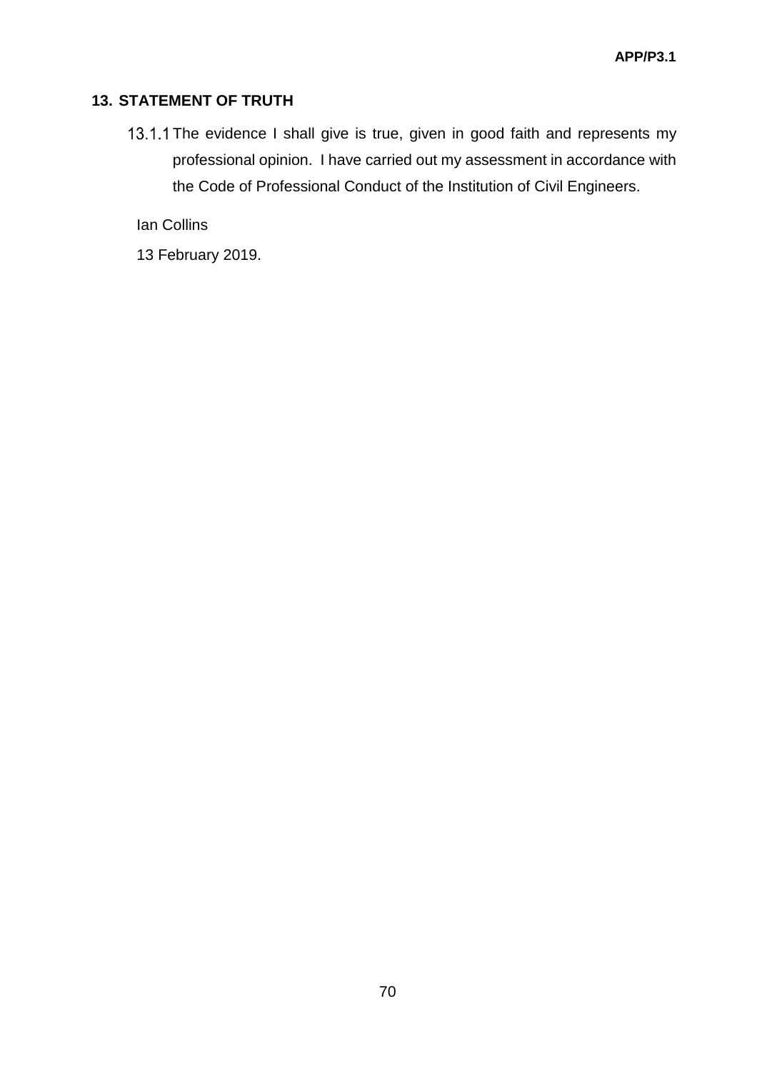## 13. STATEMENT OF TRUTH

13.1.1 The evidence I shall give is true, given in good faith and represents my professional opinion. I have carried out my assessment in accordance with the Code of Professional Conduct of the Institution of Civil Engineers.

Ian Collins

13 February 2019.